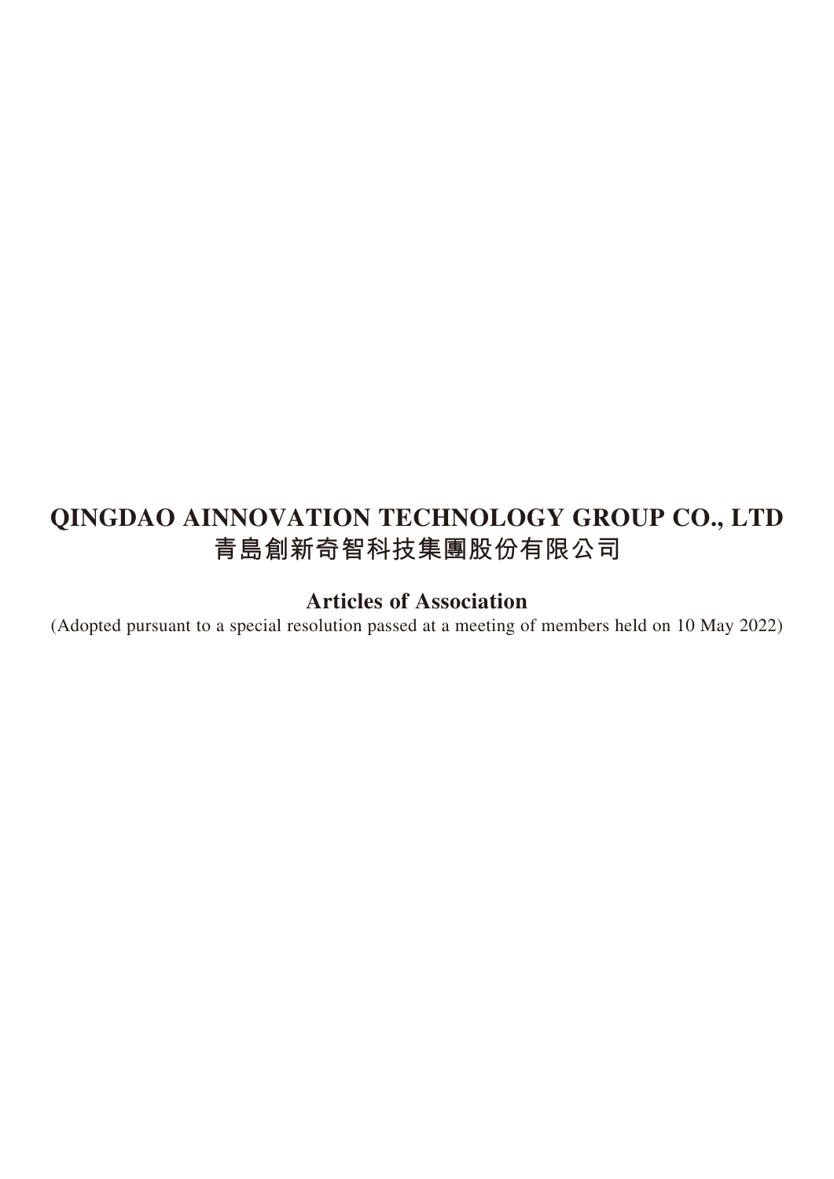# QINGDAO AINNOVATION TECHNOLOGY GROUP CO., LTD
# 青島創新奇智科技集團股份有限公司

## Articles of Association

(Adopted pursuant to a special resolution passed at a meeting of members held on 10 May 2022)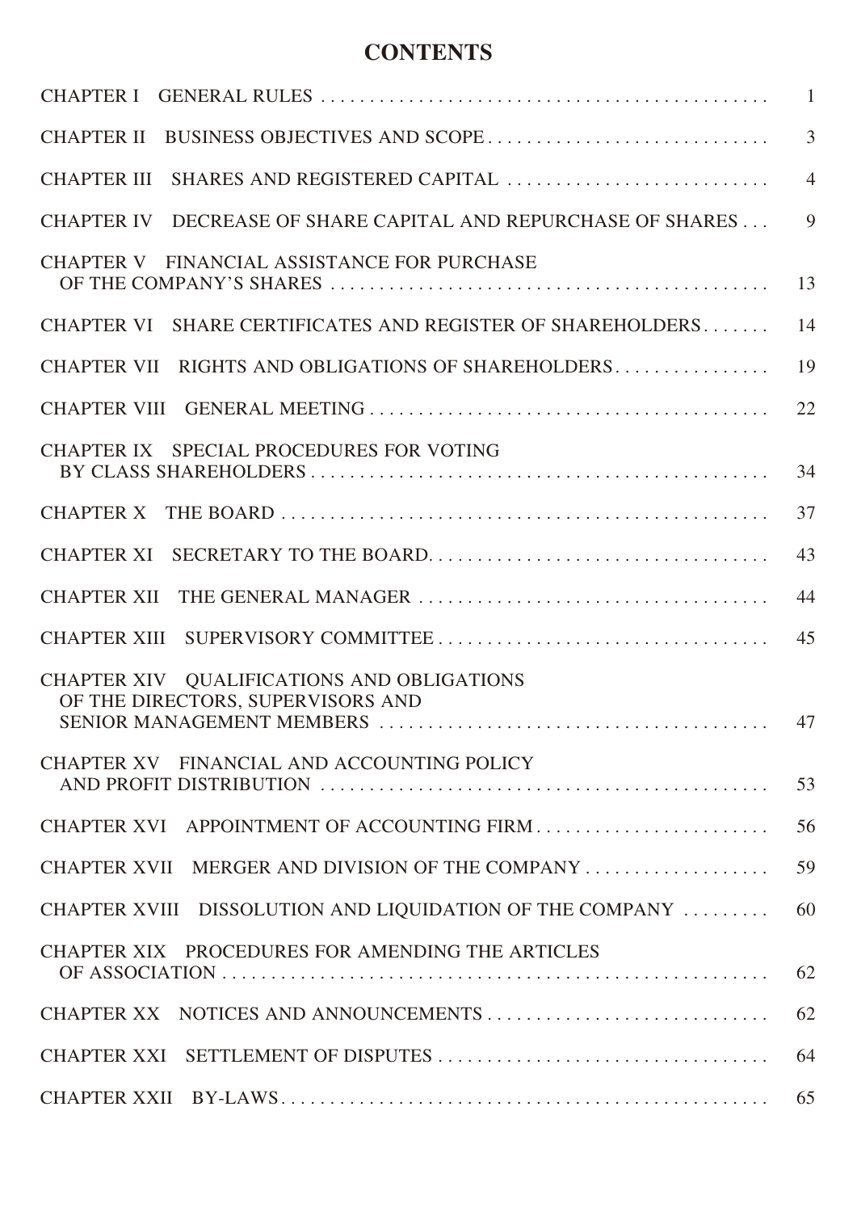# CONTENTS

| | |
|---|---|
| CHAPTER I GENERAL RULES | 1 |
| CHAPTER II BUSINESS OBJECTIVES AND SCOPE | 3 |
| CHAPTER III SHARES AND REGISTERED CAPITAL | 4 |
| CHAPTER IV DECREASE OF SHARE CAPITAL AND REPURCHASE OF SHARES | 9 |
| CHAPTER V FINANCIAL ASSISTANCE FOR PURCHASE OF THE COMPANY'S SHARES | 13 |
| CHAPTER VI SHARE CERTIFICATES AND REGISTER OF SHAREHOLDERS | 14 |
| CHAPTER VII RIGHTS AND OBLIGATIONS OF SHAREHOLDERS | 19 |
| CHAPTER VIII GENERAL MEETING | 22 |
| CHAPTER IX SPECIAL PROCEDURES FOR VOTING BY CLASS SHAREHOLDERS | 34 |
| CHAPTER X THE BOARD | 37 |
| CHAPTER XI SECRETARY TO THE BOARD | 43 |
| CHAPTER XII THE GENERAL MANAGER | 44 |
| CHAPTER XIII SUPERVISORY COMMITTEE | 45 |
| CHAPTER XIV QUALIFICATIONS AND OBLIGATIONS OF THE DIRECTORS, SUPERVISORS AND SENIOR MANAGEMENT MEMBERS | 47 |
| CHAPTER XV FINANCIAL AND ACCOUNTING POLICY AND PROFIT DISTRIBUTION | 53 |
| CHAPTER XVI APPOINTMENT OF ACCOUNTING FIRM | 56 |
| CHAPTER XVII MERGER AND DIVISION OF THE COMPANY | 59 |
| CHAPTER XVIII DISSOLUTION AND LIQUIDATION OF THE COMPANY | 60 |
| CHAPTER XIX PROCEDURES FOR AMENDING THE ARTICLES OF ASSOCIATION | 62 |
| CHAPTER XX NOTICES AND ANNOUNCEMENTS | 62 |
| CHAPTER XXI SETTLEMENT OF DISPUTES | 64 |
| CHAPTER XXII BY-LAWS | 65 |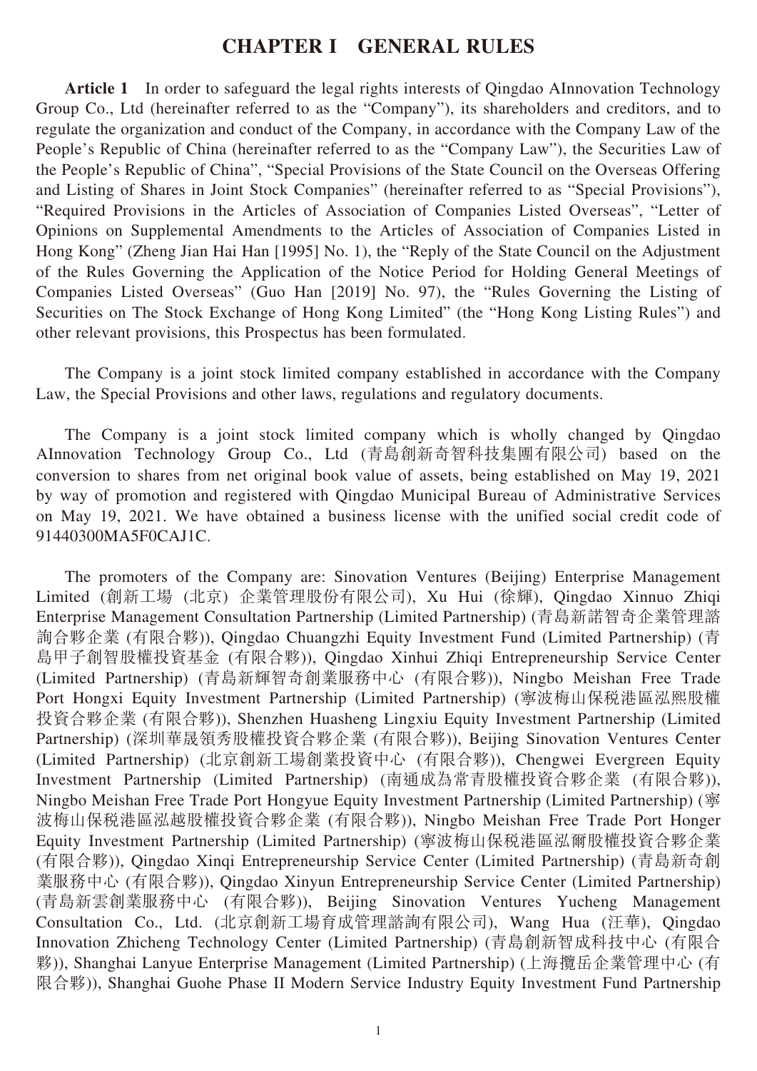# CHAPTER I GENERAL RULES

**Article 1** In order to safeguard the legal rights interests of Qingdao AInnovation Technology Group Co., Ltd (hereinafter referred to as the "Company"), its shareholders and creditors, and to regulate the organization and conduct of the Company, in accordance with the Company Law of the People's Republic of China (hereinafter referred to as the "Company Law"), the Securities Law of the People's Republic of China", "Special Provisions of the State Council on the Overseas Offering and Listing of Shares in Joint Stock Companies" (hereinafter referred to as "Special Provisions"), "Required Provisions in the Articles of Association of Companies Listed Overseas", "Letter of Opinions on Supplemental Amendments to the Articles of Association of Companies Listed in Hong Kong" (Zheng Jian Hai Han [1995] No. 1), the "Reply of the State Council on the Adjustment of the Rules Governing the Application of the Notice Period for Holding General Meetings of Companies Listed Overseas" (Guo Han [2019] No. 97), the "Rules Governing the Listing of Securities on The Stock Exchange of Hong Kong Limited" (the "Hong Kong Listing Rules") and other relevant provisions, this Prospectus has been formulated.

The Company is a joint stock limited company established in accordance with the Company Law, the Special Provisions and other laws, regulations and regulatory documents.

The Company is a joint stock limited company which is wholly changed by Qingdao AInnovation Technology Group Co., Ltd (青島創新奇智科技集團有限公司) based on the conversion to shares from net original book value of assets, being established on May 19, 2021 by way of promotion and registered with Qingdao Municipal Bureau of Administrative Services on May 19, 2021. We have obtained a business license with the unified social credit code of 91440300MA5F0CAJ1C.

The promoters of the Company are: Sinovation Ventures (Beijing) Enterprise Management Limited (創新工場 (北京) 企業管理股份有限公司), Xu Hui (徐輝), Qingdao Xinnuo Zhiqi Enterprise Management Consultation Partnership (Limited Partnership) (青島新諾智奇企業管理諮詢合夥企業 (有限合夥)), Qingdao Chuangzhi Equity Investment Fund (Limited Partnership) (青島甲子創智股權投資基金 (有限合夥)), Qingdao Xinhui Zhiqi Entrepreneurship Service Center (Limited Partnership) (青島新輝智奇創業服務中心 (有限合夥)), Ningbo Meishan Free Trade Port Hongxi Equity Investment Partnership (Limited Partnership) (寧波梅山保稅港區泓熙股權投資合夥企業 (有限合夥)), Shenzhen Huasheng Lingxiu Equity Investment Partnership (Limited Partnership) (深圳華晟領秀股權投資合夥企業 (有限合夥)), Beijing Sinovation Ventures Center (Limited Partnership) (北京創新工場創業投資中心 (有限合夥)), Chengwei Evergreen Equity Investment Partnership (Limited Partnership) (南通成為常青股權投資合夥企業 (有限合夥)), Ningbo Meishan Free Trade Port Hongyue Equity Investment Partnership (Limited Partnership) (寧波梅山保稅港區泓越股權投資合夥企業 (有限合夥)), Ningbo Meishan Free Trade Port Honger Equity Investment Partnership (Limited Partnership) (寧波梅山保稅港區泓爾股權投資合夥企業 (有限合夥)), Qingdao Xinqi Entrepreneurship Service Center (Limited Partnership) (青島新奇創業服務中心 (有限合夥)), Qingdao Xinyun Entrepreneurship Service Center (Limited Partnership) (青島新雲創業服務中心 (有限合夥)), Beijing Sinovation Ventures Yucheng Management Consultation Co., Ltd. (北京創新工場育成管理諮詢有限公司), Wang Hua (汪華), Qingdao Innovation Zhicheng Technology Center (Limited Partnership) (青島創新智成科技中心 (有限合夥)), Shanghai Lanyue Enterprise Management (Limited Partnership) (上海攬岳企業管理中心 (有限合夥)), Shanghai Guohe Phase II Modern Service Industry Equity Investment Fund Partnership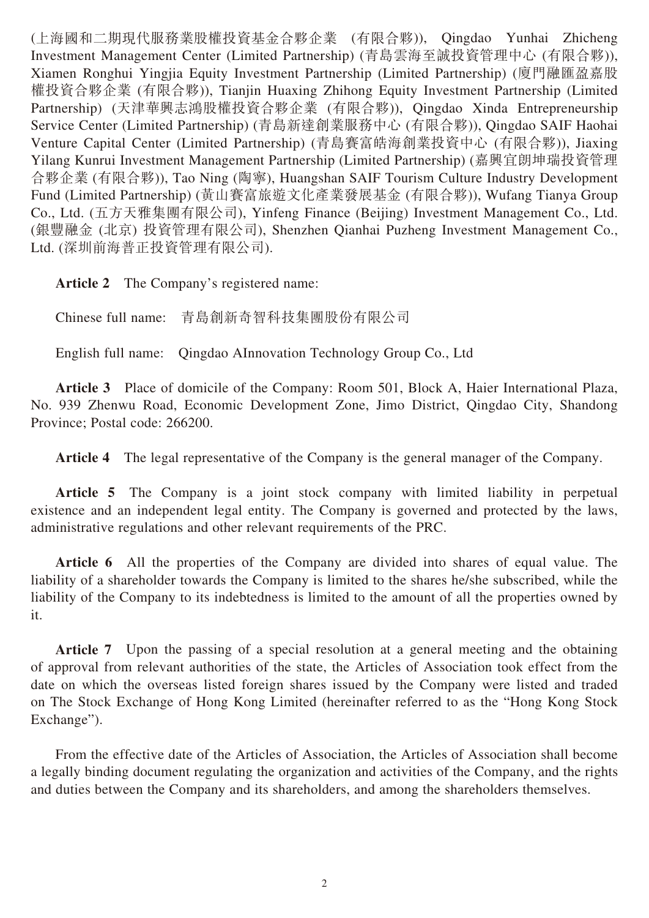(上海國和二期現代服務業股權投資基金合夥企業 (有限合夥)), Qingdao Yunhai Zhicheng Investment Management Center (Limited Partnership) (青島雲海至誠投資管理中心 (有限合夥)), Xiamen Ronghui Yingjia Equity Investment Partnership (Limited Partnership) (廈門融匯盈嘉股權投資合夥企業 (有限合夥)), Tianjin Huaxing Zhihong Equity Investment Partnership (Limited Partnership) (天津華興志鴻股權投資合夥企業 (有限合夥)), Qingdao Xinda Entrepreneurship Service Center (Limited Partnership) (青島新達創業服務中心 (有限合夥)), Qingdao SAIF Haohai Venture Capital Center (Limited Partnership) (青島賽富皓海創業投資中心 (有限合夥)), Jiaxing Yilang Kunrui Investment Management Partnership (Limited Partnership) (嘉興宜朗坤瑞投資管理合夥企業 (有限合夥)), Tao Ning (陶寧), Huangshan SAIF Tourism Culture Industry Development Fund (Limited Partnership) (黃山賽富旅遊文化產業發展基金 (有限合夥)), Wufang Tianya Group Co., Ltd. (五方天雅集團有限公司), Yinfeng Finance (Beijing) Investment Management Co., Ltd. (銀豐融金 (北京) 投資管理有限公司), Shenzhen Qianhai Puzheng Investment Management Co., Ltd. (深圳前海普正投資管理有限公司).

**Article 2** The Company's registered name:

Chinese full name: 青島創新奇智科技集團股份有限公司

English full name: Qingdao AInnovation Technology Group Co., Ltd

**Article 3** Place of domicile of the Company: Room 501, Block A, Haier International Plaza, No. 939 Zhenwu Road, Economic Development Zone, Jimo District, Qingdao City, Shandong Province; Postal code: 266200.

**Article 4** The legal representative of the Company is the general manager of the Company.

**Article 5** The Company is a joint stock company with limited liability in perpetual existence and an independent legal entity. The Company is governed and protected by the laws, administrative regulations and other relevant requirements of the PRC.

**Article 6** All the properties of the Company are divided into shares of equal value. The liability of a shareholder towards the Company is limited to the shares he/she subscribed, while the liability of the Company to its indebtedness is limited to the amount of all the properties owned by it.

**Article 7** Upon the passing of a special resolution at a general meeting and the obtaining of approval from relevant authorities of the state, the Articles of Association took effect from the date on which the overseas listed foreign shares issued by the Company were listed and traded on The Stock Exchange of Hong Kong Limited (hereinafter referred to as the "Hong Kong Stock Exchange").

From the effective date of the Articles of Association, the Articles of Association shall become a legally binding document regulating the organization and activities of the Company, and the rights and duties between the Company and its shareholders, and among the shareholders themselves.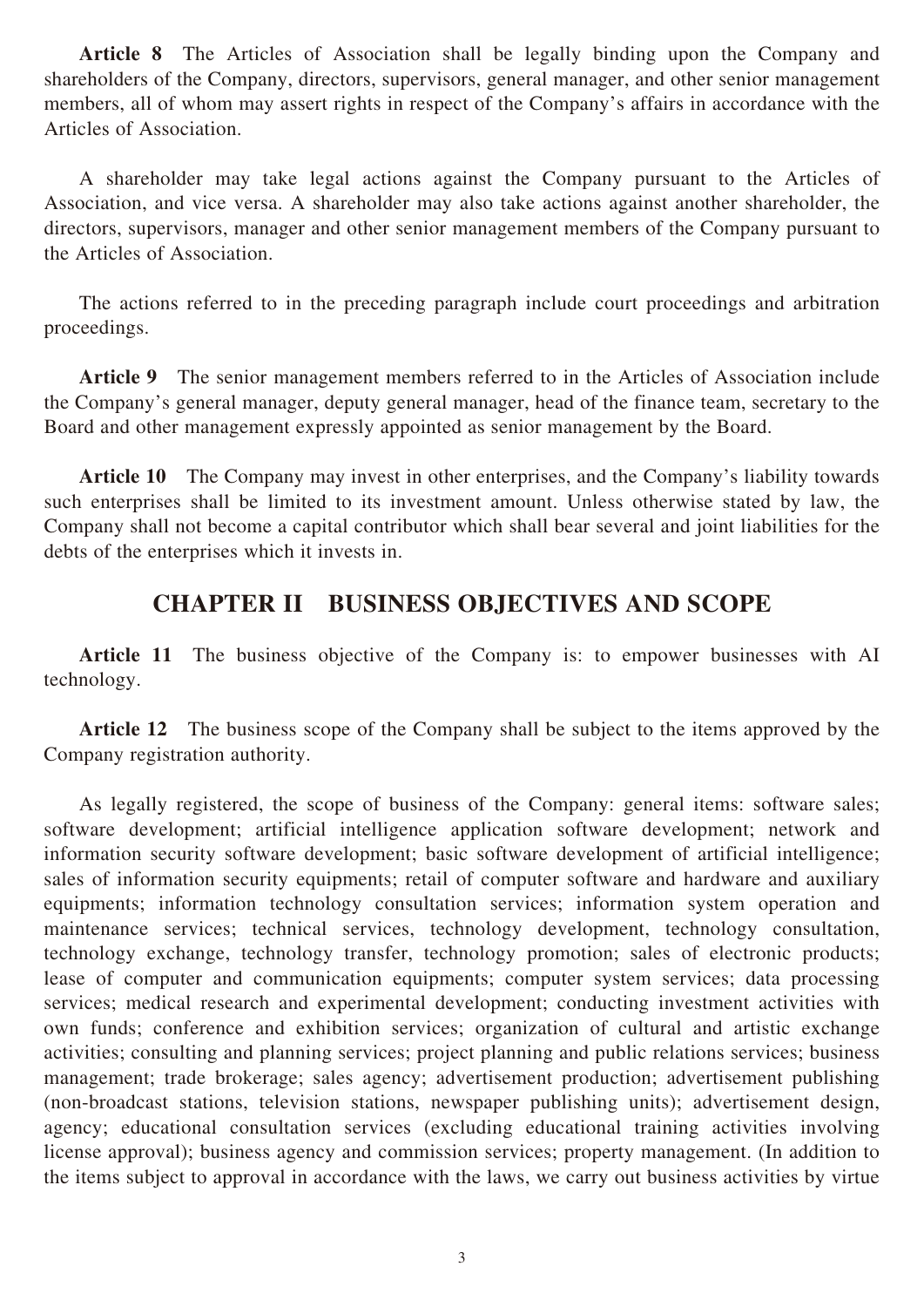**Article 8** The Articles of Association shall be legally binding upon the Company and shareholders of the Company, directors, supervisors, general manager, and other senior management members, all of whom may assert rights in respect of the Company's affairs in accordance with the Articles of Association.

A shareholder may take legal actions against the Company pursuant to the Articles of Association, and vice versa. A shareholder may also take actions against another shareholder, the directors, supervisors, manager and other senior management members of the Company pursuant to the Articles of Association.

The actions referred to in the preceding paragraph include court proceedings and arbitration proceedings.

**Article 9** The senior management members referred to in the Articles of Association include the Company's general manager, deputy general manager, head of the finance team, secretary to the Board and other management expressly appointed as senior management by the Board.

**Article 10** The Company may invest in other enterprises, and the Company's liability towards such enterprises shall be limited to its investment amount. Unless otherwise stated by law, the Company shall not become a capital contributor which shall bear several and joint liabilities for the debts of the enterprises which it invests in.

## CHAPTER II BUSINESS OBJECTIVES AND SCOPE

**Article 11** The business objective of the Company is: to empower businesses with AI technology.

**Article 12** The business scope of the Company shall be subject to the items approved by the Company registration authority.

As legally registered, the scope of business of the Company: general items: software sales; software development; artificial intelligence application software development; network and information security software development; basic software development of artificial intelligence; sales of information security equipments; retail of computer software and hardware and auxiliary equipments; information technology consultation services; information system operation and maintenance services; technical services, technology development, technology consultation, technology exchange, technology transfer, technology promotion; sales of electronic products; lease of computer and communication equipments; computer system services; data processing services; medical research and experimental development; conducting investment activities with own funds; conference and exhibition services; organization of cultural and artistic exchange activities; consulting and planning services; project planning and public relations services; business management; trade brokerage; sales agency; advertisement production; advertisement publishing (non-broadcast stations, television stations, newspaper publishing units); advertisement design, agency; educational consultation services (excluding educational training activities involving license approval); business agency and commission services; property management. (In addition to the items subject to approval in accordance with the laws, we carry out business activities by virtue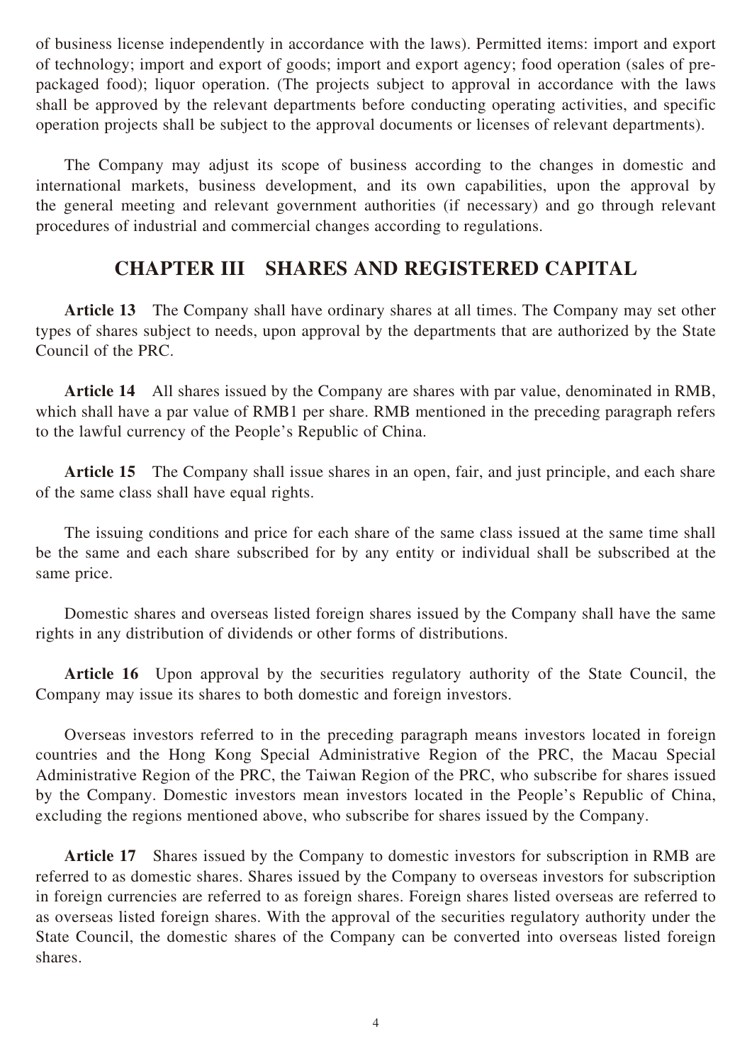of business license independently in accordance with the laws). Permitted items: import and export of technology; import and export of goods; import and export agency; food operation (sales of pre-packaged food); liquor operation. (The projects subject to approval in accordance with the laws shall be approved by the relevant departments before conducting operating activities, and specific operation projects shall be subject to the approval documents or licenses of relevant departments).

The Company may adjust its scope of business according to the changes in domestic and international markets, business development, and its own capabilities, upon the approval by the general meeting and relevant government authorities (if necessary) and go through relevant procedures of industrial and commercial changes according to regulations.

## CHAPTER III SHARES AND REGISTERED CAPITAL

**Article 13** The Company shall have ordinary shares at all times. The Company may set other types of shares subject to needs, upon approval by the departments that are authorized by the State Council of the PRC.

**Article 14** All shares issued by the Company are shares with par value, denominated in RMB, which shall have a par value of RMB1 per share. RMB mentioned in the preceding paragraph refers to the lawful currency of the People's Republic of China.

**Article 15** The Company shall issue shares in an open, fair, and just principle, and each share of the same class shall have equal rights.

The issuing conditions and price for each share of the same class issued at the same time shall be the same and each share subscribed for by any entity or individual shall be subscribed at the same price.

Domestic shares and overseas listed foreign shares issued by the Company shall have the same rights in any distribution of dividends or other forms of distributions.

**Article 16** Upon approval by the securities regulatory authority of the State Council, the Company may issue its shares to both domestic and foreign investors.

Overseas investors referred to in the preceding paragraph means investors located in foreign countries and the Hong Kong Special Administrative Region of the PRC, the Macau Special Administrative Region of the PRC, the Taiwan Region of the PRC, who subscribe for shares issued by the Company. Domestic investors mean investors located in the People's Republic of China, excluding the regions mentioned above, who subscribe for shares issued by the Company.

**Article 17** Shares issued by the Company to domestic investors for subscription in RMB are referred to as domestic shares. Shares issued by the Company to overseas investors for subscription in foreign currencies are referred to as foreign shares. Foreign shares listed overseas are referred to as overseas listed foreign shares. With the approval of the securities regulatory authority under the State Council, the domestic shares of the Company can be converted into overseas listed foreign shares.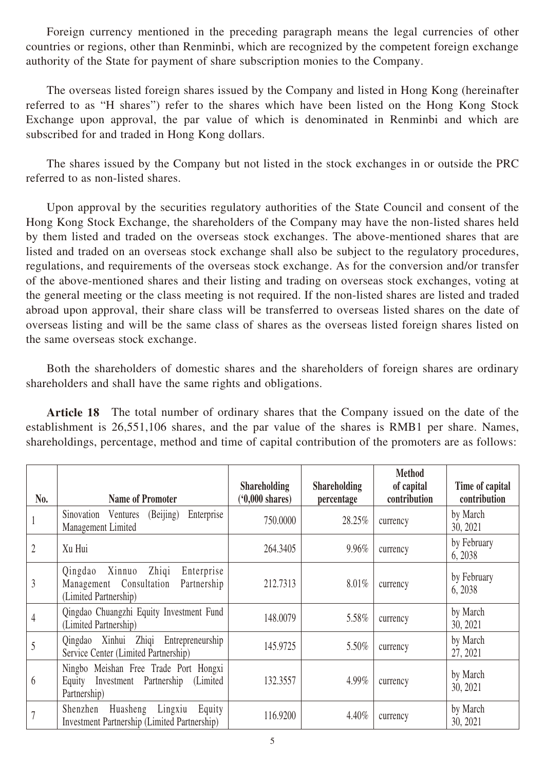Foreign currency mentioned in the preceding paragraph means the legal currencies of other countries or regions, other than Renminbi, which are recognized by the competent foreign exchange authority of the State for payment of share subscription monies to the Company.

The overseas listed foreign shares issued by the Company and listed in Hong Kong (hereinafter referred to as "H shares") refer to the shares which have been listed on the Hong Kong Stock Exchange upon approval, the par value of which is denominated in Renminbi and which are subscribed for and traded in Hong Kong dollars.

The shares issued by the Company but not listed in the stock exchanges in or outside the PRC referred to as non-listed shares.

Upon approval by the securities regulatory authorities of the State Council and consent of the Hong Kong Stock Exchange, the shareholders of the Company may have the non-listed shares held by them listed and traded on the overseas stock exchanges. The above-mentioned shares that are listed and traded on an overseas stock exchange shall also be subject to the regulatory procedures, regulations, and requirements of the overseas stock exchange. As for the conversion and/or transfer of the above-mentioned shares and their listing and trading on overseas stock exchanges, voting at the general meeting or the class meeting is not required. If the non-listed shares are listed and traded abroad upon approval, their share class will be transferred to overseas listed shares on the date of overseas listing and will be the same class of shares as the overseas listed foreign shares listed on the same overseas stock exchange.

Both the shareholders of domestic shares and the shareholders of foreign shares are ordinary shareholders and shall have the same rights and obligations.

**Article 18** The total number of ordinary shares that the Company issued on the date of the establishment is 26,551,106 shares, and the par value of the shares is RMB1 per share. Names, shareholdings, percentage, method and time of capital contribution of the promoters are as follows:

| No. | Name of Promoter | Shareholding ('0,000 shares) | Shareholding percentage | Method of capital contribution | Time of capital contribution |
|---|---|---|---|---|---|
| 1 | Sinovation Ventures (Beijing) Enterprise Management Limited | 750.0000 | 28.25% | currency | by March 30, 2021 |
| 2 | Xu Hui | 264.3405 | 9.96% | currency | by February 6, 2038 |
| 3 | Qingdao Xinnuo Zhiqi Enterprise Management Consultation Partnership (Limited Partnership) | 212.7313 | 8.01% | currency | by February 6, 2038 |
| 4 | Qingdao Chuangzhi Equity Investment Fund (Limited Partnership) | 148.0079 | 5.58% | currency | by March 30, 2021 |
| 5 | Qingdao Xinhui Zhiqi Entrepreneurship Service Center (Limited Partnership) | 145.9725 | 5.50% | currency | by March 27, 2021 |
| 6 | Ningbo Meishan Free Trade Port Hongxi Equity Investment Partnership (Limited Partnership) | 132.3557 | 4.99% | currency | by March 30, 2021 |
| 7 | Shenzhen Huasheng Lingxiu Equity Investment Partnership (Limited Partnership) | 116.9200 | 4.40% | currency | by March 30, 2021 |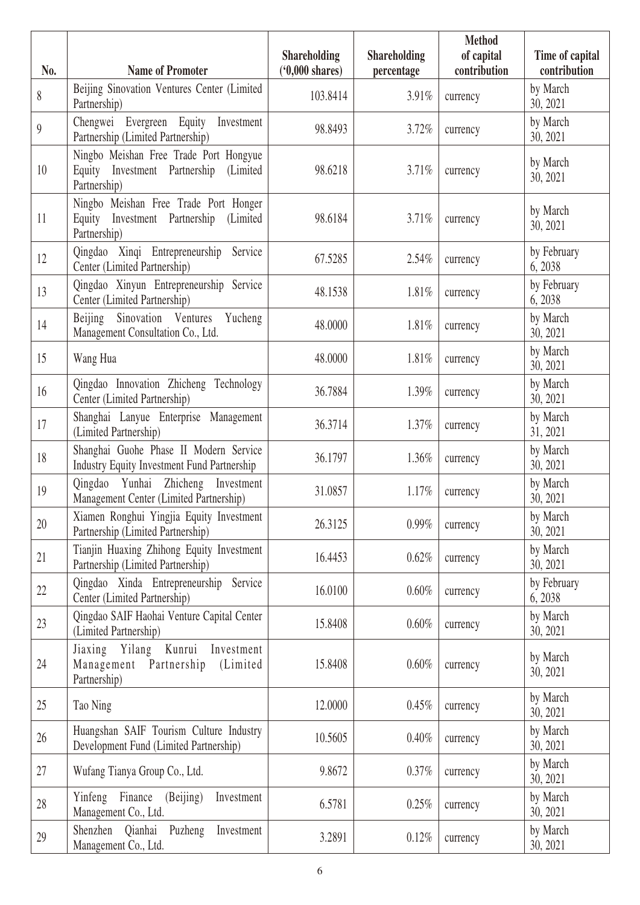| No. | Name of Promoter | Shareholding ('0,000 shares) | Shareholding percentage | Method of capital contribution | Time of capital contribution |
|---|---|---|---|---|---|
| 8 | Beijing Sinovation Ventures Center (Limited Partnership) | 103.8414 | 3.91% | currency | by March 30, 2021 |
| 9 | Chengwei Evergreen Equity Investment Partnership (Limited Partnership) | 98.8493 | 3.72% | currency | by March 30, 2021 |
| 10 | Ningbo Meishan Free Trade Port Hongyue Equity Investment Partnership (Limited Partnership) | 98.6218 | 3.71% | currency | by March 30, 2021 |
| 11 | Ningbo Meishan Free Trade Port Honger Equity Investment Partnership (Limited Partnership) | 98.6184 | 3.71% | currency | by March 30, 2021 |
| 12 | Qingdao Xinqi Entrepreneurship Service Center (Limited Partnership) | 67.5285 | 2.54% | currency | by February 6, 2038 |
| 13 | Qingdao Xinyun Entrepreneurship Service Center (Limited Partnership) | 48.1538 | 1.81% | currency | by February 6, 2038 |
| 14 | Beijing Sinovation Ventures Yucheng Management Consultation Co., Ltd. | 48.0000 | 1.81% | currency | by March 30, 2021 |
| 15 | Wang Hua | 48.0000 | 1.81% | currency | by March 30, 2021 |
| 16 | Qingdao Innovation Zhicheng Technology Center (Limited Partnership) | 36.7884 | 1.39% | currency | by March 30, 2021 |
| 17 | Shanghai Lanyue Enterprise Management (Limited Partnership) | 36.3714 | 1.37% | currency | by March 31, 2021 |
| 18 | Shanghai Guohe Phase II Modern Service Industry Equity Investment Fund Partnership | 36.1797 | 1.36% | currency | by March 30, 2021 |
| 19 | Qingdao Yunhai Zhicheng Investment Management Center (Limited Partnership) | 31.0857 | 1.17% | currency | by March 30, 2021 |
| 20 | Xiamen Ronghui Yingjia Equity Investment Partnership (Limited Partnership) | 26.3125 | 0.99% | currency | by March 30, 2021 |
| 21 | Tianjin Huaxing Zhihong Equity Investment Partnership (Limited Partnership) | 16.4453 | 0.62% | currency | by March 30, 2021 |
| 22 | Qingdao Xinda Entrepreneurship Service Center (Limited Partnership) | 16.0100 | 0.60% | currency | by February 6, 2038 |
| 23 | Qingdao SAIF Haohai Venture Capital Center (Limited Partnership) | 15.8408 | 0.60% | currency | by March 30, 2021 |
| 24 | Jiaxing Yilang Kunrui Investment Management Partnership (Limited Partnership) | 15.8408 | 0.60% | currency | by March 30, 2021 |
| 25 | Tao Ning | 12.0000 | 0.45% | currency | by March 30, 2021 |
| 26 | Huangshan SAIF Tourism Culture Industry Development Fund (Limited Partnership) | 10.5605 | 0.40% | currency | by March 30, 2021 |
| 27 | Wufang Tianya Group Co., Ltd. | 9.8672 | 0.37% | currency | by March 30, 2021 |
| 28 | Yinfeng Finance (Beijing) Investment Management Co., Ltd. | 6.5781 | 0.25% | currency | by March 30, 2021 |
| 29 | Shenzhen Qianhai Puzheng Investment Management Co., Ltd. | 3.2891 | 0.12% | currency | by March 30, 2021 |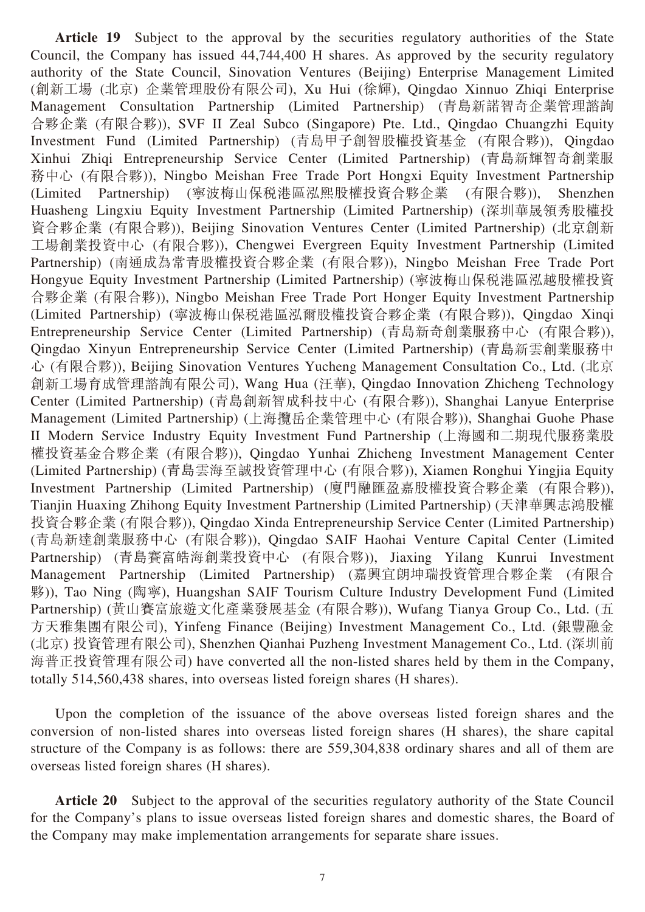**Article 19** Subject to the approval by the securities regulatory authorities of the State Council, the Company has issued 44,744,400 H shares. As approved by the security regulatory authority of the State Council, Sinovation Ventures (Beijing) Enterprise Management Limited (創新工場 (北京) 企業管理股份有限公司), Xu Hui (徐輝), Qingdao Xinnuo Zhiqi Enterprise Management Consultation Partnership (Limited Partnership) (青島新諾智奇企業管理諮詢合夥企業 (有限合夥)), SVF II Zeal Subco (Singapore) Pte. Ltd., Qingdao Chuangzhi Equity Investment Fund (Limited Partnership) (青島甲子創智股權投資基金 (有限合夥)), Qingdao Xinhui Zhiqi Entrepreneurship Service Center (Limited Partnership) (青島新輝智奇創業服務中心 (有限合夥)), Ningbo Meishan Free Trade Port Hongxi Equity Investment Partnership (Limited Partnership) (寧波梅山保税港區泓熙股權投資合夥企業 (有限合夥)), Shenzhen Huasheng Lingxiu Equity Investment Partnership (Limited Partnership) (深圳華晟領秀股權投資合夥企業 (有限合夥)), Beijing Sinovation Ventures Center (Limited Partnership) (北京創新工場創業投資中心 (有限合夥)), Chengwei Evergreen Equity Investment Partnership (Limited Partnership) (南通成為常青股權投資合夥企業 (有限合夥)), Ningbo Meishan Free Trade Port Hongyue Equity Investment Partnership (Limited Partnership) (寧波梅山保税港區泓越股權投資合夥企業 (有限合夥)), Ningbo Meishan Free Trade Port Honger Equity Investment Partnership (Limited Partnership) (寧波梅山保税港區泓爾股權投資合夥企業 (有限合夥)), Qingdao Xinqi Entrepreneurship Service Center (Limited Partnership) (青島新奇創業服務中心 (有限合夥)), Qingdao Xinyun Entrepreneurship Service Center (Limited Partnership) (青島新雲創業服務中心 (有限合夥)), Beijing Sinovation Ventures Yucheng Management Consultation Co., Ltd. (北京創新工場育成管理諮詢有限公司), Wang Hua (汪華), Qingdao Innovation Zhicheng Technology Center (Limited Partnership) (青島創新智成科技中心 (有限合夥)), Shanghai Lanyue Enterprise Management (Limited Partnership) (上海攬岳企業管理中心 (有限合夥)), Shanghai Guohe Phase II Modern Service Industry Equity Investment Fund Partnership (上海國和二期現代服務業股權投資基金合夥企業 (有限合夥)), Qingdao Yunhai Zhicheng Investment Management Center (Limited Partnership) (青島雲海至誠投資管理中心 (有限合夥)), Xiamen Ronghui Yingjia Equity Investment Partnership (Limited Partnership) (廈門融匯盈嘉股權投資合夥企業 (有限合夥)), Tianjin Huaxing Zhihong Equity Investment Partnership (Limited Partnership) (天津華興志鴻股權投資合夥企業 (有限合夥)), Qingdao Xinda Entrepreneurship Service Center (Limited Partnership) (青島新達創業服務中心 (有限合夥)), Qingdao SAIF Haohai Venture Capital Center (Limited Partnership) (青島賽富皓海創業投資中心 (有限合夥)), Jiaxing Yilang Kunrui Investment Management Partnership (Limited Partnership) (嘉興宜朗坤瑞投資管理合夥企業 (有限合夥)), Tao Ning (陶寧), Huangshan SAIF Tourism Culture Industry Development Fund (Limited Partnership) (黃山賽富旅遊文化產業發展基金 (有限合夥)), Wufang Tianya Group Co., Ltd. (五方天雅集團有限公司), Yinfeng Finance (Beijing) Investment Management Co., Ltd. (銀豐融金 (北京) 投資管理有限公司), Shenzhen Qianhai Puzheng Investment Management Co., Ltd. (深圳前海普正投資管理有限公司) have converted all the non-listed shares held by them in the Company, totally 514,560,438 shares, into overseas listed foreign shares (H shares).

Upon the completion of the issuance of the above overseas listed foreign shares and the conversion of non-listed shares into overseas listed foreign shares (H shares), the share capital structure of the Company is as follows: there are 559,304,838 ordinary shares and all of them are overseas listed foreign shares (H shares).

**Article 20** Subject to the approval of the securities regulatory authority of the State Council for the Company's plans to issue overseas listed foreign shares and domestic shares, the Board of the Company may make implementation arrangements for separate share issues.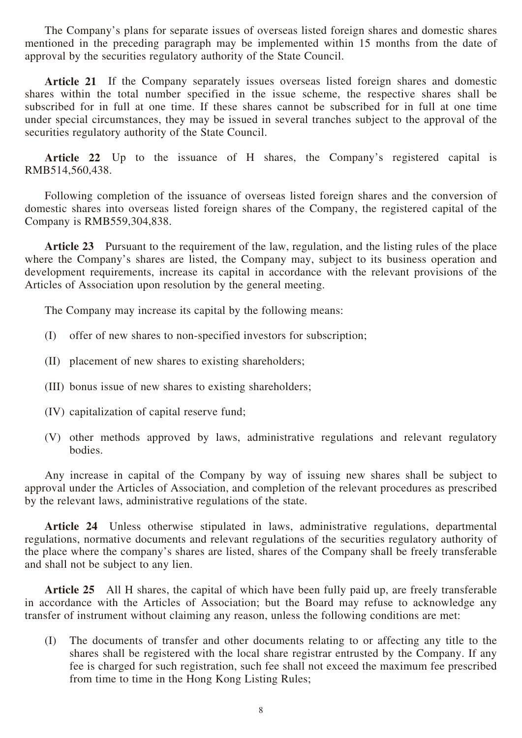The Company's plans for separate issues of overseas listed foreign shares and domestic shares mentioned in the preceding paragraph may be implemented within 15 months from the date of approval by the securities regulatory authority of the State Council.

**Article 21** If the Company separately issues overseas listed foreign shares and domestic shares within the total number specified in the issue scheme, the respective shares shall be subscribed for in full at one time. If these shares cannot be subscribed for in full at one time under special circumstances, they may be issued in several tranches subject to the approval of the securities regulatory authority of the State Council.

**Article 22** Up to the issuance of H shares, the Company's registered capital is RMB514,560,438.

Following completion of the issuance of overseas listed foreign shares and the conversion of domestic shares into overseas listed foreign shares of the Company, the registered capital of the Company is RMB559,304,838.

**Article 23** Pursuant to the requirement of the law, regulation, and the listing rules of the place where the Company's shares are listed, the Company may, subject to its business operation and development requirements, increase its capital in accordance with the relevant provisions of the Articles of Association upon resolution by the general meeting.

The Company may increase its capital by the following means:

(I) offer of new shares to non-specified investors for subscription;

(II) placement of new shares to existing shareholders;

(III) bonus issue of new shares to existing shareholders;

(IV) capitalization of capital reserve fund;

(V) other methods approved by laws, administrative regulations and relevant regulatory bodies.

Any increase in capital of the Company by way of issuing new shares shall be subject to approval under the Articles of Association, and completion of the relevant procedures as prescribed by the relevant laws, administrative regulations of the state.

**Article 24** Unless otherwise stipulated in laws, administrative regulations, departmental regulations, normative documents and relevant regulations of the securities regulatory authority of the place where the company's shares are listed, shares of the Company shall be freely transferable and shall not be subject to any lien.

**Article 25** All H shares, the capital of which have been fully paid up, are freely transferable in accordance with the Articles of Association; but the Board may refuse to acknowledge any transfer of instrument without claiming any reason, unless the following conditions are met:

(I) The documents of transfer and other documents relating to or affecting any title to the shares shall be registered with the local share registrar entrusted by the Company. If any fee is charged for such registration, such fee shall not exceed the maximum fee prescribed from time to time in the Hong Kong Listing Rules;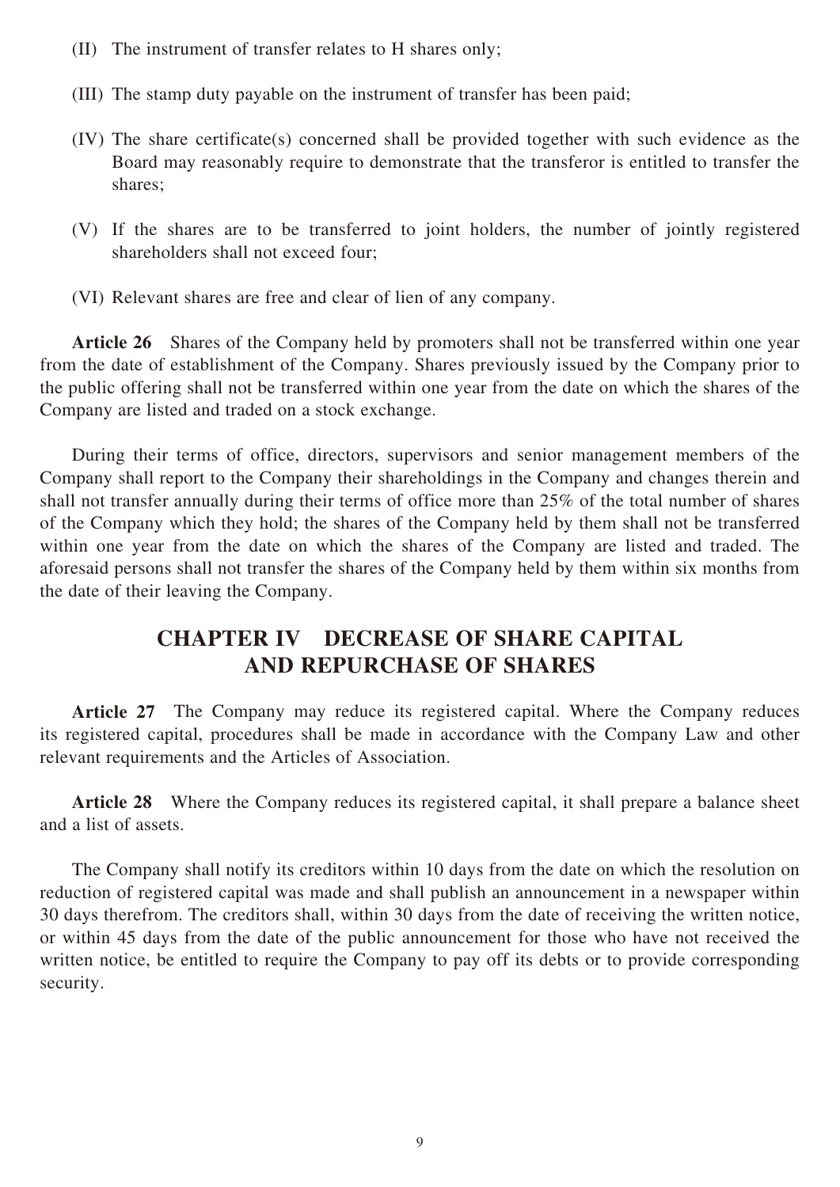(II) The instrument of transfer relates to H shares only;

(III) The stamp duty payable on the instrument of transfer has been paid;

(IV) The share certificate(s) concerned shall be provided together with such evidence as the Board may reasonably require to demonstrate that the transferor is entitled to transfer the shares;

(V) If the shares are to be transferred to joint holders, the number of jointly registered shareholders shall not exceed four;

(VI) Relevant shares are free and clear of lien of any company.

**Article 26** Shares of the Company held by promoters shall not be transferred within one year from the date of establishment of the Company. Shares previously issued by the Company prior to the public offering shall not be transferred within one year from the date on which the shares of the Company are listed and traded on a stock exchange.

During their terms of office, directors, supervisors and senior management members of the Company shall report to the Company their shareholdings in the Company and changes therein and shall not transfer annually during their terms of office more than 25% of the total number of shares of the Company which they hold; the shares of the Company held by them shall not be transferred within one year from the date on which the shares of the Company are listed and traded. The aforesaid persons shall not transfer the shares of the Company held by them within six months from the date of their leaving the Company.

## CHAPTER IV DECREASE OF SHARE CAPITAL AND REPURCHASE OF SHARES

**Article 27** The Company may reduce its registered capital. Where the Company reduces its registered capital, procedures shall be made in accordance with the Company Law and other relevant requirements and the Articles of Association.

**Article 28** Where the Company reduces its registered capital, it shall prepare a balance sheet and a list of assets.

The Company shall notify its creditors within 10 days from the date on which the resolution on reduction of registered capital was made and shall publish an announcement in a newspaper within 30 days therefrom. The creditors shall, within 30 days from the date of receiving the written notice, or within 45 days from the date of the public announcement for those who have not received the written notice, be entitled to require the Company to pay off its debts or to provide corresponding security.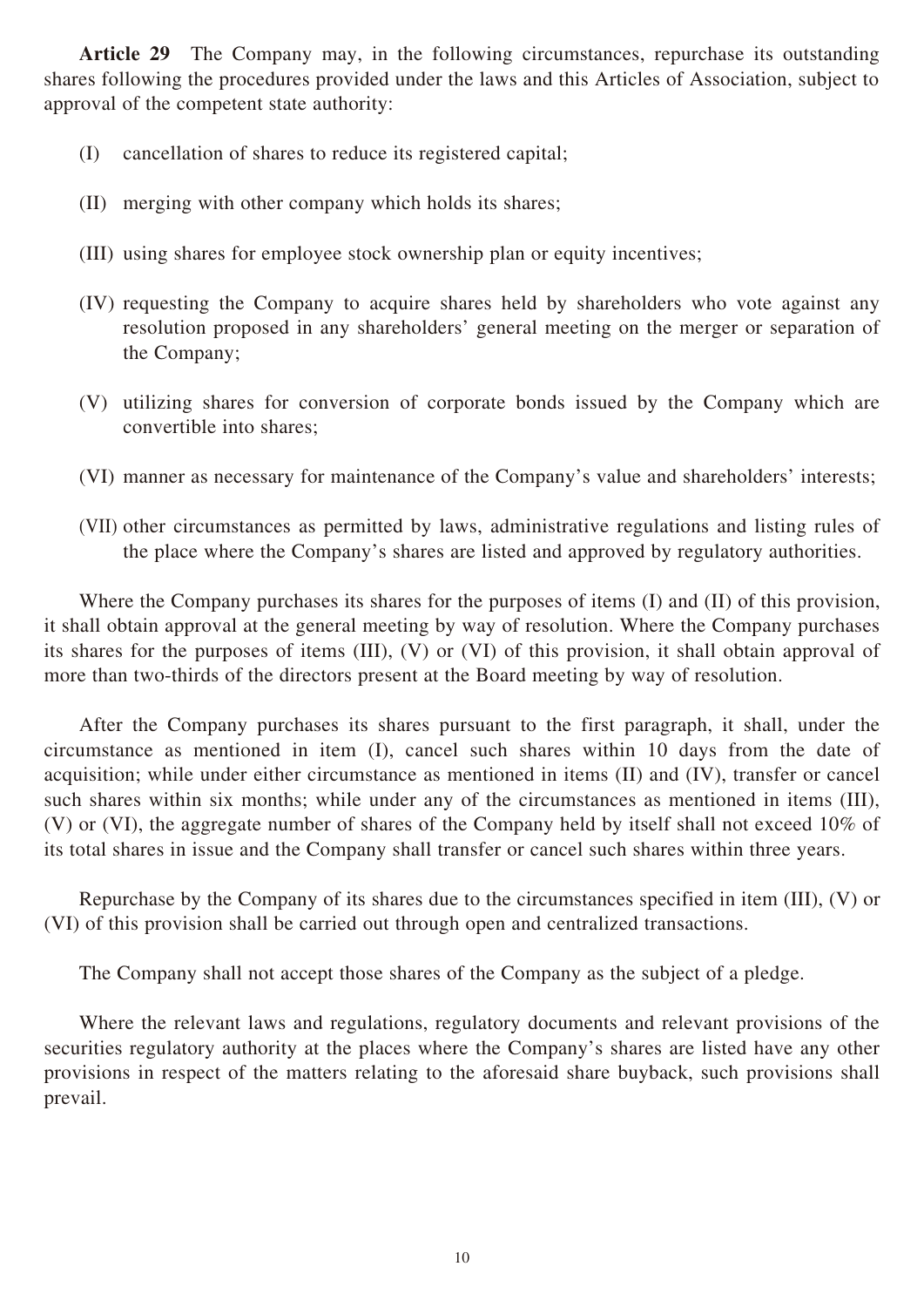**Article 29** The Company may, in the following circumstances, repurchase its outstanding shares following the procedures provided under the laws and this Articles of Association, subject to approval of the competent state authority:

(I) cancellation of shares to reduce its registered capital;

(II) merging with other company which holds its shares;

(III) using shares for employee stock ownership plan or equity incentives;

(IV) requesting the Company to acquire shares held by shareholders who vote against any resolution proposed in any shareholders' general meeting on the merger or separation of the Company;

(V) utilizing shares for conversion of corporate bonds issued by the Company which are convertible into shares;

(VI) manner as necessary for maintenance of the Company's value and shareholders' interests;

(VII) other circumstances as permitted by laws, administrative regulations and listing rules of the place where the Company's shares are listed and approved by regulatory authorities.

Where the Company purchases its shares for the purposes of items (I) and (II) of this provision, it shall obtain approval at the general meeting by way of resolution. Where the Company purchases its shares for the purposes of items (III), (V) or (VI) of this provision, it shall obtain approval of more than two-thirds of the directors present at the Board meeting by way of resolution.

After the Company purchases its shares pursuant to the first paragraph, it shall, under the circumstance as mentioned in item (I), cancel such shares within 10 days from the date of acquisition; while under either circumstance as mentioned in items (II) and (IV), transfer or cancel such shares within six months; while under any of the circumstances as mentioned in items (III), (V) or (VI), the aggregate number of shares of the Company held by itself shall not exceed 10% of its total shares in issue and the Company shall transfer or cancel such shares within three years.

Repurchase by the Company of its shares due to the circumstances specified in item (III), (V) or (VI) of this provision shall be carried out through open and centralized transactions.

The Company shall not accept those shares of the Company as the subject of a pledge.

Where the relevant laws and regulations, regulatory documents and relevant provisions of the securities regulatory authority at the places where the Company's shares are listed have any other provisions in respect of the matters relating to the aforesaid share buyback, such provisions shall prevail.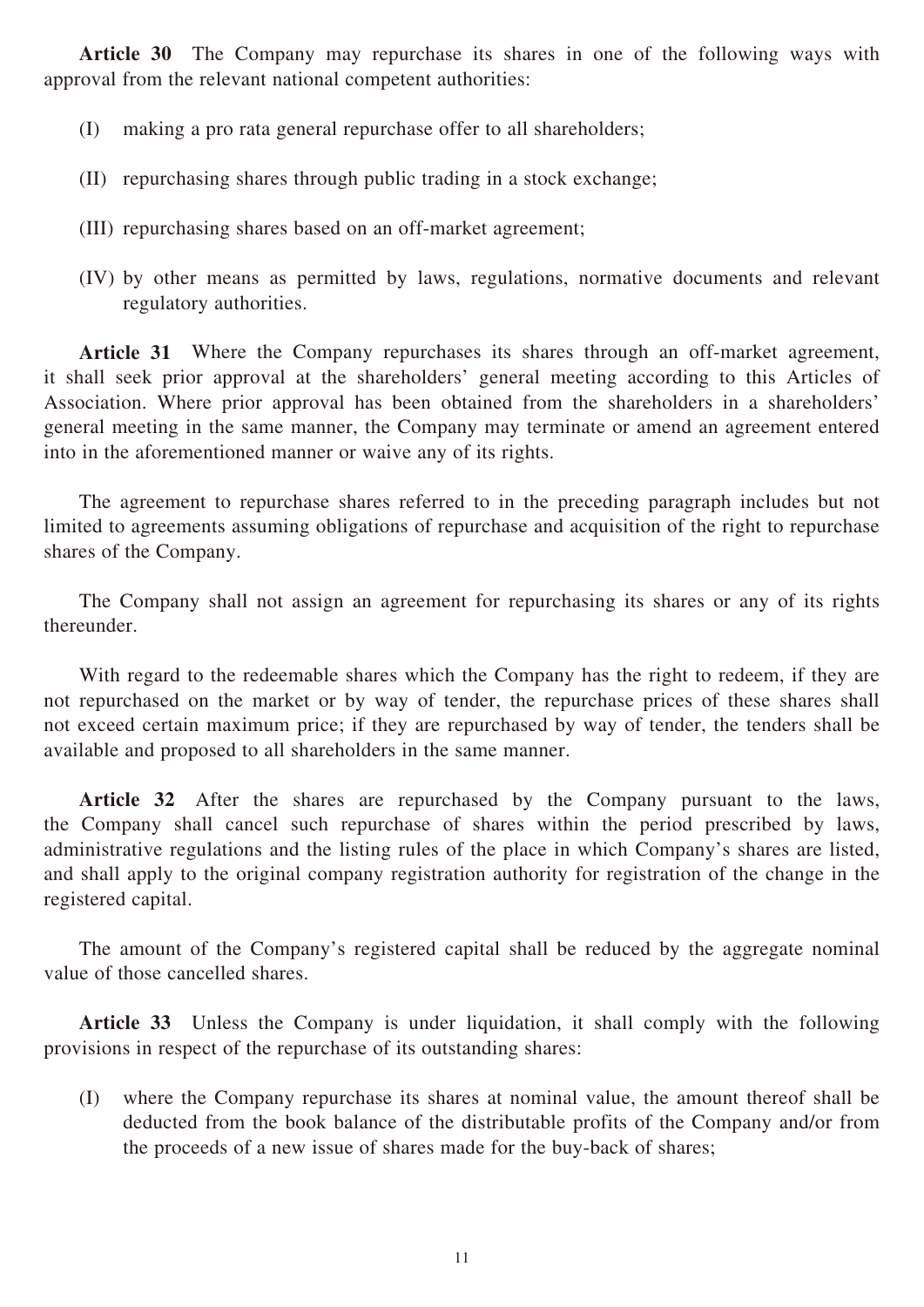**Article 30** The Company may repurchase its shares in one of the following ways with approval from the relevant national competent authorities:

(I) making a pro rata general repurchase offer to all shareholders;

(II) repurchasing shares through public trading in a stock exchange;

(III) repurchasing shares based on an off-market agreement;

(IV) by other means as permitted by laws, regulations, normative documents and relevant regulatory authorities.

**Article 31** Where the Company repurchases its shares through an off-market agreement, it shall seek prior approval at the shareholders' general meeting according to this Articles of Association. Where prior approval has been obtained from the shareholders in a shareholders' general meeting in the same manner, the Company may terminate or amend an agreement entered into in the aforementioned manner or waive any of its rights.

The agreement to repurchase shares referred to in the preceding paragraph includes but not limited to agreements assuming obligations of repurchase and acquisition of the right to repurchase shares of the Company.

The Company shall not assign an agreement for repurchasing its shares or any of its rights thereunder.

With regard to the redeemable shares which the Company has the right to redeem, if they are not repurchased on the market or by way of tender, the repurchase prices of these shares shall not exceed certain maximum price; if they are repurchased by way of tender, the tenders shall be available and proposed to all shareholders in the same manner.

**Article 32** After the shares are repurchased by the Company pursuant to the laws, the Company shall cancel such repurchase of shares within the period prescribed by laws, administrative regulations and the listing rules of the place in which Company's shares are listed, and shall apply to the original company registration authority for registration of the change in the registered capital.

The amount of the Company's registered capital shall be reduced by the aggregate nominal value of those cancelled shares.

**Article 33** Unless the Company is under liquidation, it shall comply with the following provisions in respect of the repurchase of its outstanding shares:

(I) where the Company repurchase its shares at nominal value, the amount thereof shall be deducted from the book balance of the distributable profits of the Company and/or from the proceeds of a new issue of shares made for the buy-back of shares;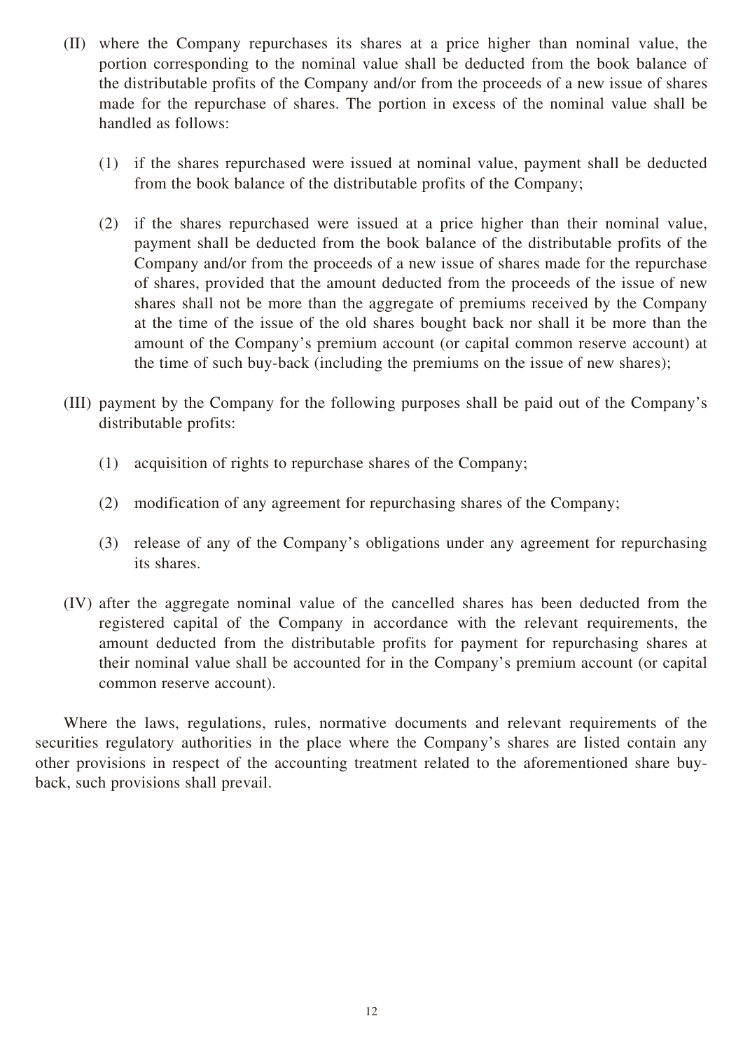(II) where the Company repurchases its shares at a price higher than nominal value, the portion corresponding to the nominal value shall be deducted from the book balance of the distributable profits of the Company and/or from the proceeds of a new issue of shares made for the repurchase of shares. The portion in excess of the nominal value shall be handled as follows:

(1) if the shares repurchased were issued at nominal value, payment shall be deducted from the book balance of the distributable profits of the Company;

(2) if the shares repurchased were issued at a price higher than their nominal value, payment shall be deducted from the book balance of the distributable profits of the Company and/or from the proceeds of a new issue of shares made for the repurchase of shares, provided that the amount deducted from the proceeds of the issue of new shares shall not be more than the aggregate of premiums received by the Company at the time of the issue of the old shares bought back nor shall it be more than the amount of the Company's premium account (or capital common reserve account) at the time of such buy-back (including the premiums on the issue of new shares);

(III) payment by the Company for the following purposes shall be paid out of the Company's distributable profits:

(1) acquisition of rights to repurchase shares of the Company;

(2) modification of any agreement for repurchasing shares of the Company;

(3) release of any of the Company's obligations under any agreement for repurchasing its shares.

(IV) after the aggregate nominal value of the cancelled shares has been deducted from the registered capital of the Company in accordance with the relevant requirements, the amount deducted from the distributable profits for payment for repurchasing shares at their nominal value shall be accounted for in the Company's premium account (or capital common reserve account).

Where the laws, regulations, rules, normative documents and relevant requirements of the securities regulatory authorities in the place where the Company's shares are listed contain any other provisions in respect of the accounting treatment related to the aforementioned share buy-back, such provisions shall prevail.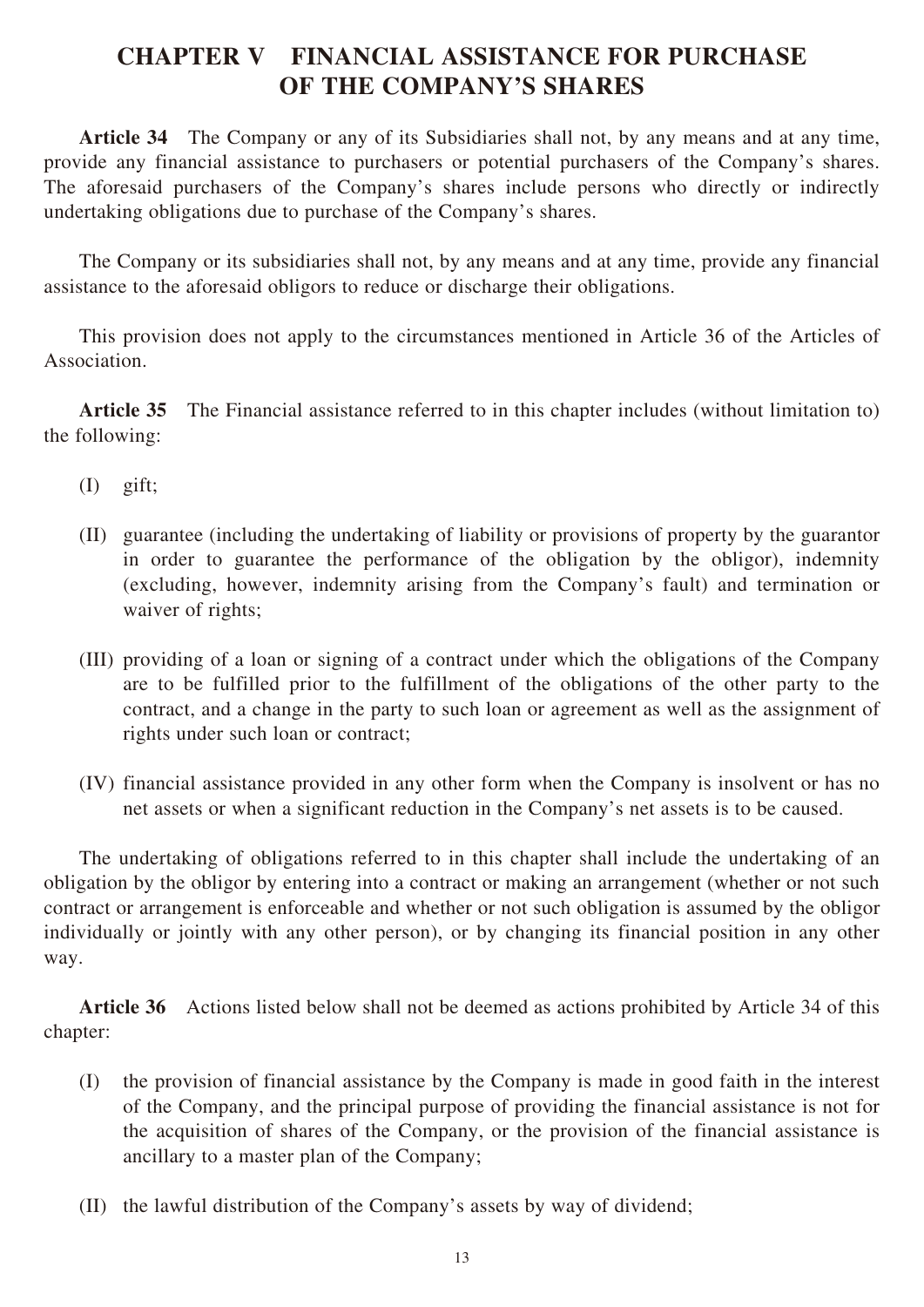## CHAPTER V FINANCIAL ASSISTANCE FOR PURCHASE OF THE COMPANY'S SHARES

**Article 34** The Company or any of its Subsidiaries shall not, by any means and at any time, provide any financial assistance to purchasers or potential purchasers of the Company's shares. The aforesaid purchasers of the Company's shares include persons who directly or indirectly undertaking obligations due to purchase of the Company's shares.

The Company or its subsidiaries shall not, by any means and at any time, provide any financial assistance to the aforesaid obligors to reduce or discharge their obligations.

This provision does not apply to the circumstances mentioned in Article 36 of the Articles of Association.

**Article 35** The Financial assistance referred to in this chapter includes (without limitation to) the following:

(I) gift;

(II) guarantee (including the undertaking of liability or provisions of property by the guarantor in order to guarantee the performance of the obligation by the obligor), indemnity (excluding, however, indemnity arising from the Company's fault) and termination or waiver of rights;

(III) providing of a loan or signing of a contract under which the obligations of the Company are to be fulfilled prior to the fulfillment of the obligations of the other party to the contract, and a change in the party to such loan or agreement as well as the assignment of rights under such loan or contract;

(IV) financial assistance provided in any other form when the Company is insolvent or has no net assets or when a significant reduction in the Company's net assets is to be caused.

The undertaking of obligations referred to in this chapter shall include the undertaking of an obligation by the obligor by entering into a contract or making an arrangement (whether or not such contract or arrangement is enforceable and whether or not such obligation is assumed by the obligor individually or jointly with any other person), or by changing its financial position in any other way.

**Article 36** Actions listed below shall not be deemed as actions prohibited by Article 34 of this chapter:

(I) the provision of financial assistance by the Company is made in good faith in the interest of the Company, and the principal purpose of providing the financial assistance is not for the acquisition of shares of the Company, or the provision of the financial assistance is ancillary to a master plan of the Company;

(II) the lawful distribution of the Company's assets by way of dividend;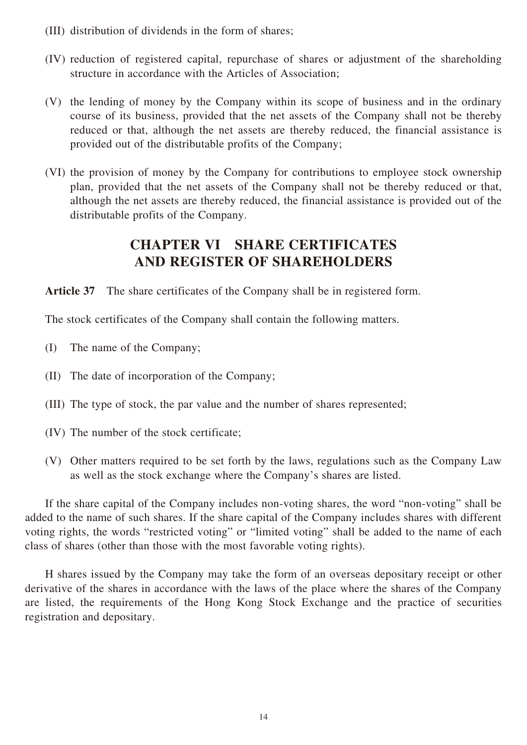(III) distribution of dividends in the form of shares;

(IV) reduction of registered capital, repurchase of shares or adjustment of the shareholding structure in accordance with the Articles of Association;

(V) the lending of money by the Company within its scope of business and in the ordinary course of its business, provided that the net assets of the Company shall not be thereby reduced or that, although the net assets are thereby reduced, the financial assistance is provided out of the distributable profits of the Company;

(VI) the provision of money by the Company for contributions to employee stock ownership plan, provided that the net assets of the Company shall not be thereby reduced or that, although the net assets are thereby reduced, the financial assistance is provided out of the distributable profits of the Company.

## CHAPTER VI SHARE CERTIFICATES AND REGISTER OF SHAREHOLDERS

**Article 37** The share certificates of the Company shall be in registered form.

The stock certificates of the Company shall contain the following matters.

(I) The name of the Company;

(II) The date of incorporation of the Company;

(III) The type of stock, the par value and the number of shares represented;

(IV) The number of the stock certificate;

(V) Other matters required to be set forth by the laws, regulations such as the Company Law as well as the stock exchange where the Company's shares are listed.

If the share capital of the Company includes non-voting shares, the word "non-voting" shall be added to the name of such shares. If the share capital of the Company includes shares with different voting rights, the words "restricted voting" or "limited voting" shall be added to the name of each class of shares (other than those with the most favorable voting rights).

H shares issued by the Company may take the form of an overseas depositary receipt or other derivative of the shares in accordance with the laws of the place where the shares of the Company are listed, the requirements of the Hong Kong Stock Exchange and the practice of securities registration and depositary.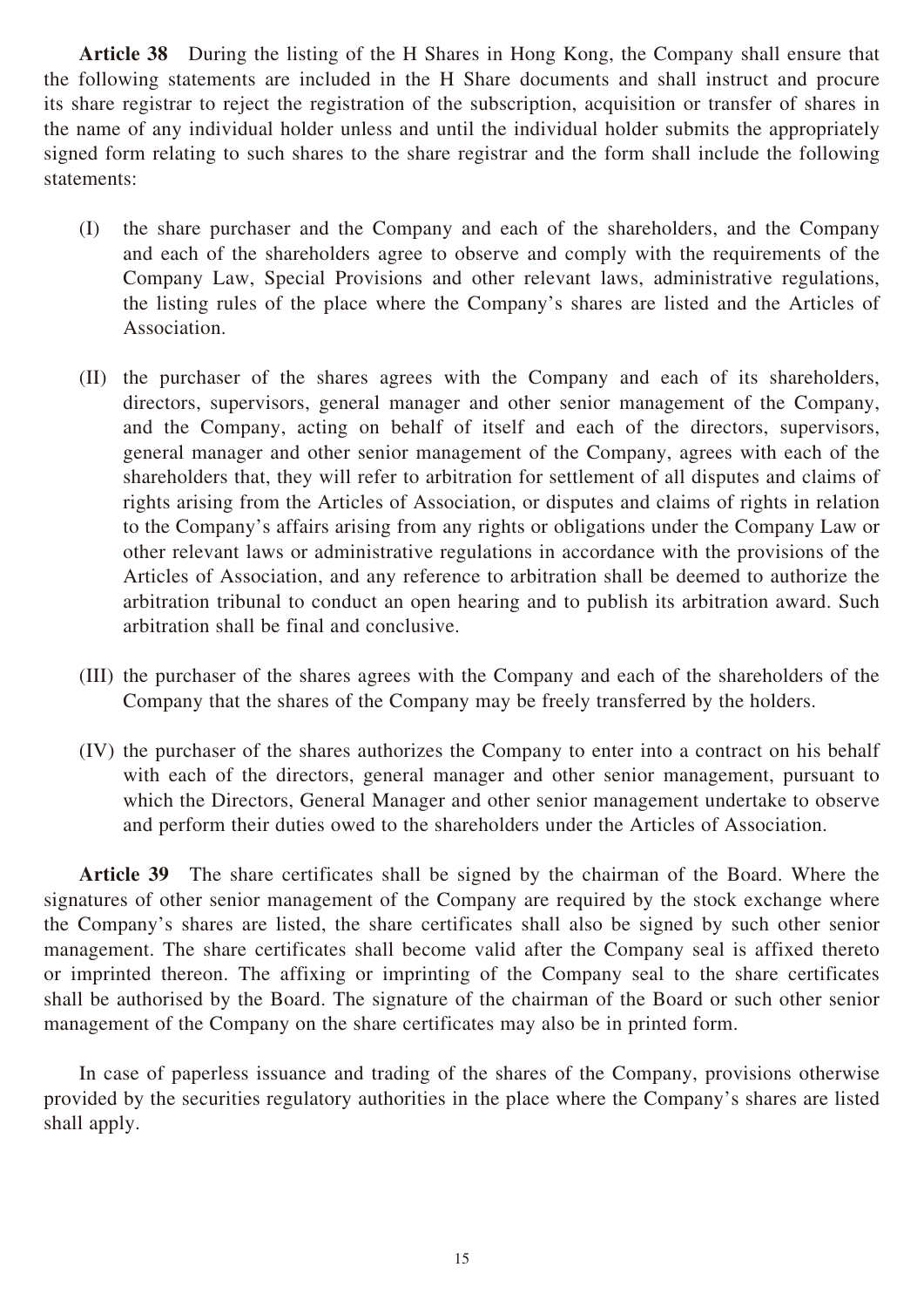**Article 38** During the listing of the H Shares in Hong Kong, the Company shall ensure that the following statements are included in the H Share documents and shall instruct and procure its share registrar to reject the registration of the subscription, acquisition or transfer of shares in the name of any individual holder unless and until the individual holder submits the appropriately signed form relating to such shares to the share registrar and the form shall include the following statements:

(I) the share purchaser and the Company and each of the shareholders, and the Company and each of the shareholders agree to observe and comply with the requirements of the Company Law, Special Provisions and other relevant laws, administrative regulations, the listing rules of the place where the Company's shares are listed and the Articles of Association.

(II) the purchaser of the shares agrees with the Company and each of its shareholders, directors, supervisors, general manager and other senior management of the Company, and the Company, acting on behalf of itself and each of the directors, supervisors, general manager and other senior management of the Company, agrees with each of the shareholders that, they will refer to arbitration for settlement of all disputes and claims of rights arising from the Articles of Association, or disputes and claims of rights in relation to the Company's affairs arising from any rights or obligations under the Company Law or other relevant laws or administrative regulations in accordance with the provisions of the Articles of Association, and any reference to arbitration shall be deemed to authorize the arbitration tribunal to conduct an open hearing and to publish its arbitration award. Such arbitration shall be final and conclusive.

(III) the purchaser of the shares agrees with the Company and each of the shareholders of the Company that the shares of the Company may be freely transferred by the holders.

(IV) the purchaser of the shares authorizes the Company to enter into a contract on his behalf with each of the directors, general manager and other senior management, pursuant to which the Directors, General Manager and other senior management undertake to observe and perform their duties owed to the shareholders under the Articles of Association.

**Article 39** The share certificates shall be signed by the chairman of the Board. Where the signatures of other senior management of the Company are required by the stock exchange where the Company's shares are listed, the share certificates shall also be signed by such other senior management. The share certificates shall become valid after the Company seal is affixed thereto or imprinted thereon. The affixing or imprinting of the Company seal to the share certificates shall be authorised by the Board. The signature of the chairman of the Board or such other senior management of the Company on the share certificates may also be in printed form.

In case of paperless issuance and trading of the shares of the Company, provisions otherwise provided by the securities regulatory authorities in the place where the Company's shares are listed shall apply.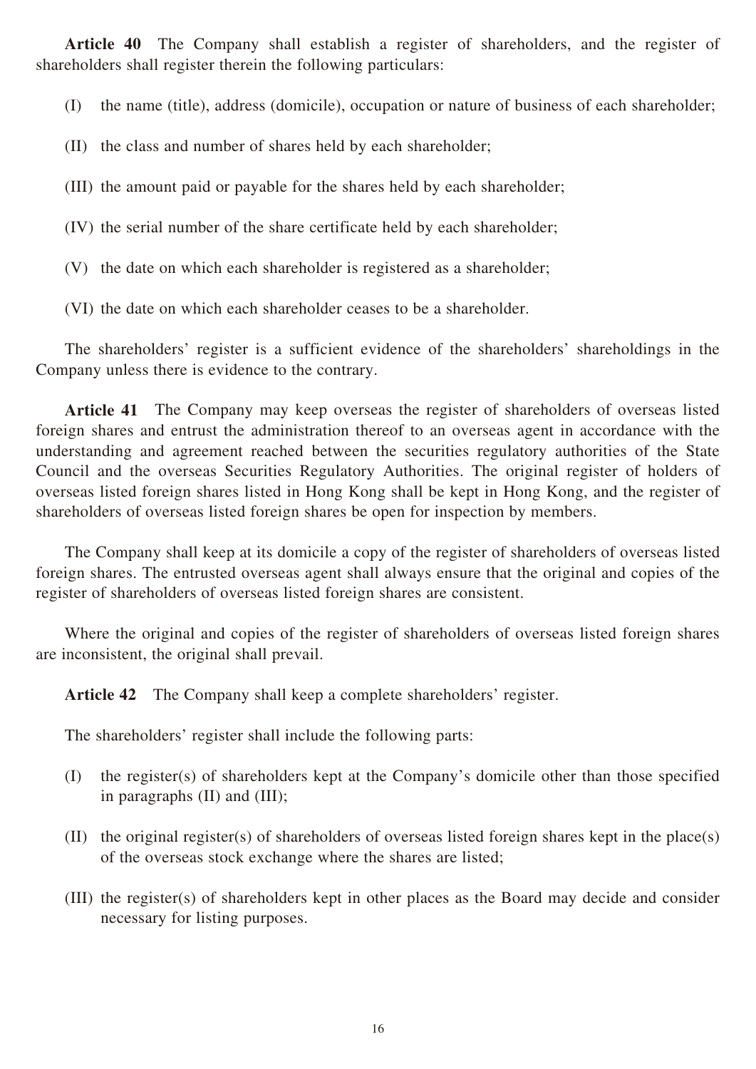**Article 40** The Company shall establish a register of shareholders, and the register of shareholders shall register therein the following particulars:

(I) the name (title), address (domicile), occupation or nature of business of each shareholder;

(II) the class and number of shares held by each shareholder;

(III) the amount paid or payable for the shares held by each shareholder;

(IV) the serial number of the share certificate held by each shareholder;

(V) the date on which each shareholder is registered as a shareholder;

(VI) the date on which each shareholder ceases to be a shareholder.

The shareholders' register is a sufficient evidence of the shareholders' shareholdings in the Company unless there is evidence to the contrary.

**Article 41** The Company may keep overseas the register of shareholders of overseas listed foreign shares and entrust the administration thereof to an overseas agent in accordance with the understanding and agreement reached between the securities regulatory authorities of the State Council and the overseas Securities Regulatory Authorities. The original register of holders of overseas listed foreign shares listed in Hong Kong shall be kept in Hong Kong, and the register of shareholders of overseas listed foreign shares be open for inspection by members.

The Company shall keep at its domicile a copy of the register of shareholders of overseas listed foreign shares. The entrusted overseas agent shall always ensure that the original and copies of the register of shareholders of overseas listed foreign shares are consistent.

Where the original and copies of the register of shareholders of overseas listed foreign shares are inconsistent, the original shall prevail.

**Article 42** The Company shall keep a complete shareholders' register.

The shareholders' register shall include the following parts:

(I) the register(s) of shareholders kept at the Company's domicile other than those specified in paragraphs (II) and (III);

(II) the original register(s) of shareholders of overseas listed foreign shares kept in the place(s) of the overseas stock exchange where the shares are listed;

(III) the register(s) of shareholders kept in other places as the Board may decide and consider necessary for listing purposes.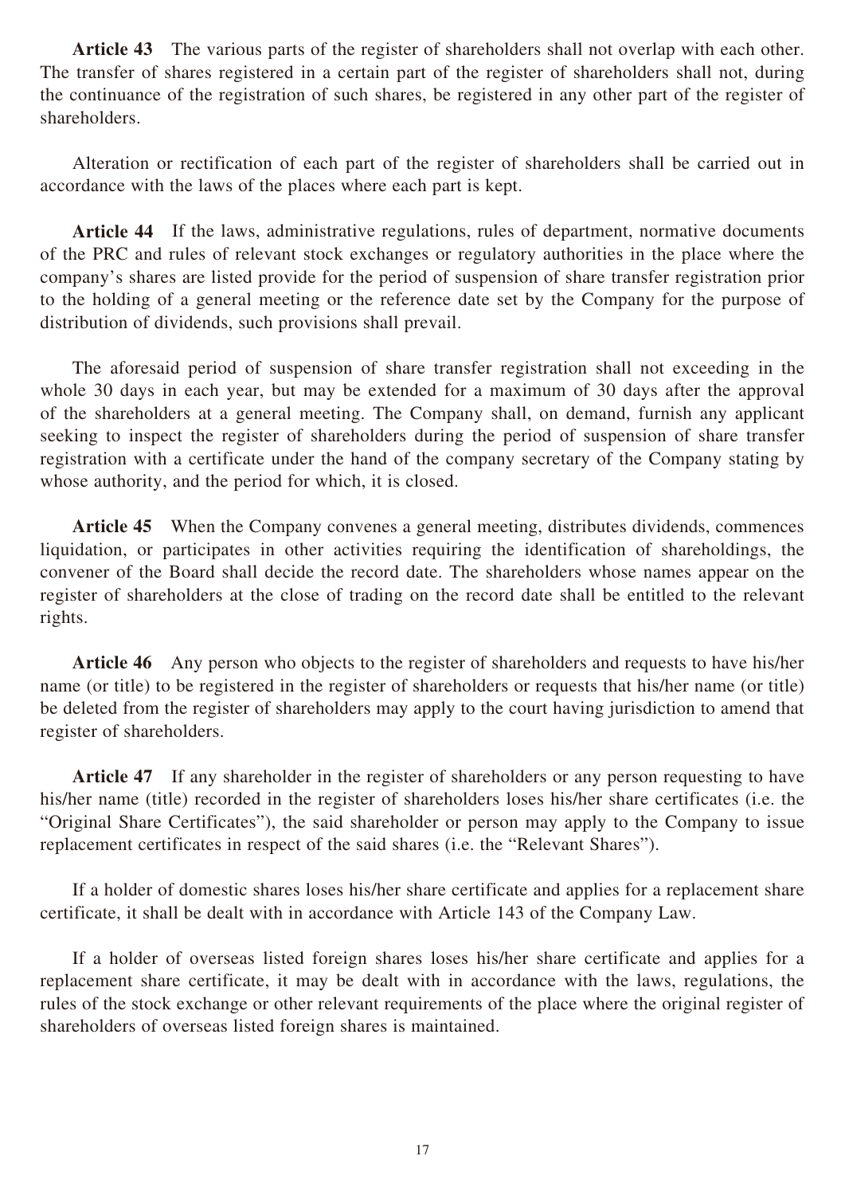**Article 43** The various parts of the register of shareholders shall not overlap with each other. The transfer of shares registered in a certain part of the register of shareholders shall not, during the continuance of the registration of such shares, be registered in any other part of the register of shareholders.

Alteration or rectification of each part of the register of shareholders shall be carried out in accordance with the laws of the places where each part is kept.

**Article 44** If the laws, administrative regulations, rules of department, normative documents of the PRC and rules of relevant stock exchanges or regulatory authorities in the place where the company's shares are listed provide for the period of suspension of share transfer registration prior to the holding of a general meeting or the reference date set by the Company for the purpose of distribution of dividends, such provisions shall prevail.

The aforesaid period of suspension of share transfer registration shall not exceeding in the whole 30 days in each year, but may be extended for a maximum of 30 days after the approval of the shareholders at a general meeting. The Company shall, on demand, furnish any applicant seeking to inspect the register of shareholders during the period of suspension of share transfer registration with a certificate under the hand of the company secretary of the Company stating by whose authority, and the period for which, it is closed.

**Article 45** When the Company convenes a general meeting, distributes dividends, commences liquidation, or participates in other activities requiring the identification of shareholdings, the convener of the Board shall decide the record date. The shareholders whose names appear on the register of shareholders at the close of trading on the record date shall be entitled to the relevant rights.

**Article 46** Any person who objects to the register of shareholders and requests to have his/her name (or title) to be registered in the register of shareholders or requests that his/her name (or title) be deleted from the register of shareholders may apply to the court having jurisdiction to amend that register of shareholders.

**Article 47** If any shareholder in the register of shareholders or any person requesting to have his/her name (title) recorded in the register of shareholders loses his/her share certificates (i.e. the "Original Share Certificates"), the said shareholder or person may apply to the Company to issue replacement certificates in respect of the said shares (i.e. the "Relevant Shares").

If a holder of domestic shares loses his/her share certificate and applies for a replacement share certificate, it shall be dealt with in accordance with Article 143 of the Company Law.

If a holder of overseas listed foreign shares loses his/her share certificate and applies for a replacement share certificate, it may be dealt with in accordance with the laws, regulations, the rules of the stock exchange or other relevant requirements of the place where the original register of shareholders of overseas listed foreign shares is maintained.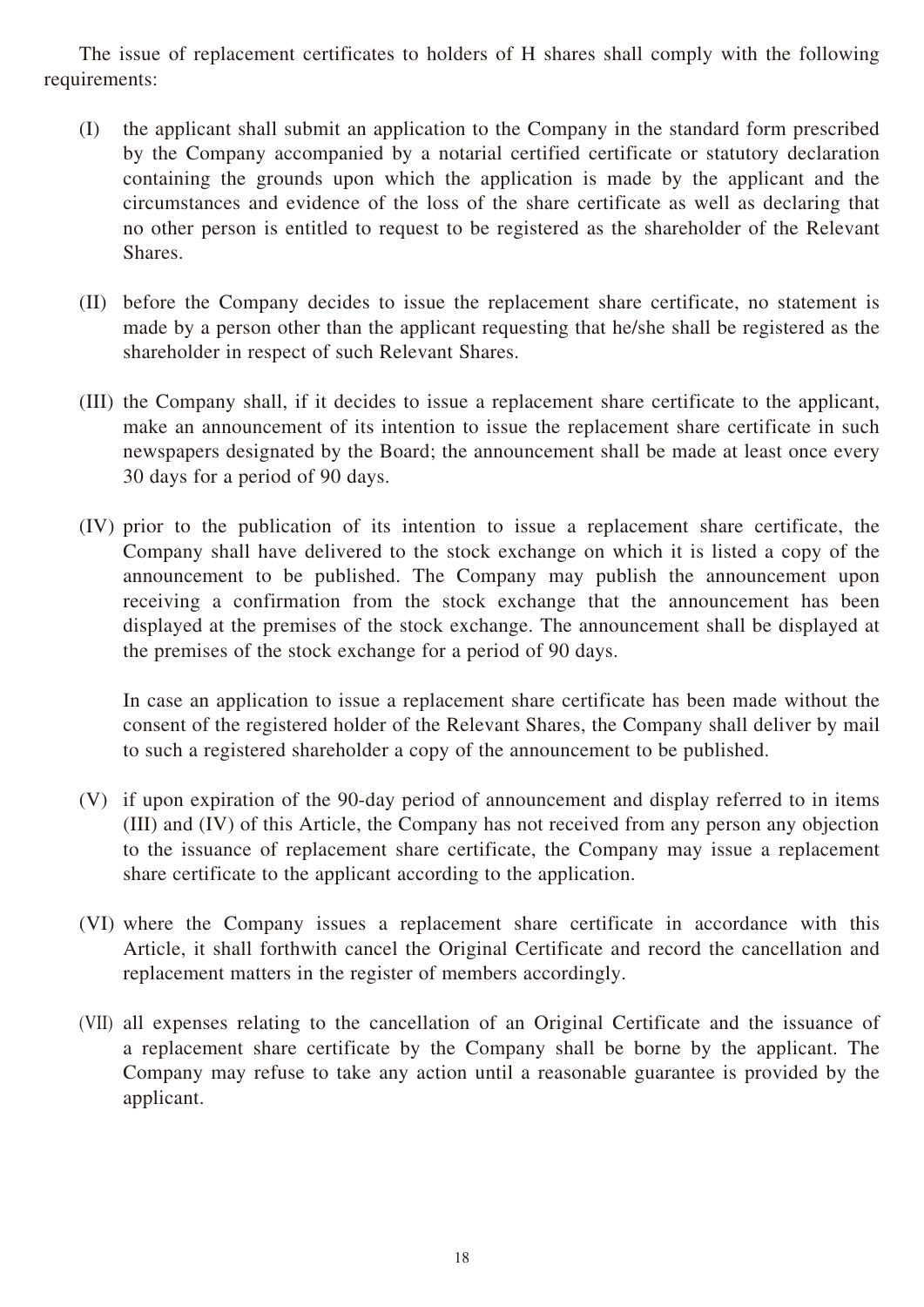The issue of replacement certificates to holders of H shares shall comply with the following requirements:

(I) the applicant shall submit an application to the Company in the standard form prescribed by the Company accompanied by a notarial certified certificate or statutory declaration containing the grounds upon which the application is made by the applicant and the circumstances and evidence of the loss of the share certificate as well as declaring that no other person is entitled to request to be registered as the shareholder of the Relevant Shares.

(II) before the Company decides to issue the replacement share certificate, no statement is made by a person other than the applicant requesting that he/she shall be registered as the shareholder in respect of such Relevant Shares.

(III) the Company shall, if it decides to issue a replacement share certificate to the applicant, make an announcement of its intention to issue the replacement share certificate in such newspapers designated by the Board; the announcement shall be made at least once every 30 days for a period of 90 days.

(IV) prior to the publication of its intention to issue a replacement share certificate, the Company shall have delivered to the stock exchange on which it is listed a copy of the announcement to be published. The Company may publish the announcement upon receiving a confirmation from the stock exchange that the announcement has been displayed at the premises of the stock exchange. The announcement shall be displayed at the premises of the stock exchange for a period of 90 days.

In case an application to issue a replacement share certificate has been made without the consent of the registered holder of the Relevant Shares, the Company shall deliver by mail to such a registered shareholder a copy of the announcement to be published.

(V) if upon expiration of the 90-day period of announcement and display referred to in items (III) and (IV) of this Article, the Company has not received from any person any objection to the issuance of replacement share certificate, the Company may issue a replacement share certificate to the applicant according to the application.

(VI) where the Company issues a replacement share certificate in accordance with this Article, it shall forthwith cancel the Original Certificate and record the cancellation and replacement matters in the register of members accordingly.

(VII) all expenses relating to the cancellation of an Original Certificate and the issuance of a replacement share certificate by the Company shall be borne by the applicant. The Company may refuse to take any action until a reasonable guarantee is provided by the applicant.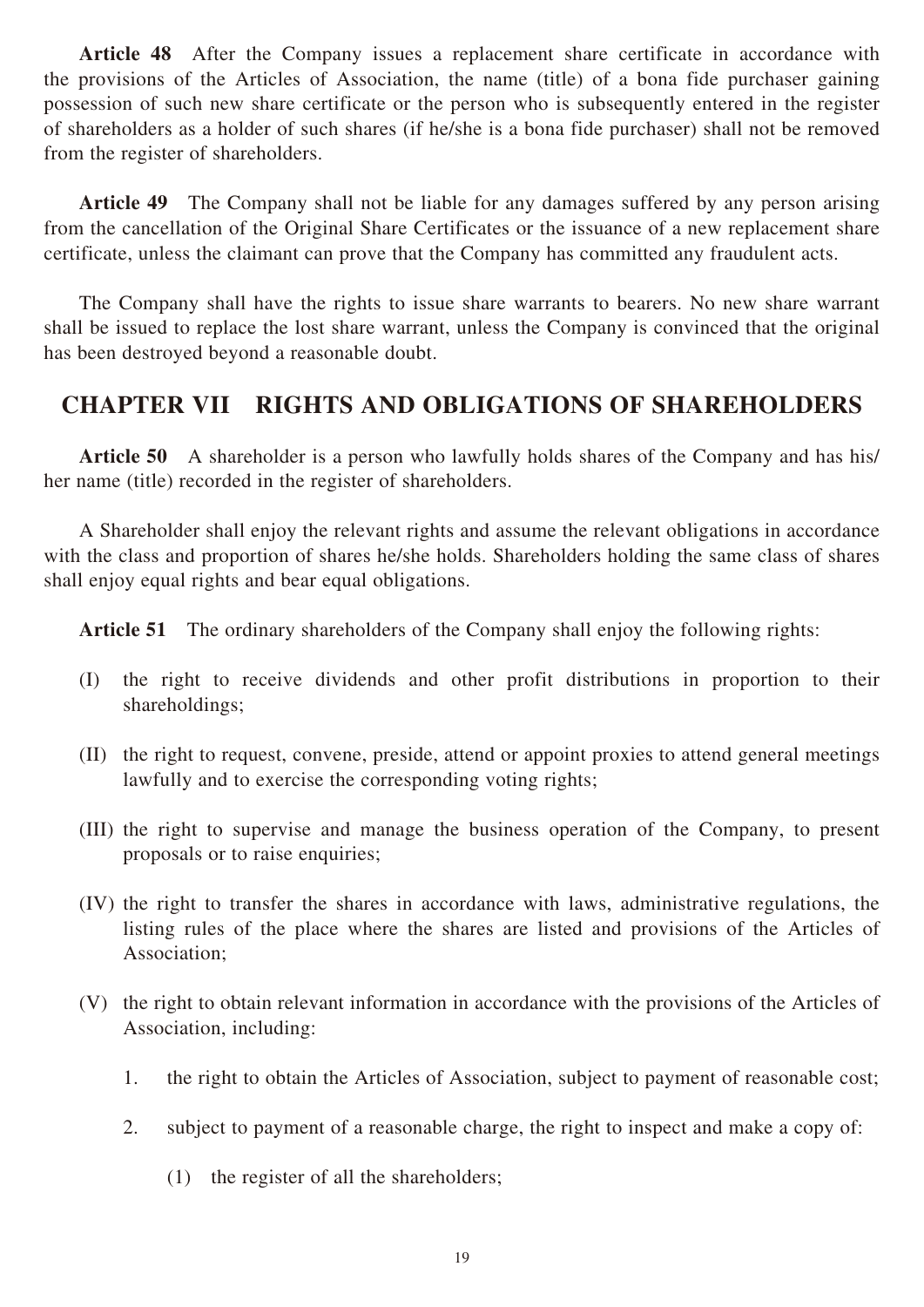**Article 48** After the Company issues a replacement share certificate in accordance with the provisions of the Articles of Association, the name (title) of a bona fide purchaser gaining possession of such new share certificate or the person who is subsequently entered in the register of shareholders as a holder of such shares (if he/she is a bona fide purchaser) shall not be removed from the register of shareholders.

**Article 49** The Company shall not be liable for any damages suffered by any person arising from the cancellation of the Original Share Certificates or the issuance of a new replacement share certificate, unless the claimant can prove that the Company has committed any fraudulent acts.

The Company shall have the rights to issue share warrants to bearers. No new share warrant shall be issued to replace the lost share warrant, unless the Company is convinced that the original has been destroyed beyond a reasonable doubt.

## CHAPTER VII RIGHTS AND OBLIGATIONS OF SHAREHOLDERS

**Article 50** A shareholder is a person who lawfully holds shares of the Company and has his/her name (title) recorded in the register of shareholders.

A Shareholder shall enjoy the relevant rights and assume the relevant obligations in accordance with the class and proportion of shares he/she holds. Shareholders holding the same class of shares shall enjoy equal rights and bear equal obligations.

**Article 51** The ordinary shareholders of the Company shall enjoy the following rights:

(I) the right to receive dividends and other profit distributions in proportion to their shareholdings;

(II) the right to request, convene, preside, attend or appoint proxies to attend general meetings lawfully and to exercise the corresponding voting rights;

(III) the right to supervise and manage the business operation of the Company, to present proposals or to raise enquiries;

(IV) the right to transfer the shares in accordance with laws, administrative regulations, the listing rules of the place where the shares are listed and provisions of the Articles of Association;

(V) the right to obtain relevant information in accordance with the provisions of the Articles of Association, including:

1. the right to obtain the Articles of Association, subject to payment of reasonable cost;

2. subject to payment of a reasonable charge, the right to inspect and make a copy of:

   (1) the register of all the shareholders;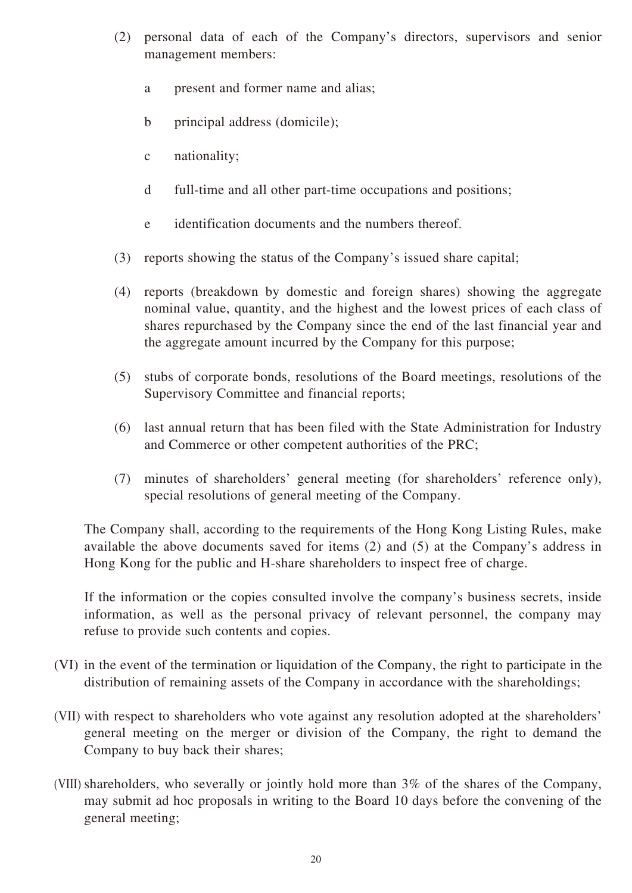(2) personal data of each of the Company's directors, supervisors and senior management members:

   a present and former name and alias;

   b principal address (domicile);

   c nationality;

   d full-time and all other part-time occupations and positions;

   e identification documents and the numbers thereof.

(3) reports showing the status of the Company's issued share capital;

(4) reports (breakdown by domestic and foreign shares) showing the aggregate nominal value, quantity, and the highest and the lowest prices of each class of shares repurchased by the Company since the end of the last financial year and the aggregate amount incurred by the Company for this purpose;

(5) stubs of corporate bonds, resolutions of the Board meetings, resolutions of the Supervisory Committee and financial reports;

(6) last annual return that has been filed with the State Administration for Industry and Commerce or other competent authorities of the PRC;

(7) minutes of shareholders' general meeting (for shareholders' reference only), special resolutions of general meeting of the Company.

The Company shall, according to the requirements of the Hong Kong Listing Rules, make available the above documents saved for items (2) and (5) at the Company's address in Hong Kong for the public and H-share shareholders to inspect free of charge.

If the information or the copies consulted involve the company's business secrets, inside information, as well as the personal privacy of relevant personnel, the company may refuse to provide such contents and copies.

(VI) in the event of the termination or liquidation of the Company, the right to participate in the distribution of remaining assets of the Company in accordance with the shareholdings;

(VII) with respect to shareholders who vote against any resolution adopted at the shareholders' general meeting on the merger or division of the Company, the right to demand the Company to buy back their shares;

(VIII) shareholders, who severally or jointly hold more than 3% of the shares of the Company, may submit ad hoc proposals in writing to the Board 10 days before the convening of the general meeting;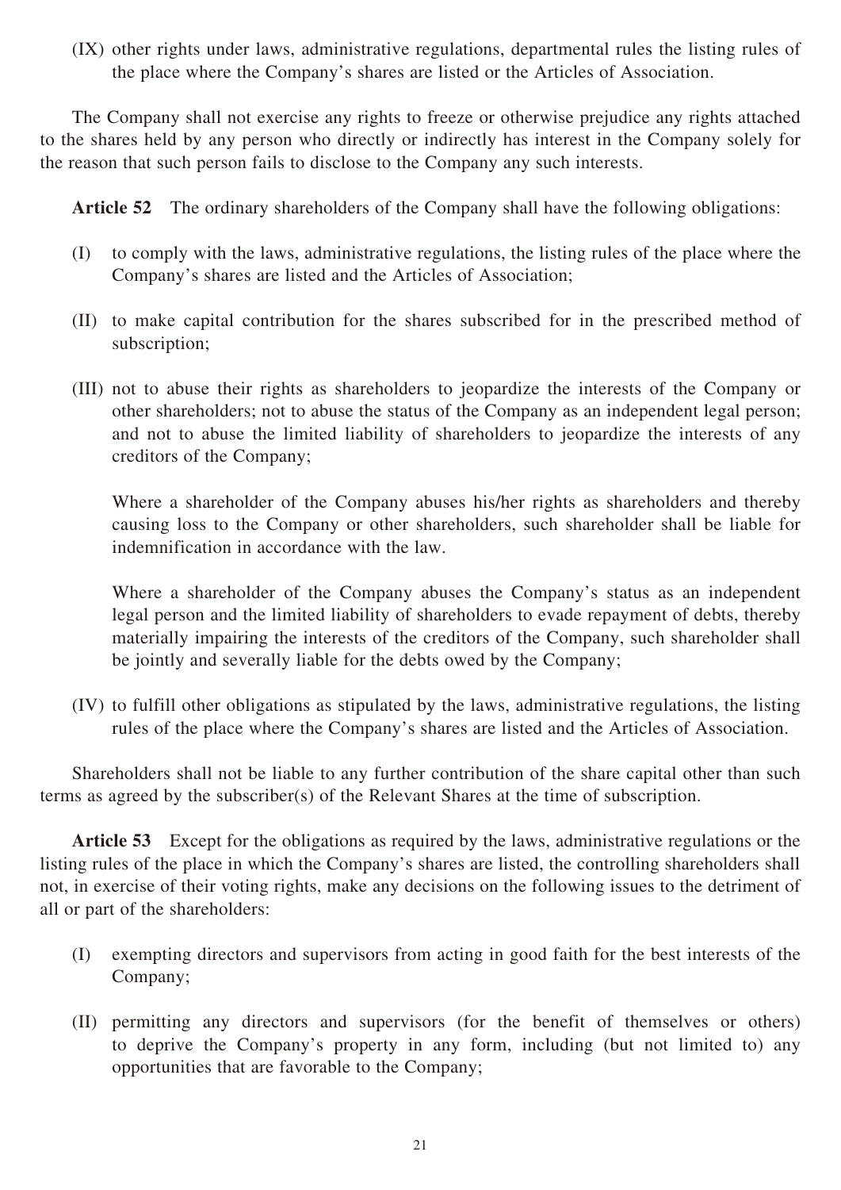(IX) other rights under laws, administrative regulations, departmental rules the listing rules of the place where the Company's shares are listed or the Articles of Association.

The Company shall not exercise any rights to freeze or otherwise prejudice any rights attached to the shares held by any person who directly or indirectly has interest in the Company solely for the reason that such person fails to disclose to the Company any such interests.

**Article 52** The ordinary shareholders of the Company shall have the following obligations:

(I) to comply with the laws, administrative regulations, the listing rules of the place where the Company's shares are listed and the Articles of Association;

(II) to make capital contribution for the shares subscribed for in the prescribed method of subscription;

(III) not to abuse their rights as shareholders to jeopardize the interests of the Company or other shareholders; not to abuse the status of the Company as an independent legal person; and not to abuse the limited liability of shareholders to jeopardize the interests of any creditors of the Company;

Where a shareholder of the Company abuses his/her rights as shareholders and thereby causing loss to the Company or other shareholders, such shareholder shall be liable for indemnification in accordance with the law.

Where a shareholder of the Company abuses the Company's status as an independent legal person and the limited liability of shareholders to evade repayment of debts, thereby materially impairing the interests of the creditors of the Company, such shareholder shall be jointly and severally liable for the debts owed by the Company;

(IV) to fulfill other obligations as stipulated by the laws, administrative regulations, the listing rules of the place where the Company's shares are listed and the Articles of Association.

Shareholders shall not be liable to any further contribution of the share capital other than such terms as agreed by the subscriber(s) of the Relevant Shares at the time of subscription.

**Article 53** Except for the obligations as required by the laws, administrative regulations or the listing rules of the place in which the Company's shares are listed, the controlling shareholders shall not, in exercise of their voting rights, make any decisions on the following issues to the detriment of all or part of the shareholders:

(I) exempting directors and supervisors from acting in good faith for the best interests of the Company;

(II) permitting any directors and supervisors (for the benefit of themselves or others) to deprive the Company's property in any form, including (but not limited to) any opportunities that are favorable to the Company;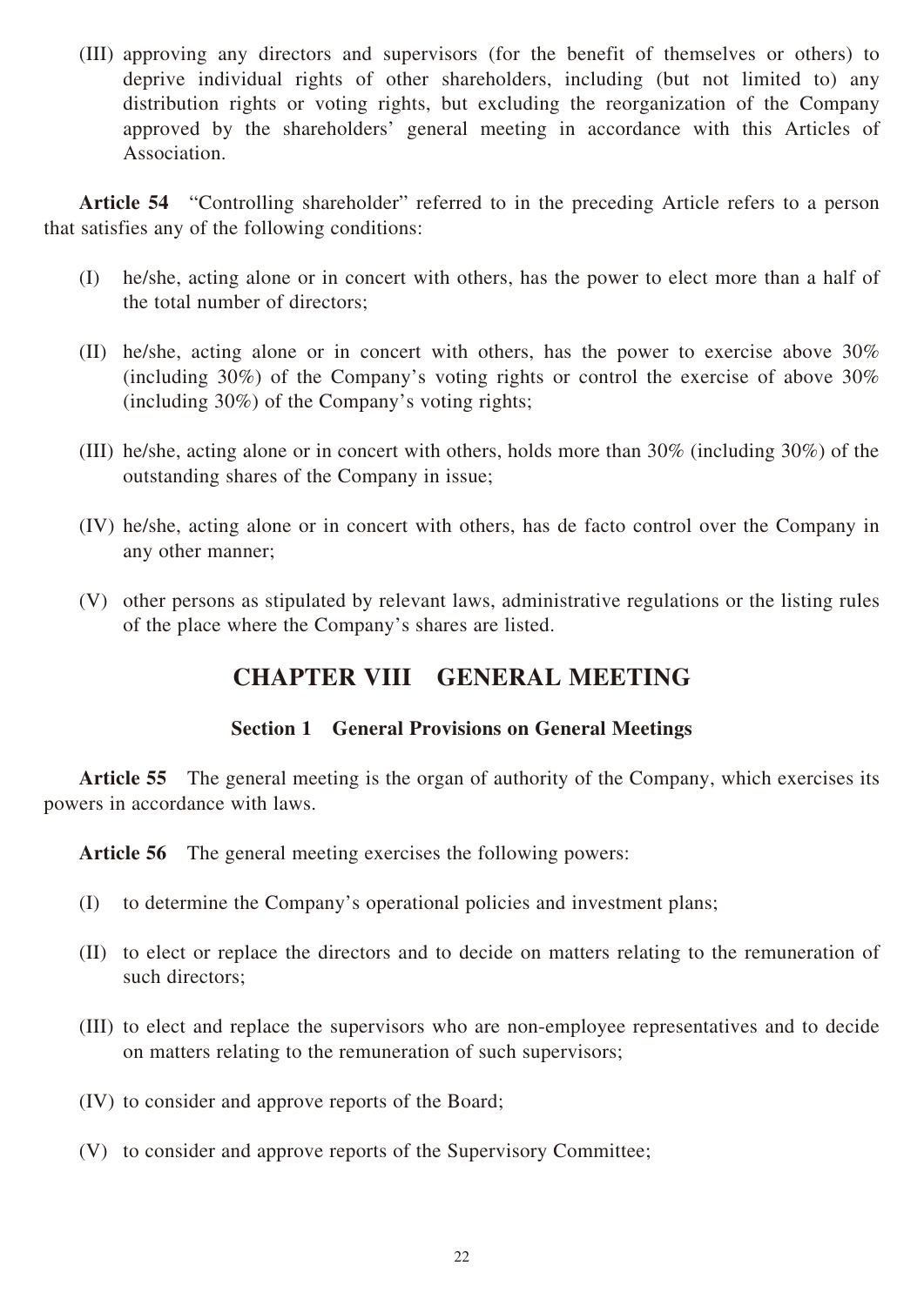(III) approving any directors and supervisors (for the benefit of themselves or others) to deprive individual rights of other shareholders, including (but not limited to) any distribution rights or voting rights, but excluding the reorganization of the Company approved by the shareholders' general meeting in accordance with this Articles of Association.

**Article 54** "Controlling shareholder" referred to in the preceding Article refers to a person that satisfies any of the following conditions:

(I) he/she, acting alone or in concert with others, has the power to elect more than a half of the total number of directors;

(II) he/she, acting alone or in concert with others, has the power to exercise above 30% (including 30%) of the Company's voting rights or control the exercise of above 30% (including 30%) of the Company's voting rights;

(III) he/she, acting alone or in concert with others, holds more than 30% (including 30%) of the outstanding shares of the Company in issue;

(IV) he/she, acting alone or in concert with others, has de facto control over the Company in any other manner;

(V) other persons as stipulated by relevant laws, administrative regulations or the listing rules of the place where the Company's shares are listed.

## CHAPTER VIII GENERAL MEETING

### Section 1 General Provisions on General Meetings

**Article 55** The general meeting is the organ of authority of the Company, which exercises its powers in accordance with laws.

**Article 56** The general meeting exercises the following powers:

(I) to determine the Company's operational policies and investment plans;

(II) to elect or replace the directors and to decide on matters relating to the remuneration of such directors;

(III) to elect and replace the supervisors who are non-employee representatives and to decide on matters relating to the remuneration of such supervisors;

(IV) to consider and approve reports of the Board;

(V) to consider and approve reports of the Supervisory Committee;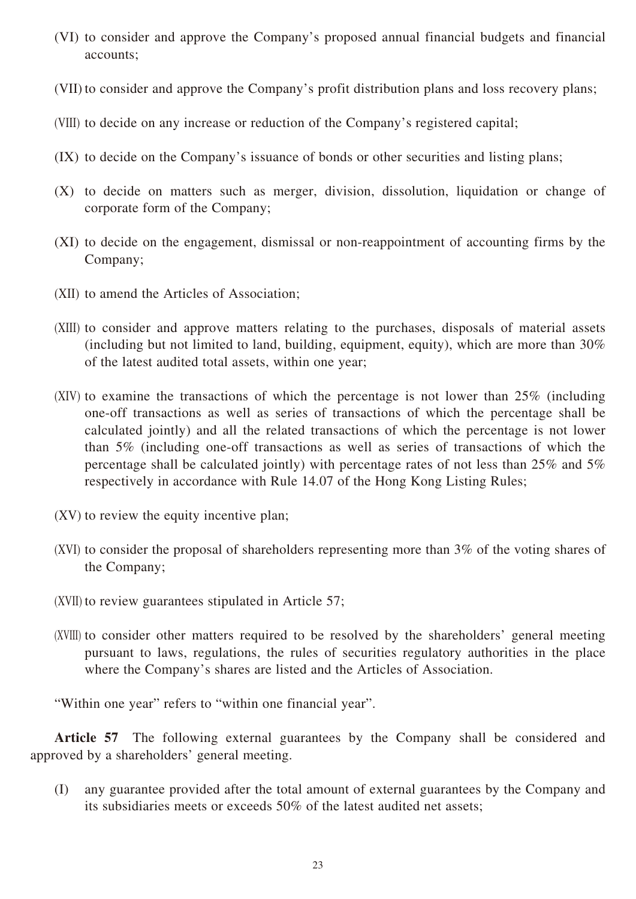(VI) to consider and approve the Company's proposed annual financial budgets and financial accounts;

(VII) to consider and approve the Company's profit distribution plans and loss recovery plans;

(VIII) to decide on any increase or reduction of the Company's registered capital;

(IX) to decide on the Company's issuance of bonds or other securities and listing plans;

(X) to decide on matters such as merger, division, dissolution, liquidation or change of corporate form of the Company;

(XI) to decide on the engagement, dismissal or non-reappointment of accounting firms by the Company;

(XII) to amend the Articles of Association;

(XIII) to consider and approve matters relating to the purchases, disposals of material assets (including but not limited to land, building, equipment, equity), which are more than 30% of the latest audited total assets, within one year;

(XIV) to examine the transactions of which the percentage is not lower than 25% (including one-off transactions as well as series of transactions of which the percentage shall be calculated jointly) and all the related transactions of which the percentage is not lower than 5% (including one-off transactions as well as series of transactions of which the percentage shall be calculated jointly) with percentage rates of not less than 25% and 5% respectively in accordance with Rule 14.07 of the Hong Kong Listing Rules;

(XV) to review the equity incentive plan;

(XVI) to consider the proposal of shareholders representing more than 3% of the voting shares of the Company;

(XVII) to review guarantees stipulated in Article 57;

(XVIII) to consider other matters required to be resolved by the shareholders' general meeting pursuant to laws, regulations, the rules of securities regulatory authorities in the place where the Company's shares are listed and the Articles of Association.

"Within one year" refers to "within one financial year".

**Article 57** The following external guarantees by the Company shall be considered and approved by a shareholders' general meeting.

(I) any guarantee provided after the total amount of external guarantees by the Company and its subsidiaries meets or exceeds 50% of the latest audited net assets;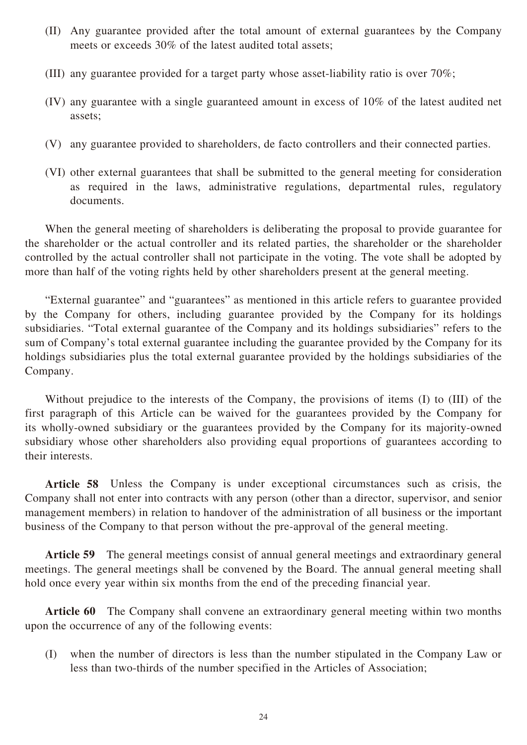(II) Any guarantee provided after the total amount of external guarantees by the Company meets or exceeds 30% of the latest audited total assets;

(III) any guarantee provided for a target party whose asset-liability ratio is over 70%;

(IV) any guarantee with a single guaranteed amount in excess of 10% of the latest audited net assets;

(V) any guarantee provided to shareholders, de facto controllers and their connected parties.

(VI) other external guarantees that shall be submitted to the general meeting for consideration as required in the laws, administrative regulations, departmental rules, regulatory documents.

When the general meeting of shareholders is deliberating the proposal to provide guarantee for the shareholder or the actual controller and its related parties, the shareholder or the shareholder controlled by the actual controller shall not participate in the voting. The vote shall be adopted by more than half of the voting rights held by other shareholders present at the general meeting.

"External guarantee" and "guarantees" as mentioned in this article refers to guarantee provided by the Company for others, including guarantee provided by the Company for its holdings subsidiaries. "Total external guarantee of the Company and its holdings subsidiaries" refers to the sum of Company's total external guarantee including the guarantee provided by the Company for its holdings subsidiaries plus the total external guarantee provided by the holdings subsidiaries of the Company.

Without prejudice to the interests of the Company, the provisions of items (I) to (III) of the first paragraph of this Article can be waived for the guarantees provided by the Company for its wholly-owned subsidiary or the guarantees provided by the Company for its majority-owned subsidiary whose other shareholders also providing equal proportions of guarantees according to their interests.

**Article 58** Unless the Company is under exceptional circumstances such as crisis, the Company shall not enter into contracts with any person (other than a director, supervisor, and senior management members) in relation to handover of the administration of all business or the important business of the Company to that person without the pre-approval of the general meeting.

**Article 59** The general meetings consist of annual general meetings and extraordinary general meetings. The general meetings shall be convened by the Board. The annual general meeting shall hold once every year within six months from the end of the preceding financial year.

**Article 60** The Company shall convene an extraordinary general meeting within two months upon the occurrence of any of the following events:

(I) when the number of directors is less than the number stipulated in the Company Law or less than two-thirds of the number specified in the Articles of Association;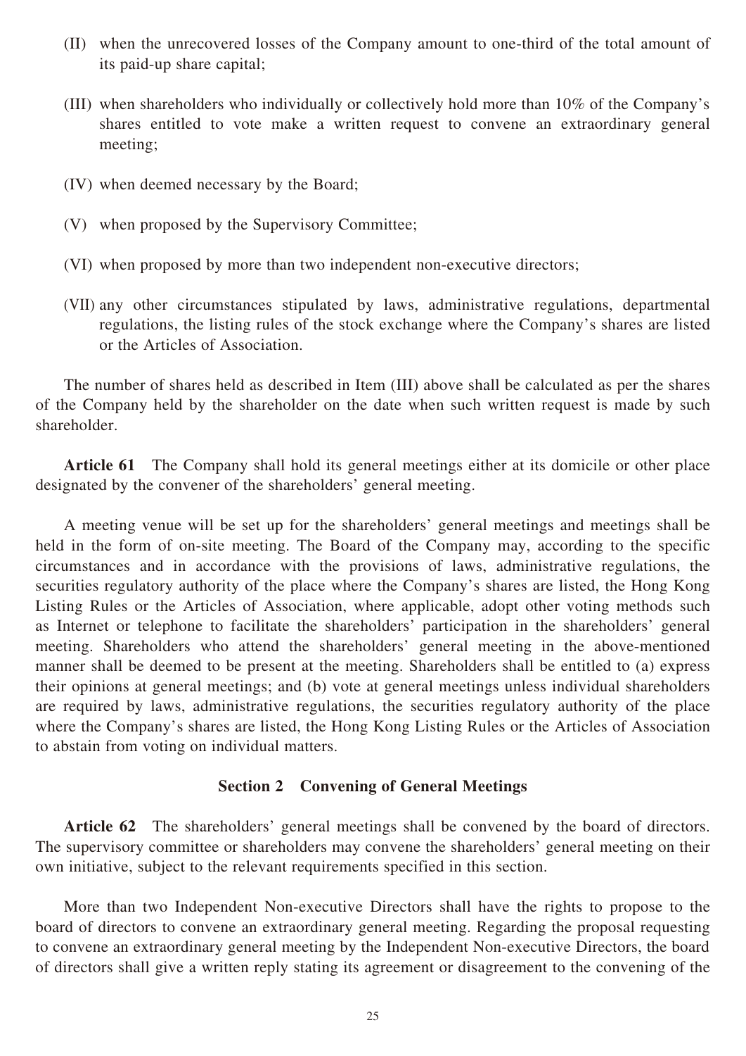(II) when the unrecovered losses of the Company amount to one-third of the total amount of its paid-up share capital;

(III) when shareholders who individually or collectively hold more than 10% of the Company's shares entitled to vote make a written request to convene an extraordinary general meeting;

(IV) when deemed necessary by the Board;

(V) when proposed by the Supervisory Committee;

(VI) when proposed by more than two independent non-executive directors;

(VII) any other circumstances stipulated by laws, administrative regulations, departmental regulations, the listing rules of the stock exchange where the Company's shares are listed or the Articles of Association.

The number of shares held as described in Item (III) above shall be calculated as per the shares of the Company held by the shareholder on the date when such written request is made by such shareholder.

**Article 61** The Company shall hold its general meetings either at its domicile or other place designated by the convener of the shareholders' general meeting.

A meeting venue will be set up for the shareholders' general meetings and meetings shall be held in the form of on-site meeting. The Board of the Company may, according to the specific circumstances and in accordance with the provisions of laws, administrative regulations, the securities regulatory authority of the place where the Company's shares are listed, the Hong Kong Listing Rules or the Articles of Association, where applicable, adopt other voting methods such as Internet or telephone to facilitate the shareholders' participation in the shareholders' general meeting. Shareholders who attend the shareholders' general meeting in the above-mentioned manner shall be deemed to be present at the meeting. Shareholders shall be entitled to (a) express their opinions at general meetings; and (b) vote at general meetings unless individual shareholders are required by laws, administrative regulations, the securities regulatory authority of the place where the Company's shares are listed, the Hong Kong Listing Rules or the Articles of Association to abstain from voting on individual matters.

## Section 2 Convening of General Meetings

**Article 62** The shareholders' general meetings shall be convened by the board of directors. The supervisory committee or shareholders may convene the shareholders' general meeting on their own initiative, subject to the relevant requirements specified in this section.

More than two Independent Non-executive Directors shall have the rights to propose to the board of directors to convene an extraordinary general meeting. Regarding the proposal requesting to convene an extraordinary general meeting by the Independent Non-executive Directors, the board of directors shall give a written reply stating its agreement or disagreement to the convening of the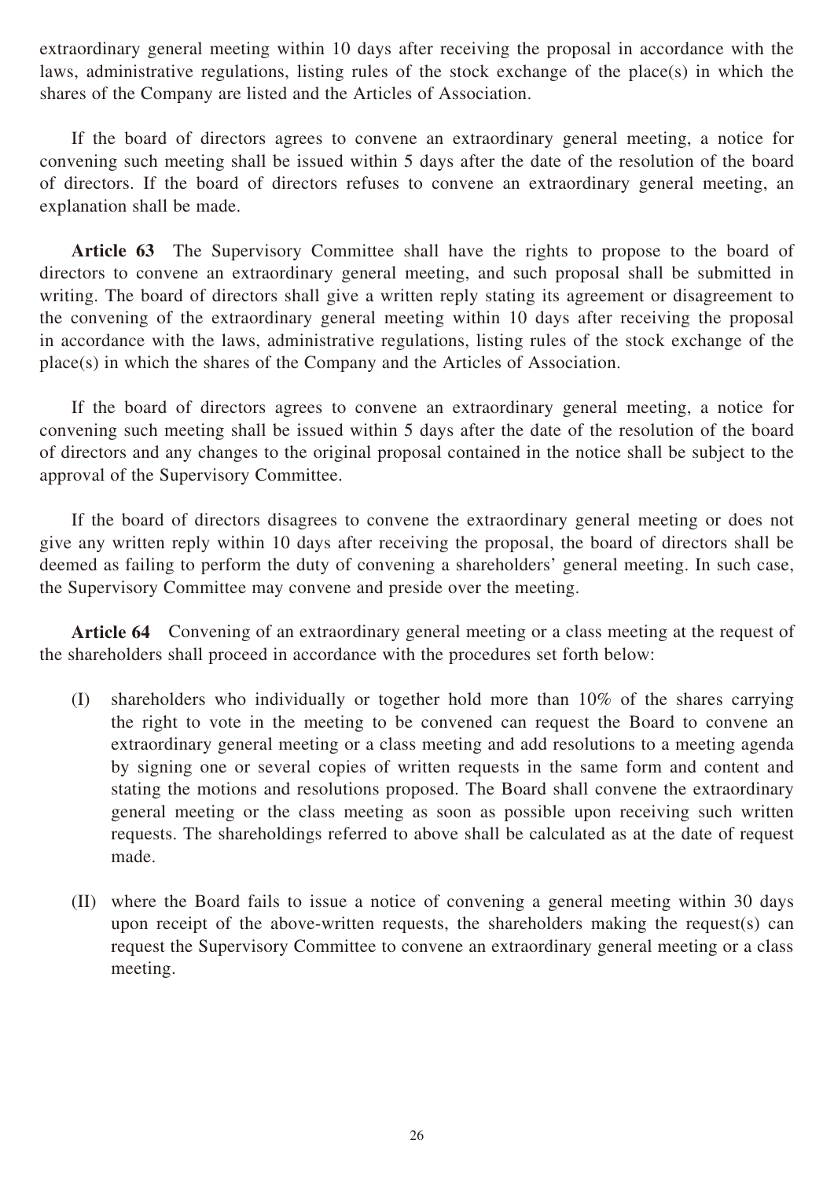extraordinary general meeting within 10 days after receiving the proposal in accordance with the laws, administrative regulations, listing rules of the stock exchange of the place(s) in which the shares of the Company are listed and the Articles of Association.

If the board of directors agrees to convene an extraordinary general meeting, a notice for convening such meeting shall be issued within 5 days after the date of the resolution of the board of directors. If the board of directors refuses to convene an extraordinary general meeting, an explanation shall be made.

**Article 63** The Supervisory Committee shall have the rights to propose to the board of directors to convene an extraordinary general meeting, and such proposal shall be submitted in writing. The board of directors shall give a written reply stating its agreement or disagreement to the convening of the extraordinary general meeting within 10 days after receiving the proposal in accordance with the laws, administrative regulations, listing rules of the stock exchange of the place(s) in which the shares of the Company and the Articles of Association.

If the board of directors agrees to convene an extraordinary general meeting, a notice for convening such meeting shall be issued within 5 days after the date of the resolution of the board of directors and any changes to the original proposal contained in the notice shall be subject to the approval of the Supervisory Committee.

If the board of directors disagrees to convene the extraordinary general meeting or does not give any written reply within 10 days after receiving the proposal, the board of directors shall be deemed as failing to perform the duty of convening a shareholders' general meeting. In such case, the Supervisory Committee may convene and preside over the meeting.

**Article 64** Convening of an extraordinary general meeting or a class meeting at the request of the shareholders shall proceed in accordance with the procedures set forth below:

(I) shareholders who individually or together hold more than 10% of the shares carrying the right to vote in the meeting to be convened can request the Board to convene an extraordinary general meeting or a class meeting and add resolutions to a meeting agenda by signing one or several copies of written requests in the same form and content and stating the motions and resolutions proposed. The Board shall convene the extraordinary general meeting or the class meeting as soon as possible upon receiving such written requests. The shareholdings referred to above shall be calculated as at the date of request made.

(II) where the Board fails to issue a notice of convening a general meeting within 30 days upon receipt of the above-written requests, the shareholders making the request(s) can request the Supervisory Committee to convene an extraordinary general meeting or a class meeting.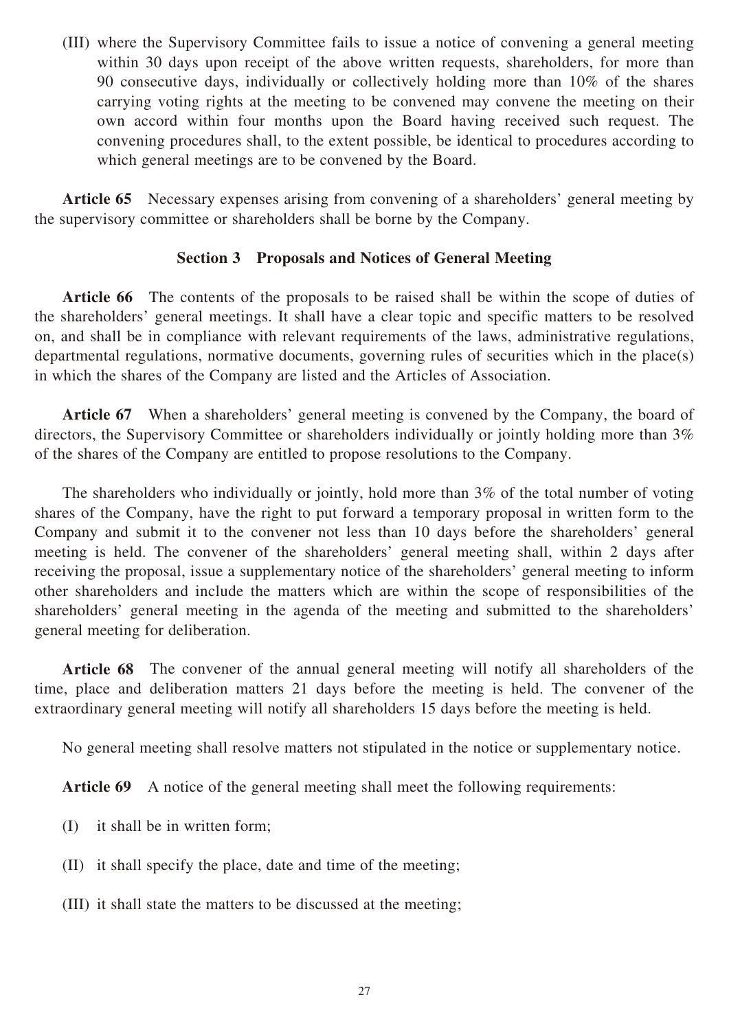(III) where the Supervisory Committee fails to issue a notice of convening a general meeting within 30 days upon receipt of the above written requests, shareholders, for more than 90 consecutive days, individually or collectively holding more than 10% of the shares carrying voting rights at the meeting to be convened may convene the meeting on their own accord within four months upon the Board having received such request. The convening procedures shall, to the extent possible, be identical to procedures according to which general meetings are to be convened by the Board.

**Article 65** Necessary expenses arising from convening of a shareholders' general meeting by the supervisory committee or shareholders shall be borne by the Company.

### Section 3 Proposals and Notices of General Meeting

**Article 66** The contents of the proposals to be raised shall be within the scope of duties of the shareholders' general meetings. It shall have a clear topic and specific matters to be resolved on, and shall be in compliance with relevant requirements of the laws, administrative regulations, departmental regulations, normative documents, governing rules of securities which in the place(s) in which the shares of the Company are listed and the Articles of Association.

**Article 67** When a shareholders' general meeting is convened by the Company, the board of directors, the Supervisory Committee or shareholders individually or jointly holding more than 3% of the shares of the Company are entitled to propose resolutions to the Company.

The shareholders who individually or jointly, hold more than 3% of the total number of voting shares of the Company, have the right to put forward a temporary proposal in written form to the Company and submit it to the convener not less than 10 days before the shareholders' general meeting is held. The convener of the shareholders' general meeting shall, within 2 days after receiving the proposal, issue a supplementary notice of the shareholders' general meeting to inform other shareholders and include the matters which are within the scope of responsibilities of the shareholders' general meeting in the agenda of the meeting and submitted to the shareholders' general meeting for deliberation.

**Article 68** The convener of the annual general meeting will notify all shareholders of the time, place and deliberation matters 21 days before the meeting is held. The convener of the extraordinary general meeting will notify all shareholders 15 days before the meeting is held.

No general meeting shall resolve matters not stipulated in the notice or supplementary notice.

**Article 69** A notice of the general meeting shall meet the following requirements:

(I) it shall be in written form;

(II) it shall specify the place, date and time of the meeting;

(III) it shall state the matters to be discussed at the meeting;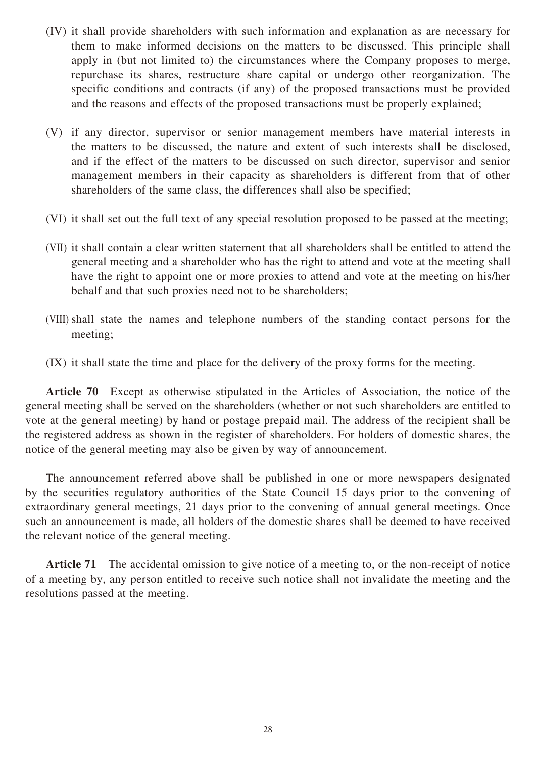(IV) it shall provide shareholders with such information and explanation as are necessary for them to make informed decisions on the matters to be discussed. This principle shall apply in (but not limited to) the circumstances where the Company proposes to merge, repurchase its shares, restructure share capital or undergo other reorganization. The specific conditions and contracts (if any) of the proposed transactions must be provided and the reasons and effects of the proposed transactions must be properly explained;

(V) if any director, supervisor or senior management members have material interests in the matters to be discussed, the nature and extent of such interests shall be disclosed, and if the effect of the matters to be discussed on such director, supervisor and senior management members in their capacity as shareholders is different from that of other shareholders of the same class, the differences shall also be specified;

(VI) it shall set out the full text of any special resolution proposed to be passed at the meeting;

(VII) it shall contain a clear written statement that all shareholders shall be entitled to attend the general meeting and a shareholder who has the right to attend and vote at the meeting shall have the right to appoint one or more proxies to attend and vote at the meeting on his/her behalf and that such proxies need not to be shareholders;

(VIII) shall state the names and telephone numbers of the standing contact persons for the meeting;

(IX) it shall state the time and place for the delivery of the proxy forms for the meeting.

**Article 70** Except as otherwise stipulated in the Articles of Association, the notice of the general meeting shall be served on the shareholders (whether or not such shareholders are entitled to vote at the general meeting) by hand or postage prepaid mail. The address of the recipient shall be the registered address as shown in the register of shareholders. For holders of domestic shares, the notice of the general meeting may also be given by way of announcement.

The announcement referred above shall be published in one or more newspapers designated by the securities regulatory authorities of the State Council 15 days prior to the convening of extraordinary general meetings, 21 days prior to the convening of annual general meetings. Once such an announcement is made, all holders of the domestic shares shall be deemed to have received the relevant notice of the general meeting.

**Article 71** The accidental omission to give notice of a meeting to, or the non-receipt of notice of a meeting by, any person entitled to receive such notice shall not invalidate the meeting and the resolutions passed at the meeting.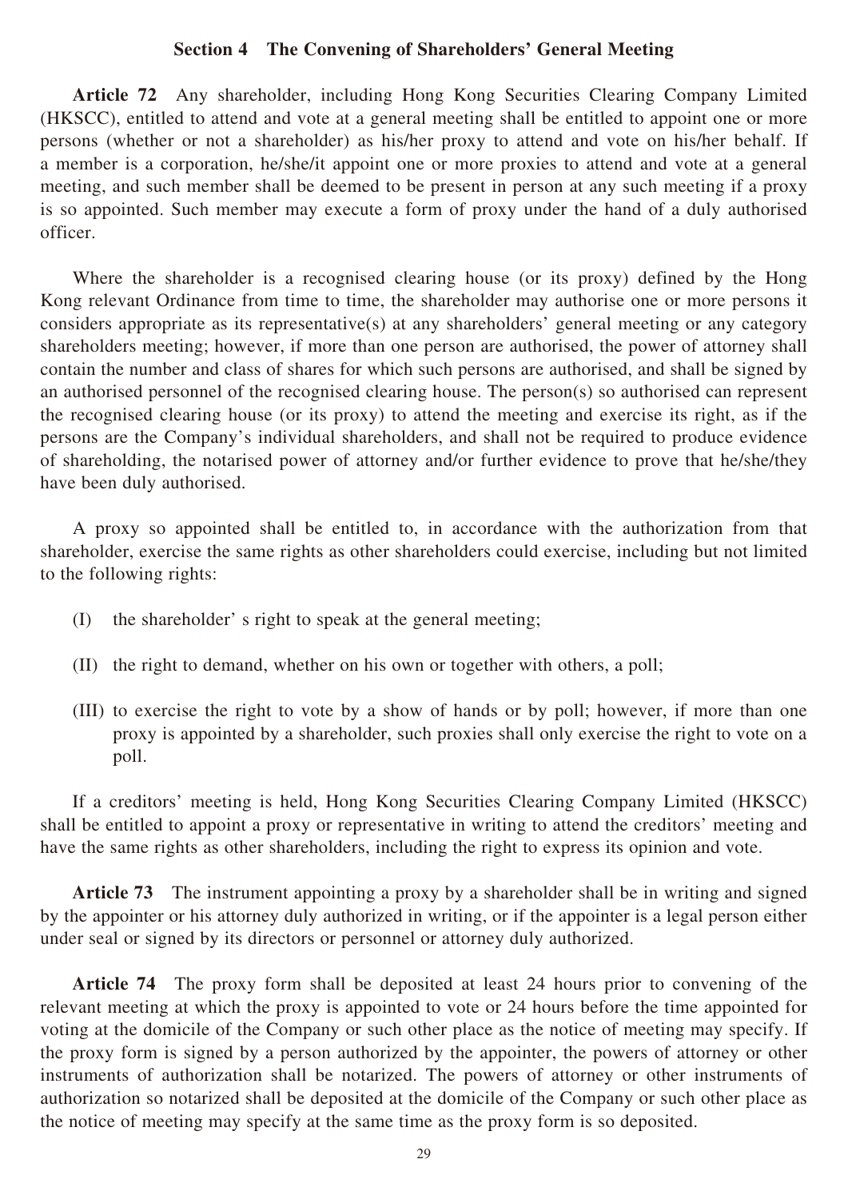## Section 4 The Convening of Shareholders' General Meeting

**Article 72** Any shareholder, including Hong Kong Securities Clearing Company Limited (HKSCC), entitled to attend and vote at a general meeting shall be entitled to appoint one or more persons (whether or not a shareholder) as his/her proxy to attend and vote on his/her behalf. If a member is a corporation, he/she/it appoint one or more proxies to attend and vote at a general meeting, and such member shall be deemed to be present in person at any such meeting if a proxy is so appointed. Such member may execute a form of proxy under the hand of a duly authorised officer.

Where the shareholder is a recognised clearing house (or its proxy) defined by the Hong Kong relevant Ordinance from time to time, the shareholder may authorise one or more persons it considers appropriate as its representative(s) at any shareholders' general meeting or any category shareholders meeting; however, if more than one person are authorised, the power of attorney shall contain the number and class of shares for which such persons are authorised, and shall be signed by an authorised personnel of the recognised clearing house. The person(s) so authorised can represent the recognised clearing house (or its proxy) to attend the meeting and exercise its right, as if the persons are the Company's individual shareholders, and shall not be required to produce evidence of shareholding, the notarised power of attorney and/or further evidence to prove that he/she/they have been duly authorised.

A proxy so appointed shall be entitled to, in accordance with the authorization from that shareholder, exercise the same rights as other shareholders could exercise, including but not limited to the following rights:

(I) the shareholder' s right to speak at the general meeting;

(II) the right to demand, whether on his own or together with others, a poll;

(III) to exercise the right to vote by a show of hands or by poll; however, if more than one proxy is appointed by a shareholder, such proxies shall only exercise the right to vote on a poll.

If a creditors' meeting is held, Hong Kong Securities Clearing Company Limited (HKSCC) shall be entitled to appoint a proxy or representative in writing to attend the creditors' meeting and have the same rights as other shareholders, including the right to express its opinion and vote.

**Article 73** The instrument appointing a proxy by a shareholder shall be in writing and signed by the appointer or his attorney duly authorized in writing, or if the appointer is a legal person either under seal or signed by its directors or personnel or attorney duly authorized.

**Article 74** The proxy form shall be deposited at least 24 hours prior to convening of the relevant meeting at which the proxy is appointed to vote or 24 hours before the time appointed for voting at the domicile of the Company or such other place as the notice of meeting may specify. If the proxy form is signed by a person authorized by the appointer, the powers of attorney or other instruments of authorization shall be notarized. The powers of attorney or other instruments of authorization so notarized shall be deposited at the domicile of the Company or such other place as the notice of meeting may specify at the same time as the proxy form is so deposited.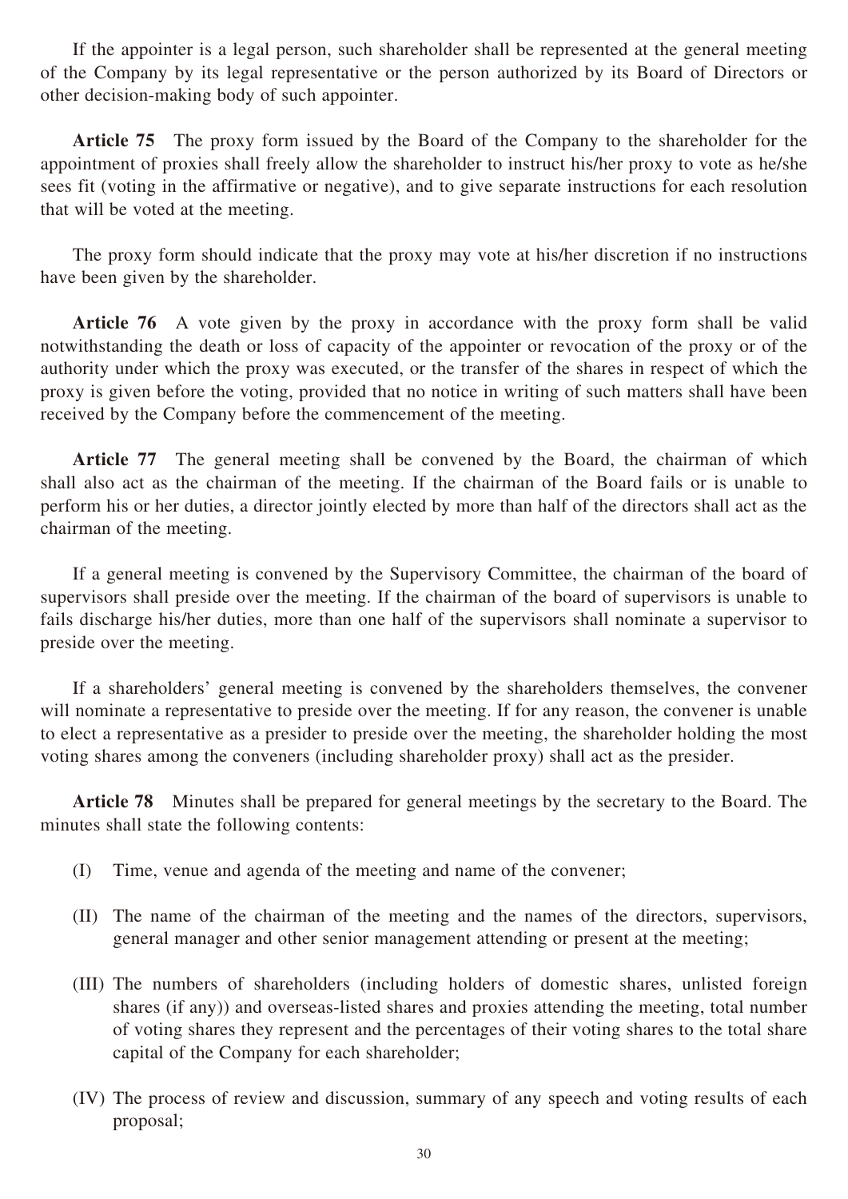If the appointer is a legal person, such shareholder shall be represented at the general meeting of the Company by its legal representative or the person authorized by its Board of Directors or other decision-making body of such appointer.

**Article 75** The proxy form issued by the Board of the Company to the shareholder for the appointment of proxies shall freely allow the shareholder to instruct his/her proxy to vote as he/she sees fit (voting in the affirmative or negative), and to give separate instructions for each resolution that will be voted at the meeting.

The proxy form should indicate that the proxy may vote at his/her discretion if no instructions have been given by the shareholder.

**Article 76** A vote given by the proxy in accordance with the proxy form shall be valid notwithstanding the death or loss of capacity of the appointer or revocation of the proxy or of the authority under which the proxy was executed, or the transfer of the shares in respect of which the proxy is given before the voting, provided that no notice in writing of such matters shall have been received by the Company before the commencement of the meeting.

**Article 77** The general meeting shall be convened by the Board, the chairman of which shall also act as the chairman of the meeting. If the chairman of the Board fails or is unable to perform his or her duties, a director jointly elected by more than half of the directors shall act as the chairman of the meeting.

If a general meeting is convened by the Supervisory Committee, the chairman of the board of supervisors shall preside over the meeting. If the chairman of the board of supervisors is unable to fails discharge his/her duties, more than one half of the supervisors shall nominate a supervisor to preside over the meeting.

If a shareholders' general meeting is convened by the shareholders themselves, the convener will nominate a representative to preside over the meeting. If for any reason, the convener is unable to elect a representative as a presider to preside over the meeting, the shareholder holding the most voting shares among the conveners (including shareholder proxy) shall act as the presider.

**Article 78** Minutes shall be prepared for general meetings by the secretary to the Board. The minutes shall state the following contents:

(I) Time, venue and agenda of the meeting and name of the convener;

(II) The name of the chairman of the meeting and the names of the directors, supervisors, general manager and other senior management attending or present at the meeting;

(III) The numbers of shareholders (including holders of domestic shares, unlisted foreign shares (if any)) and overseas-listed shares and proxies attending the meeting, total number of voting shares they represent and the percentages of their voting shares to the total share capital of the Company for each shareholder;

(IV) The process of review and discussion, summary of any speech and voting results of each proposal;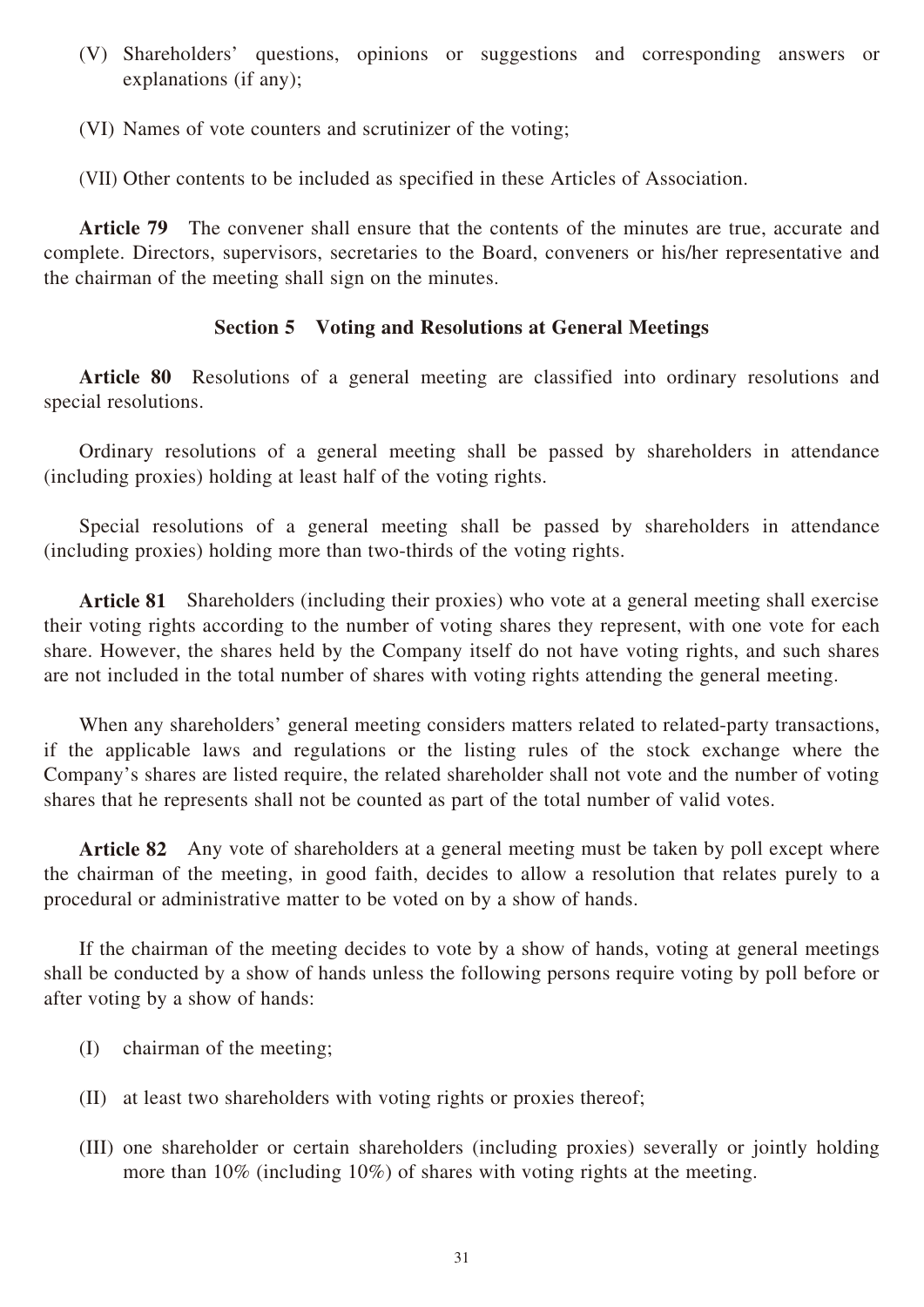(V) Shareholders' questions, opinions or suggestions and corresponding answers or explanations (if any);

(VI) Names of vote counters and scrutinizer of the voting;

(VII) Other contents to be included as specified in these Articles of Association.

**Article 79** The convener shall ensure that the contents of the minutes are true, accurate and complete. Directors, supervisors, secretaries to the Board, conveners or his/her representative and the chairman of the meeting shall sign on the minutes.

### Section 5 Voting and Resolutions at General Meetings

**Article 80** Resolutions of a general meeting are classified into ordinary resolutions and special resolutions.

Ordinary resolutions of a general meeting shall be passed by shareholders in attendance (including proxies) holding at least half of the voting rights.

Special resolutions of a general meeting shall be passed by shareholders in attendance (including proxies) holding more than two-thirds of the voting rights.

**Article 81** Shareholders (including their proxies) who vote at a general meeting shall exercise their voting rights according to the number of voting shares they represent, with one vote for each share. However, the shares held by the Company itself do not have voting rights, and such shares are not included in the total number of shares with voting rights attending the general meeting.

When any shareholders' general meeting considers matters related to related-party transactions, if the applicable laws and regulations or the listing rules of the stock exchange where the Company's shares are listed require, the related shareholder shall not vote and the number of voting shares that he represents shall not be counted as part of the total number of valid votes.

**Article 82** Any vote of shareholders at a general meeting must be taken by poll except where the chairman of the meeting, in good faith, decides to allow a resolution that relates purely to a procedural or administrative matter to be voted on by a show of hands.

If the chairman of the meeting decides to vote by a show of hands, voting at general meetings shall be conducted by a show of hands unless the following persons require voting by poll before or after voting by a show of hands:

(I) chairman of the meeting;

(II) at least two shareholders with voting rights or proxies thereof;

(III) one shareholder or certain shareholders (including proxies) severally or jointly holding more than 10% (including 10%) of shares with voting rights at the meeting.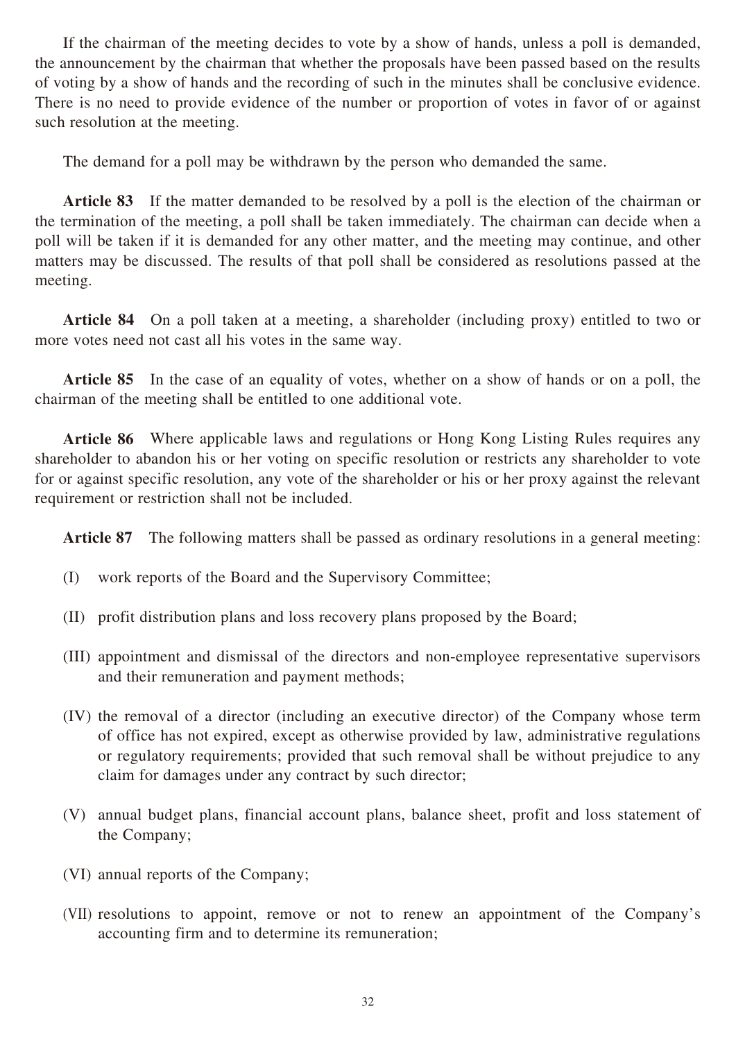If the chairman of the meeting decides to vote by a show of hands, unless a poll is demanded, the announcement by the chairman that whether the proposals have been passed based on the results of voting by a show of hands and the recording of such in the minutes shall be conclusive evidence. There is no need to provide evidence of the number or proportion of votes in favor of or against such resolution at the meeting.

The demand for a poll may be withdrawn by the person who demanded the same.

**Article 83** If the matter demanded to be resolved by a poll is the election of the chairman or the termination of the meeting, a poll shall be taken immediately. The chairman can decide when a poll will be taken if it is demanded for any other matter, and the meeting may continue, and other matters may be discussed. The results of that poll shall be considered as resolutions passed at the meeting.

**Article 84** On a poll taken at a meeting, a shareholder (including proxy) entitled to two or more votes need not cast all his votes in the same way.

**Article 85** In the case of an equality of votes, whether on a show of hands or on a poll, the chairman of the meeting shall be entitled to one additional vote.

**Article 86** Where applicable laws and regulations or Hong Kong Listing Rules requires any shareholder to abandon his or her voting on specific resolution or restricts any shareholder to vote for or against specific resolution, any vote of the shareholder or his or her proxy against the relevant requirement or restriction shall not be included.

**Article 87** The following matters shall be passed as ordinary resolutions in a general meeting:

(I) work reports of the Board and the Supervisory Committee;

(II) profit distribution plans and loss recovery plans proposed by the Board;

(III) appointment and dismissal of the directors and non-employee representative supervisors and their remuneration and payment methods;

(IV) the removal of a director (including an executive director) of the Company whose term of office has not expired, except as otherwise provided by law, administrative regulations or regulatory requirements; provided that such removal shall be without prejudice to any claim for damages under any contract by such director;

(V) annual budget plans, financial account plans, balance sheet, profit and loss statement of the Company;

(VI) annual reports of the Company;

(VII) resolutions to appoint, remove or not to renew an appointment of the Company's accounting firm and to determine its remuneration;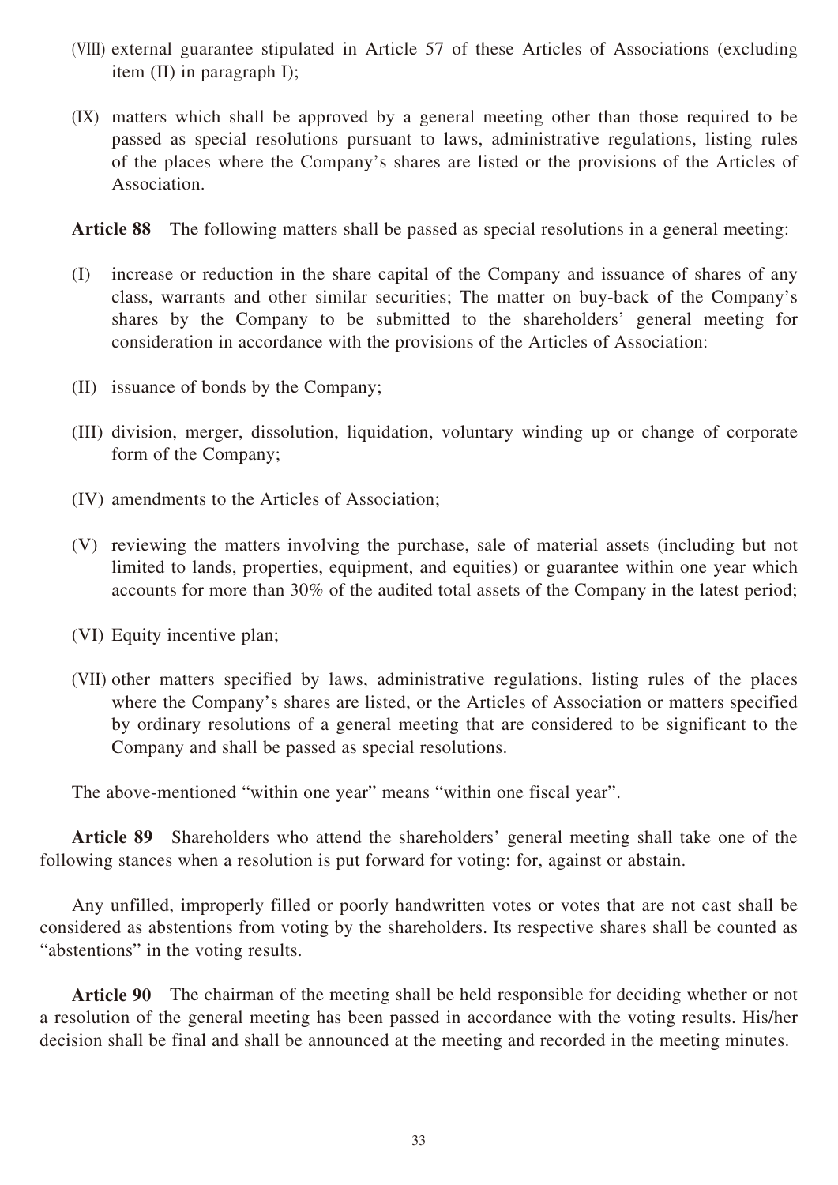(VIII) external guarantee stipulated in Article 57 of these Articles of Associations (excluding item (II) in paragraph I);

(IX) matters which shall be approved by a general meeting other than those required to be passed as special resolutions pursuant to laws, administrative regulations, listing rules of the places where the Company's shares are listed or the provisions of the Articles of Association.

**Article 88** The following matters shall be passed as special resolutions in a general meeting:

(I) increase or reduction in the share capital of the Company and issuance of shares of any class, warrants and other similar securities; The matter on buy-back of the Company's shares by the Company to be submitted to the shareholders' general meeting for consideration in accordance with the provisions of the Articles of Association:

(II) issuance of bonds by the Company;

(III) division, merger, dissolution, liquidation, voluntary winding up or change of corporate form of the Company;

(IV) amendments to the Articles of Association;

(V) reviewing the matters involving the purchase, sale of material assets (including but not limited to lands, properties, equipment, and equities) or guarantee within one year which accounts for more than 30% of the audited total assets of the Company in the latest period;

(VI) Equity incentive plan;

(VII) other matters specified by laws, administrative regulations, listing rules of the places where the Company's shares are listed, or the Articles of Association or matters specified by ordinary resolutions of a general meeting that are considered to be significant to the Company and shall be passed as special resolutions.

The above-mentioned "within one year" means "within one fiscal year".

**Article 89** Shareholders who attend the shareholders' general meeting shall take one of the following stances when a resolution is put forward for voting: for, against or abstain.

Any unfilled, improperly filled or poorly handwritten votes or votes that are not cast shall be considered as abstentions from voting by the shareholders. Its respective shares shall be counted as "abstentions" in the voting results.

**Article 90** The chairman of the meeting shall be held responsible for deciding whether or not a resolution of the general meeting has been passed in accordance with the voting results. His/her decision shall be final and shall be announced at the meeting and recorded in the meeting minutes.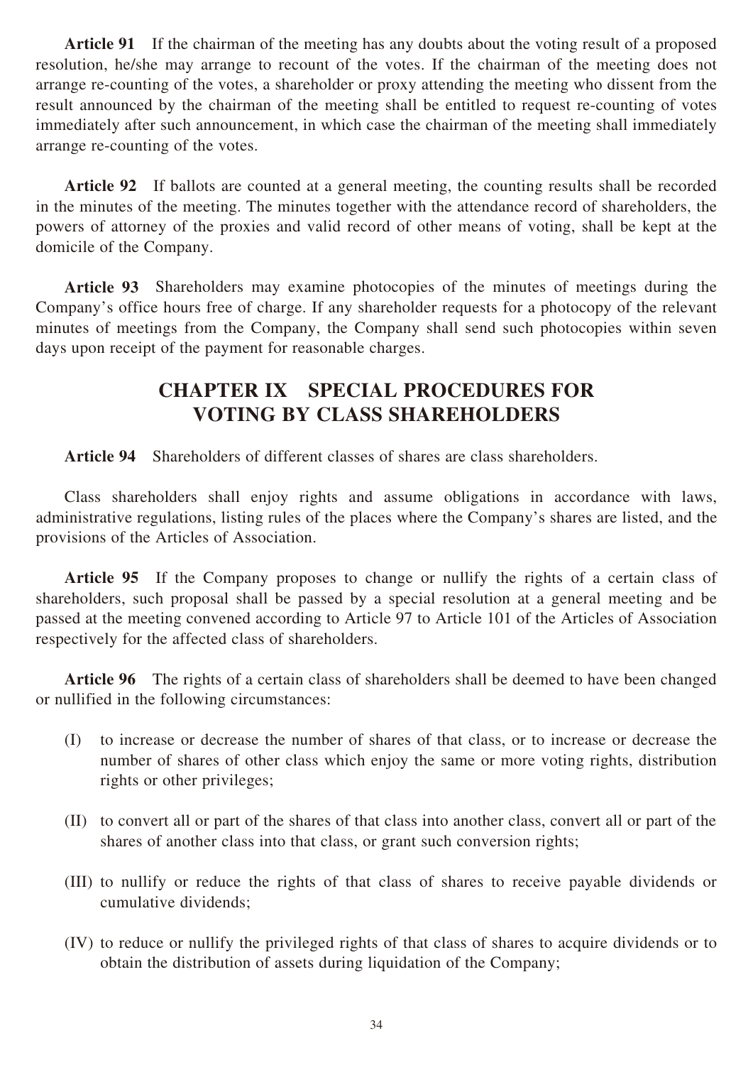**Article 91** If the chairman of the meeting has any doubts about the voting result of a proposed resolution, he/she may arrange to recount of the votes. If the chairman of the meeting does not arrange re-counting of the votes, a shareholder or proxy attending the meeting who dissent from the result announced by the chairman of the meeting shall be entitled to request re-counting of votes immediately after such announcement, in which case the chairman of the meeting shall immediately arrange re-counting of the votes.

**Article 92** If ballots are counted at a general meeting, the counting results shall be recorded in the minutes of the meeting. The minutes together with the attendance record of shareholders, the powers of attorney of the proxies and valid record of other means of voting, shall be kept at the domicile of the Company.

**Article 93** Shareholders may examine photocopies of the minutes of meetings during the Company's office hours free of charge. If any shareholder requests for a photocopy of the relevant minutes of meetings from the Company, the Company shall send such photocopies within seven days upon receipt of the payment for reasonable charges.

## CHAPTER IX SPECIAL PROCEDURES FOR VOTING BY CLASS SHAREHOLDERS

**Article 94** Shareholders of different classes of shares are class shareholders.

Class shareholders shall enjoy rights and assume obligations in accordance with laws, administrative regulations, listing rules of the places where the Company's shares are listed, and the provisions of the Articles of Association.

**Article 95** If the Company proposes to change or nullify the rights of a certain class of shareholders, such proposal shall be passed by a special resolution at a general meeting and be passed at the meeting convened according to Article 97 to Article 101 of the Articles of Association respectively for the affected class of shareholders.

**Article 96** The rights of a certain class of shareholders shall be deemed to have been changed or nullified in the following circumstances:

(I) to increase or decrease the number of shares of that class, or to increase or decrease the number of shares of other class which enjoy the same or more voting rights, distribution rights or other privileges;

(II) to convert all or part of the shares of that class into another class, convert all or part of the shares of another class into that class, or grant such conversion rights;

(III) to nullify or reduce the rights of that class of shares to receive payable dividends or cumulative dividends;

(IV) to reduce or nullify the privileged rights of that class of shares to acquire dividends or to obtain the distribution of assets during liquidation of the Company;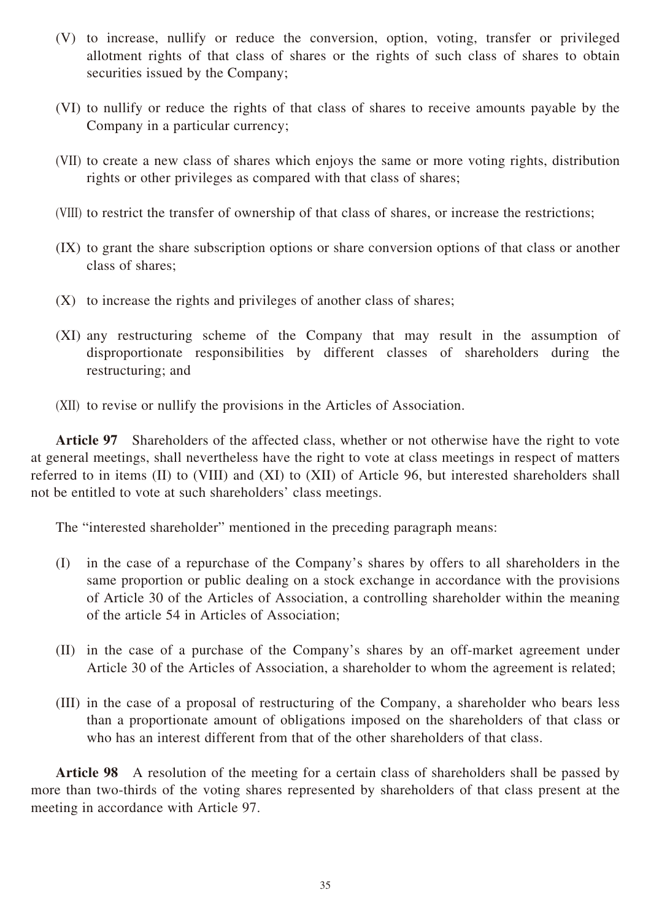(V) to increase, nullify or reduce the conversion, option, voting, transfer or privileged allotment rights of that class of shares or the rights of such class of shares to obtain securities issued by the Company;

(VI) to nullify or reduce the rights of that class of shares to receive amounts payable by the Company in a particular currency;

(VII) to create a new class of shares which enjoys the same or more voting rights, distribution rights or other privileges as compared with that class of shares;

(VIII) to restrict the transfer of ownership of that class of shares, or increase the restrictions;

(IX) to grant the share subscription options or share conversion options of that class or another class of shares;

(X) to increase the rights and privileges of another class of shares;

(XI) any restructuring scheme of the Company that may result in the assumption of disproportionate responsibilities by different classes of shareholders during the restructuring; and

(XII) to revise or nullify the provisions in the Articles of Association.

**Article 97** Shareholders of the affected class, whether or not otherwise have the right to vote at general meetings, shall nevertheless have the right to vote at class meetings in respect of matters referred to in items (II) to (VIII) and (XI) to (XII) of Article 96, but interested shareholders shall not be entitled to vote at such shareholders' class meetings.

The "interested shareholder" mentioned in the preceding paragraph means:

(I) in the case of a repurchase of the Company's shares by offers to all shareholders in the same proportion or public dealing on a stock exchange in accordance with the provisions of Article 30 of the Articles of Association, a controlling shareholder within the meaning of the article 54 in Articles of Association;

(II) in the case of a purchase of the Company's shares by an off-market agreement under Article 30 of the Articles of Association, a shareholder to whom the agreement is related;

(III) in the case of a proposal of restructuring of the Company, a shareholder who bears less than a proportionate amount of obligations imposed on the shareholders of that class or who has an interest different from that of the other shareholders of that class.

**Article 98** A resolution of the meeting for a certain class of shareholders shall be passed by more than two-thirds of the voting shares represented by shareholders of that class present at the meeting in accordance with Article 97.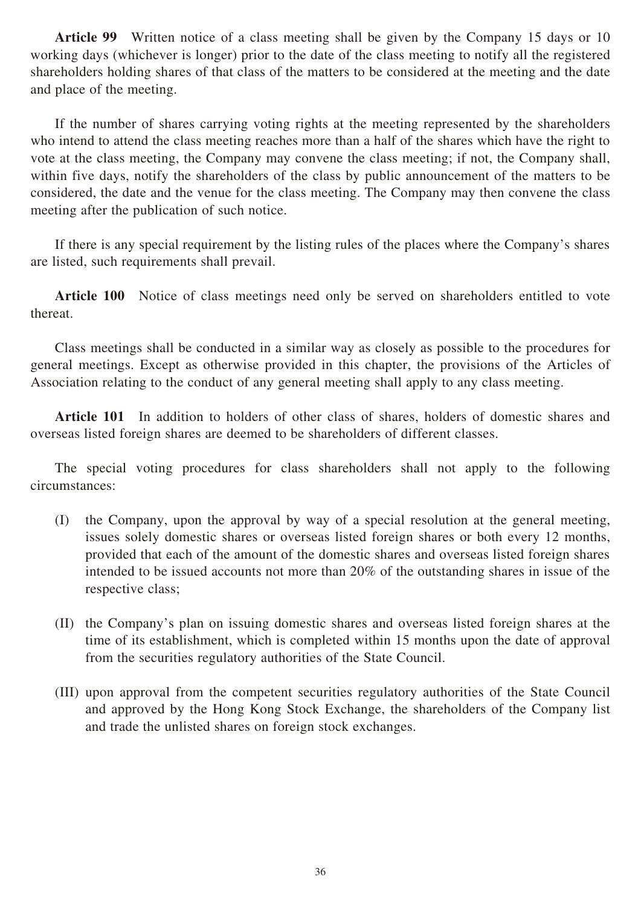**Article 99** Written notice of a class meeting shall be given by the Company 15 days or 10 working days (whichever is longer) prior to the date of the class meeting to notify all the registered shareholders holding shares of that class of the matters to be considered at the meeting and the date and place of the meeting.

If the number of shares carrying voting rights at the meeting represented by the shareholders who intend to attend the class meeting reaches more than a half of the shares which have the right to vote at the class meeting, the Company may convene the class meeting; if not, the Company shall, within five days, notify the shareholders of the class by public announcement of the matters to be considered, the date and the venue for the class meeting. The Company may then convene the class meeting after the publication of such notice.

If there is any special requirement by the listing rules of the places where the Company's shares are listed, such requirements shall prevail.

**Article 100** Notice of class meetings need only be served on shareholders entitled to vote thereat.

Class meetings shall be conducted in a similar way as closely as possible to the procedures for general meetings. Except as otherwise provided in this chapter, the provisions of the Articles of Association relating to the conduct of any general meeting shall apply to any class meeting.

**Article 101** In addition to holders of other class of shares, holders of domestic shares and overseas listed foreign shares are deemed to be shareholders of different classes.

The special voting procedures for class shareholders shall not apply to the following circumstances:

(I) the Company, upon the approval by way of a special resolution at the general meeting, issues solely domestic shares or overseas listed foreign shares or both every 12 months, provided that each of the amount of the domestic shares and overseas listed foreign shares intended to be issued accounts not more than 20% of the outstanding shares in issue of the respective class;

(II) the Company's plan on issuing domestic shares and overseas listed foreign shares at the time of its establishment, which is completed within 15 months upon the date of approval from the securities regulatory authorities of the State Council.

(III) upon approval from the competent securities regulatory authorities of the State Council and approved by the Hong Kong Stock Exchange, the shareholders of the Company list and trade the unlisted shares on foreign stock exchanges.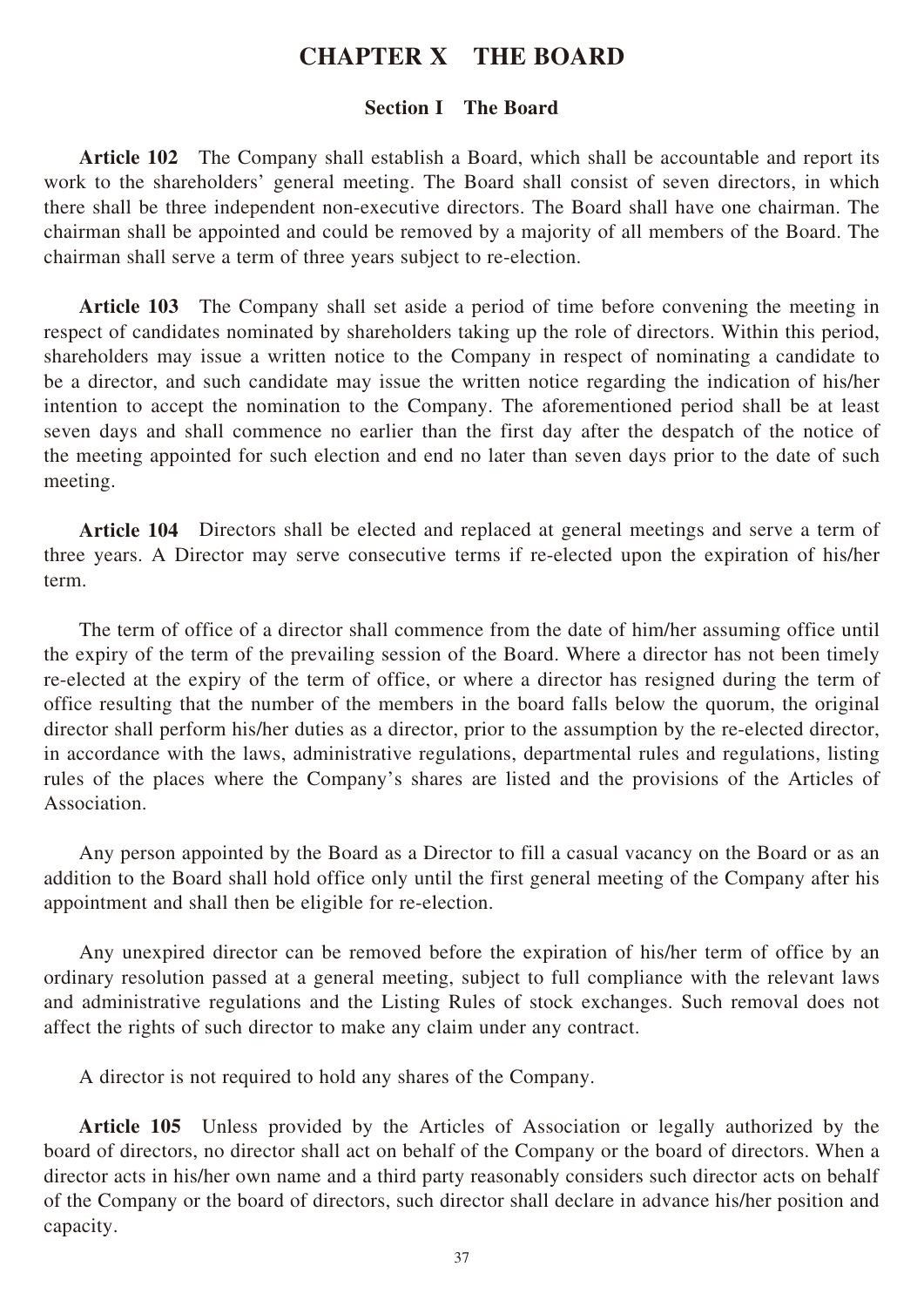# CHAPTER X THE BOARD

## Section I The Board

**Article 102** The Company shall establish a Board, which shall be accountable and report its work to the shareholders' general meeting. The Board shall consist of seven directors, in which there shall be three independent non-executive directors. The Board shall have one chairman. The chairman shall be appointed and could be removed by a majority of all members of the Board. The chairman shall serve a term of three years subject to re-election.

**Article 103** The Company shall set aside a period of time before convening the meeting in respect of candidates nominated by shareholders taking up the role of directors. Within this period, shareholders may issue a written notice to the Company in respect of nominating a candidate to be a director, and such candidate may issue the written notice regarding the indication of his/her intention to accept the nomination to the Company. The aforementioned period shall be at least seven days and shall commence no earlier than the first day after the despatch of the notice of the meeting appointed for such election and end no later than seven days prior to the date of such meeting.

**Article 104** Directors shall be elected and replaced at general meetings and serve a term of three years. A Director may serve consecutive terms if re-elected upon the expiration of his/her term.

The term of office of a director shall commence from the date of him/her assuming office until the expiry of the term of the prevailing session of the Board. Where a director has not been timely re-elected at the expiry of the term of office, or where a director has resigned during the term of office resulting that the number of the members in the board falls below the quorum, the original director shall perform his/her duties as a director, prior to the assumption by the re-elected director, in accordance with the laws, administrative regulations, departmental rules and regulations, listing rules of the places where the Company's shares are listed and the provisions of the Articles of Association.

Any person appointed by the Board as a Director to fill a casual vacancy on the Board or as an addition to the Board shall hold office only until the first general meeting of the Company after his appointment and shall then be eligible for re-election.

Any unexpired director can be removed before the expiration of his/her term of office by an ordinary resolution passed at a general meeting, subject to full compliance with the relevant laws and administrative regulations and the Listing Rules of stock exchanges. Such removal does not affect the rights of such director to make any claim under any contract.

A director is not required to hold any shares of the Company.

**Article 105** Unless provided by the Articles of Association or legally authorized by the board of directors, no director shall act on behalf of the Company or the board of directors. When a director acts in his/her own name and a third party reasonably considers such director acts on behalf of the Company or the board of directors, such director shall declare in advance his/her position and capacity.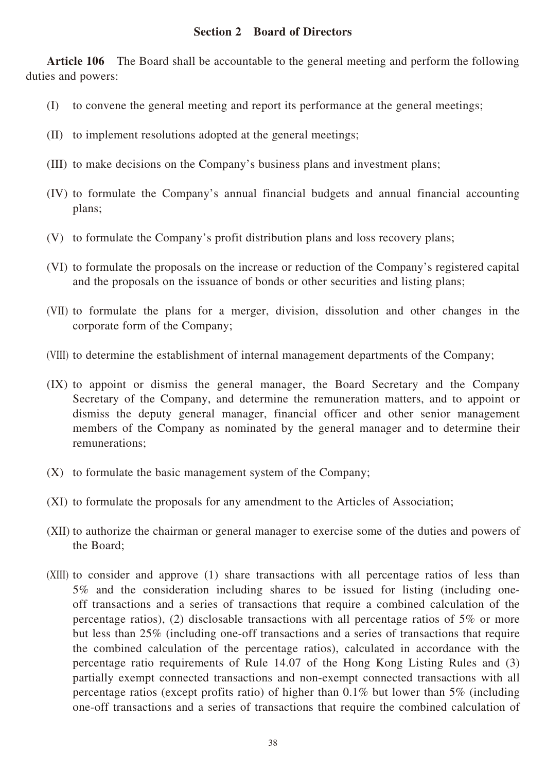## Section 2 Board of Directors

**Article 106** The Board shall be accountable to the general meeting and perform the following duties and powers:

(I) to convene the general meeting and report its performance at the general meetings;

(II) to implement resolutions adopted at the general meetings;

(III) to make decisions on the Company's business plans and investment plans;

(IV) to formulate the Company's annual financial budgets and annual financial accounting plans;

(V) to formulate the Company's profit distribution plans and loss recovery plans;

(VI) to formulate the proposals on the increase or reduction of the Company's registered capital and the proposals on the issuance of bonds or other securities and listing plans;

(VII) to formulate the plans for a merger, division, dissolution and other changes in the corporate form of the Company;

(VIII) to determine the establishment of internal management departments of the Company;

(IX) to appoint or dismiss the general manager, the Board Secretary and the Company Secretary of the Company, and determine the remuneration matters, and to appoint or dismiss the deputy general manager, financial officer and other senior management members of the Company as nominated by the general manager and to determine their remunerations;

(X) to formulate the basic management system of the Company;

(XI) to formulate the proposals for any amendment to the Articles of Association;

(XII) to authorize the chairman or general manager to exercise some of the duties and powers of the Board;

(XIII) to consider and approve (1) share transactions with all percentage ratios of less than 5% and the consideration including shares to be issued for listing (including one-off transactions and a series of transactions that require a combined calculation of the percentage ratios), (2) disclosable transactions with all percentage ratios of 5% or more but less than 25% (including one-off transactions and a series of transactions that require the combined calculation of the percentage ratios), calculated in accordance with the percentage ratio requirements of Rule 14.07 of the Hong Kong Listing Rules and (3) partially exempt connected transactions and non-exempt connected transactions with all percentage ratios (except profits ratio) of higher than 0.1% but lower than 5% (including one-off transactions and a series of transactions that require the combined calculation of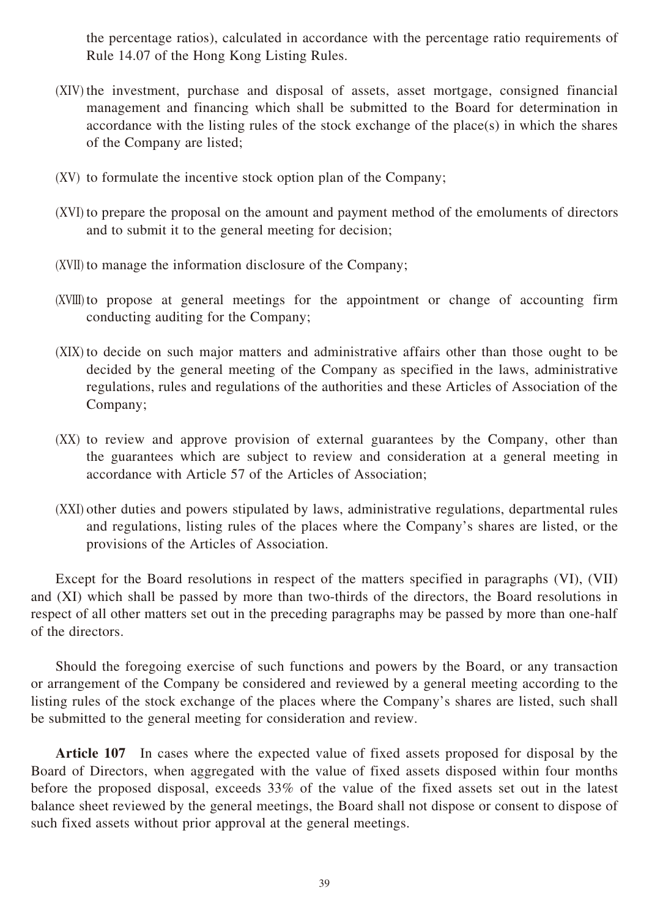the percentage ratios), calculated in accordance with the percentage ratio requirements of Rule 14.07 of the Hong Kong Listing Rules.

(XIV) the investment, purchase and disposal of assets, asset mortgage, consigned financial management and financing which shall be submitted to the Board for determination in accordance with the listing rules of the stock exchange of the place(s) in which the shares of the Company are listed;

(XV) to formulate the incentive stock option plan of the Company;

(XVI) to prepare the proposal on the amount and payment method of the emoluments of directors and to submit it to the general meeting for decision;

(XVII) to manage the information disclosure of the Company;

(XVIII) to propose at general meetings for the appointment or change of accounting firm conducting auditing for the Company;

(XIX) to decide on such major matters and administrative affairs other than those ought to be decided by the general meeting of the Company as specified in the laws, administrative regulations, rules and regulations of the authorities and these Articles of Association of the Company;

(XX) to review and approve provision of external guarantees by the Company, other than the guarantees which are subject to review and consideration at a general meeting in accordance with Article 57 of the Articles of Association;

(XXI) other duties and powers stipulated by laws, administrative regulations, departmental rules and regulations, listing rules of the places where the Company's shares are listed, or the provisions of the Articles of Association.

Except for the Board resolutions in respect of the matters specified in paragraphs (VI), (VII) and (XI) which shall be passed by more than two-thirds of the directors, the Board resolutions in respect of all other matters set out in the preceding paragraphs may be passed by more than one-half of the directors.

Should the foregoing exercise of such functions and powers by the Board, or any transaction or arrangement of the Company be considered and reviewed by a general meeting according to the listing rules of the stock exchange of the places where the Company's shares are listed, such shall be submitted to the general meeting for consideration and review.

**Article 107** In cases where the expected value of fixed assets proposed for disposal by the Board of Directors, when aggregated with the value of fixed assets disposed within four months before the proposed disposal, exceeds 33% of the value of the fixed assets set out in the latest balance sheet reviewed by the general meetings, the Board shall not dispose or consent to dispose of such fixed assets without prior approval at the general meetings.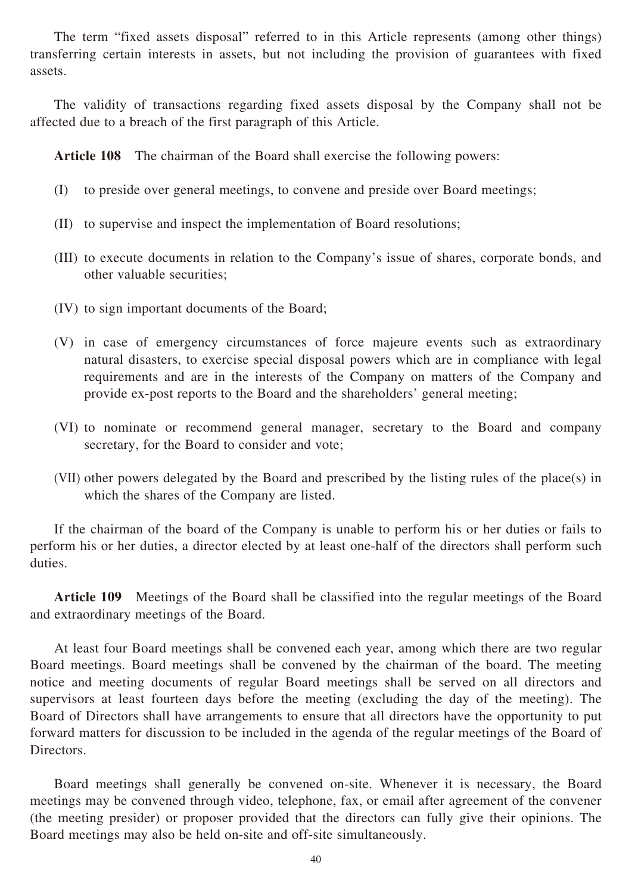The term "fixed assets disposal" referred to in this Article represents (among other things) transferring certain interests in assets, but not including the provision of guarantees with fixed assets.

The validity of transactions regarding fixed assets disposal by the Company shall not be affected due to a breach of the first paragraph of this Article.

**Article 108** The chairman of the Board shall exercise the following powers:

(I) to preside over general meetings, to convene and preside over Board meetings;

(II) to supervise and inspect the implementation of Board resolutions;

(III) to execute documents in relation to the Company's issue of shares, corporate bonds, and other valuable securities;

(IV) to sign important documents of the Board;

(V) in case of emergency circumstances of force majeure events such as extraordinary natural disasters, to exercise special disposal powers which are in compliance with legal requirements and are in the interests of the Company on matters of the Company and provide ex-post reports to the Board and the shareholders' general meeting;

(VI) to nominate or recommend general manager, secretary to the Board and company secretary, for the Board to consider and vote;

(VII) other powers delegated by the Board and prescribed by the listing rules of the place(s) in which the shares of the Company are listed.

If the chairman of the board of the Company is unable to perform his or her duties or fails to perform his or her duties, a director elected by at least one-half of the directors shall perform such duties.

**Article 109** Meetings of the Board shall be classified into the regular meetings of the Board and extraordinary meetings of the Board.

At least four Board meetings shall be convened each year, among which there are two regular Board meetings. Board meetings shall be convened by the chairman of the board. The meeting notice and meeting documents of regular Board meetings shall be served on all directors and supervisors at least fourteen days before the meeting (excluding the day of the meeting). The Board of Directors shall have arrangements to ensure that all directors have the opportunity to put forward matters for discussion to be included in the agenda of the regular meetings of the Board of Directors.

Board meetings shall generally be convened on-site. Whenever it is necessary, the Board meetings may be convened through video, telephone, fax, or email after agreement of the convener (the meeting presider) or proposer provided that the directors can fully give their opinions. The Board meetings may also be held on-site and off-site simultaneously.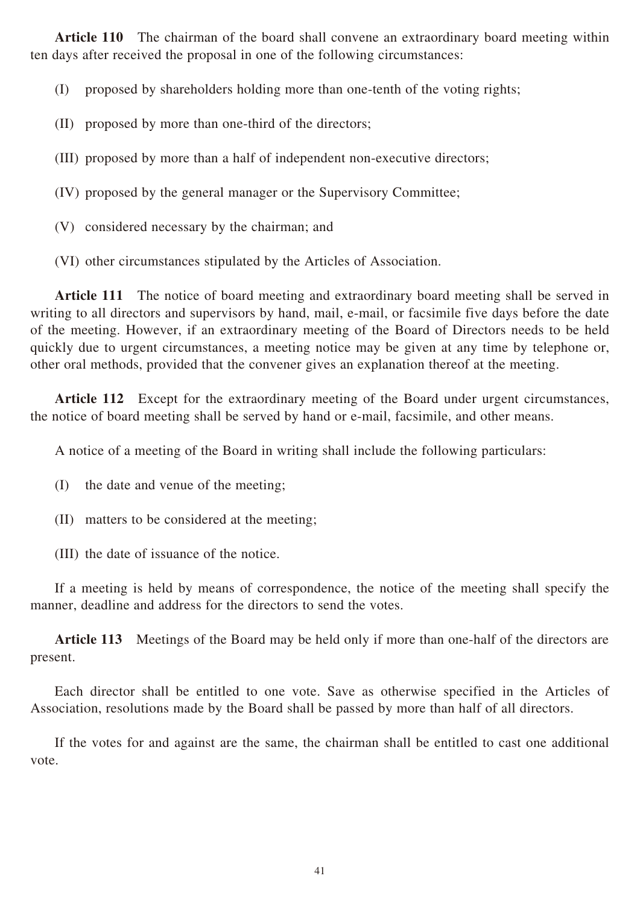**Article 110** The chairman of the board shall convene an extraordinary board meeting within ten days after received the proposal in one of the following circumstances:

(I) proposed by shareholders holding more than one-tenth of the voting rights;

(II) proposed by more than one-third of the directors;

(III) proposed by more than a half of independent non-executive directors;

(IV) proposed by the general manager or the Supervisory Committee;

(V) considered necessary by the chairman; and

(VI) other circumstances stipulated by the Articles of Association.

**Article 111** The notice of board meeting and extraordinary board meeting shall be served in writing to all directors and supervisors by hand, mail, e-mail, or facsimile five days before the date of the meeting. However, if an extraordinary meeting of the Board of Directors needs to be held quickly due to urgent circumstances, a meeting notice may be given at any time by telephone or, other oral methods, provided that the convener gives an explanation thereof at the meeting.

**Article 112** Except for the extraordinary meeting of the Board under urgent circumstances, the notice of board meeting shall be served by hand or e-mail, facsimile, and other means.

A notice of a meeting of the Board in writing shall include the following particulars:

(I) the date and venue of the meeting;

(II) matters to be considered at the meeting;

(III) the date of issuance of the notice.

If a meeting is held by means of correspondence, the notice of the meeting shall specify the manner, deadline and address for the directors to send the votes.

**Article 113** Meetings of the Board may be held only if more than one-half of the directors are present.

Each director shall be entitled to one vote. Save as otherwise specified in the Articles of Association, resolutions made by the Board shall be passed by more than half of all directors.

If the votes for and against are the same, the chairman shall be entitled to cast one additional vote.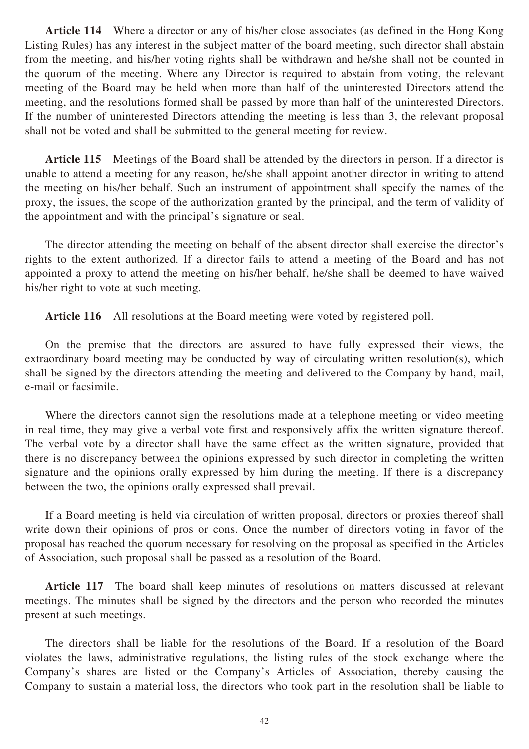**Article 114** Where a director or any of his/her close associates (as defined in the Hong Kong Listing Rules) has any interest in the subject matter of the board meeting, such director shall abstain from the meeting, and his/her voting rights shall be withdrawn and he/she shall not be counted in the quorum of the meeting. Where any Director is required to abstain from voting, the relevant meeting of the Board may be held when more than half of the uninterested Directors attend the meeting, and the resolutions formed shall be passed by more than half of the uninterested Directors. If the number of uninterested Directors attending the meeting is less than 3, the relevant proposal shall not be voted and shall be submitted to the general meeting for review.

**Article 115** Meetings of the Board shall be attended by the directors in person. If a director is unable to attend a meeting for any reason, he/she shall appoint another director in writing to attend the meeting on his/her behalf. Such an instrument of appointment shall specify the names of the proxy, the issues, the scope of the authorization granted by the principal, and the term of validity of the appointment and with the principal's signature or seal.

The director attending the meeting on behalf of the absent director shall exercise the director's rights to the extent authorized. If a director fails to attend a meeting of the Board and has not appointed a proxy to attend the meeting on his/her behalf, he/she shall be deemed to have waived his/her right to vote at such meeting.

**Article 116** All resolutions at the Board meeting were voted by registered poll.

On the premise that the directors are assured to have fully expressed their views, the extraordinary board meeting may be conducted by way of circulating written resolution(s), which shall be signed by the directors attending the meeting and delivered to the Company by hand, mail, e-mail or facsimile.

Where the directors cannot sign the resolutions made at a telephone meeting or video meeting in real time, they may give a verbal vote first and responsively affix the written signature thereof. The verbal vote by a director shall have the same effect as the written signature, provided that there is no discrepancy between the opinions expressed by such director in completing the written signature and the opinions orally expressed by him during the meeting. If there is a discrepancy between the two, the opinions orally expressed shall prevail.

If a Board meeting is held via circulation of written proposal, directors or proxies thereof shall write down their opinions of pros or cons. Once the number of directors voting in favor of the proposal has reached the quorum necessary for resolving on the proposal as specified in the Articles of Association, such proposal shall be passed as a resolution of the Board.

**Article 117** The board shall keep minutes of resolutions on matters discussed at relevant meetings. The minutes shall be signed by the directors and the person who recorded the minutes present at such meetings.

The directors shall be liable for the resolutions of the Board. If a resolution of the Board violates the laws, administrative regulations, the listing rules of the stock exchange where the Company's shares are listed or the Company's Articles of Association, thereby causing the Company to sustain a material loss, the directors who took part in the resolution shall be liable to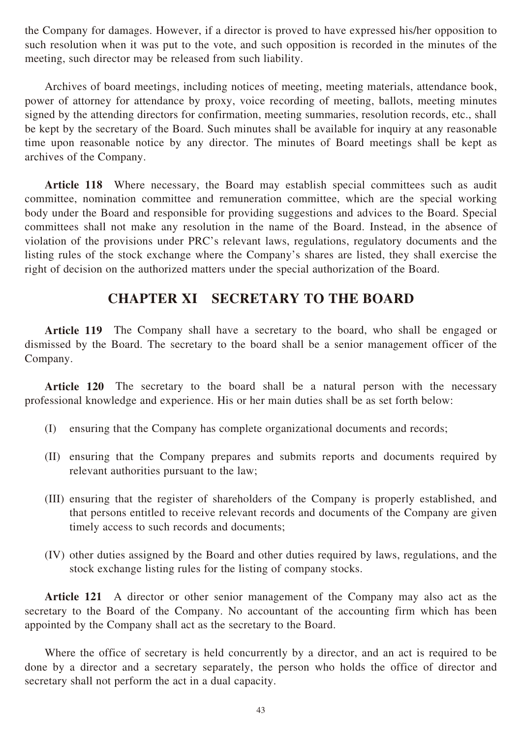the Company for damages. However, if a director is proved to have expressed his/her opposition to such resolution when it was put to the vote, and such opposition is recorded in the minutes of the meeting, such director may be released from such liability.

Archives of board meetings, including notices of meeting, meeting materials, attendance book, power of attorney for attendance by proxy, voice recording of meeting, ballots, meeting minutes signed by the attending directors for confirmation, meeting summaries, resolution records, etc., shall be kept by the secretary of the Board. Such minutes shall be available for inquiry at any reasonable time upon reasonable notice by any director. The minutes of Board meetings shall be kept as archives of the Company.

**Article 118** Where necessary, the Board may establish special committees such as audit committee, nomination committee and remuneration committee, which are the special working body under the Board and responsible for providing suggestions and advices to the Board. Special committees shall not make any resolution in the name of the Board. Instead, in the absence of violation of the provisions under PRC's relevant laws, regulations, regulatory documents and the listing rules of the stock exchange where the Company's shares are listed, they shall exercise the right of decision on the authorized matters under the special authorization of the Board.

## CHAPTER XI SECRETARY TO THE BOARD

**Article 119** The Company shall have a secretary to the board, who shall be engaged or dismissed by the Board. The secretary to the board shall be a senior management officer of the Company.

**Article 120** The secretary to the board shall be a natural person with the necessary professional knowledge and experience. His or her main duties shall be as set forth below:

(I) ensuring that the Company has complete organizational documents and records;

(II) ensuring that the Company prepares and submits reports and documents required by relevant authorities pursuant to the law;

(III) ensuring that the register of shareholders of the Company is properly established, and that persons entitled to receive relevant records and documents of the Company are given timely access to such records and documents;

(IV) other duties assigned by the Board and other duties required by laws, regulations, and the stock exchange listing rules for the listing of company stocks.

**Article 121** A director or other senior management of the Company may also act as the secretary to the Board of the Company. No accountant of the accounting firm which has been appointed by the Company shall act as the secretary to the Board.

Where the office of secretary is held concurrently by a director, and an act is required to be done by a director and a secretary separately, the person who holds the office of director and secretary shall not perform the act in a dual capacity.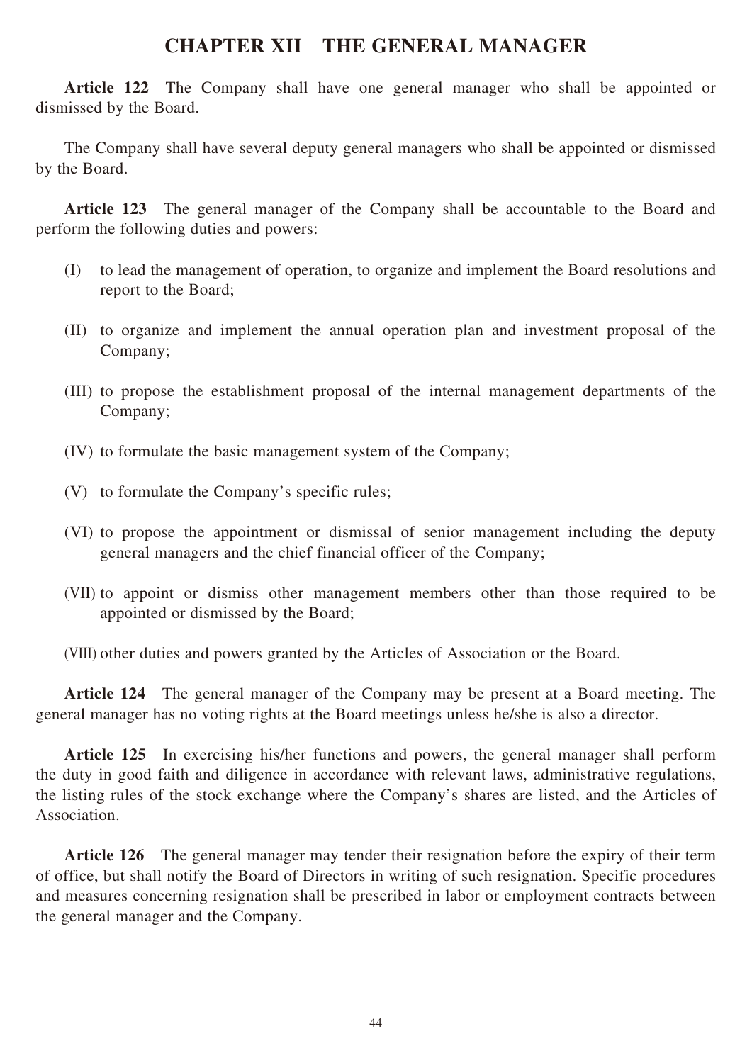## CHAPTER XII THE GENERAL MANAGER

**Article 122** The Company shall have one general manager who shall be appointed or dismissed by the Board.

The Company shall have several deputy general managers who shall be appointed or dismissed by the Board.

**Article 123** The general manager of the Company shall be accountable to the Board and perform the following duties and powers:

(I) to lead the management of operation, to organize and implement the Board resolutions and report to the Board;

(II) to organize and implement the annual operation plan and investment proposal of the Company;

(III) to propose the establishment proposal of the internal management departments of the Company;

(IV) to formulate the basic management system of the Company;

(V) to formulate the Company's specific rules;

(VI) to propose the appointment or dismissal of senior management including the deputy general managers and the chief financial officer of the Company;

(VII) to appoint or dismiss other management members other than those required to be appointed or dismissed by the Board;

(VIII) other duties and powers granted by the Articles of Association or the Board.

**Article 124** The general manager of the Company may be present at a Board meeting. The general manager has no voting rights at the Board meetings unless he/she is also a director.

**Article 125** In exercising his/her functions and powers, the general manager shall perform the duty in good faith and diligence in accordance with relevant laws, administrative regulations, the listing rules of the stock exchange where the Company's shares are listed, and the Articles of Association.

**Article 126** The general manager may tender their resignation before the expiry of their term of office, but shall notify the Board of Directors in writing of such resignation. Specific procedures and measures concerning resignation shall be prescribed in labor or employment contracts between the general manager and the Company.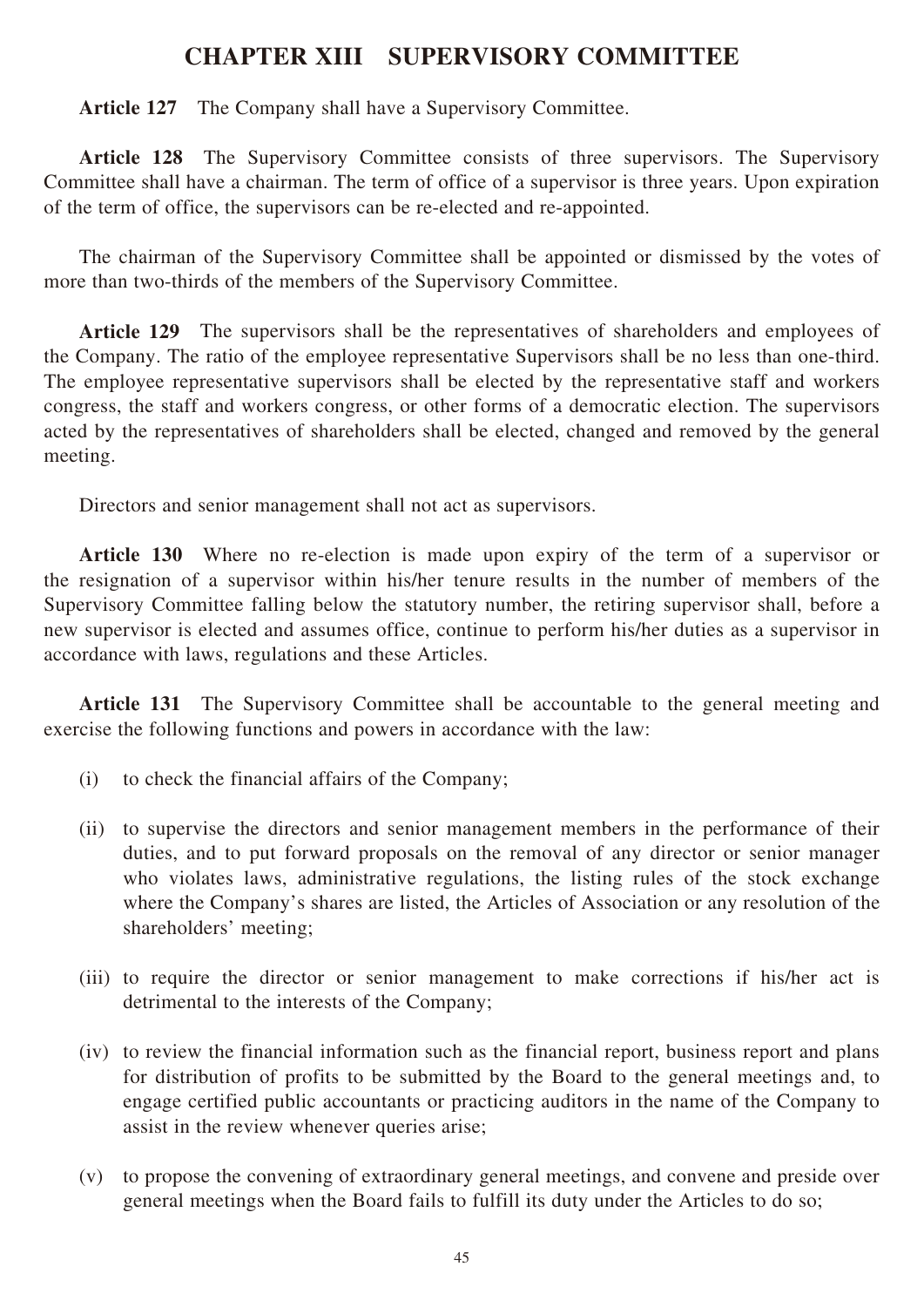# CHAPTER XIII SUPERVISORY COMMITTEE

**Article 127** The Company shall have a Supervisory Committee.

**Article 128** The Supervisory Committee consists of three supervisors. The Supervisory Committee shall have a chairman. The term of office of a supervisor is three years. Upon expiration of the term of office, the supervisors can be re-elected and re-appointed.

The chairman of the Supervisory Committee shall be appointed or dismissed by the votes of more than two-thirds of the members of the Supervisory Committee.

**Article 129** The supervisors shall be the representatives of shareholders and employees of the Company. The ratio of the employee representative Supervisors shall be no less than one-third. The employee representative supervisors shall be elected by the representative staff and workers congress, the staff and workers congress, or other forms of a democratic election. The supervisors acted by the representatives of shareholders shall be elected, changed and removed by the general meeting.

Directors and senior management shall not act as supervisors.

**Article 130** Where no re-election is made upon expiry of the term of a supervisor or the resignation of a supervisor within his/her tenure results in the number of members of the Supervisory Committee falling below the statutory number, the retiring supervisor shall, before a new supervisor is elected and assumes office, continue to perform his/her duties as a supervisor in accordance with laws, regulations and these Articles.

**Article 131** The Supervisory Committee shall be accountable to the general meeting and exercise the following functions and powers in accordance with the law:

(i) to check the financial affairs of the Company;

(ii) to supervise the directors and senior management members in the performance of their duties, and to put forward proposals on the removal of any director or senior manager who violates laws, administrative regulations, the listing rules of the stock exchange where the Company's shares are listed, the Articles of Association or any resolution of the shareholders' meeting;

(iii) to require the director or senior management to make corrections if his/her act is detrimental to the interests of the Company;

(iv) to review the financial information such as the financial report, business report and plans for distribution of profits to be submitted by the Board to the general meetings and, to engage certified public accountants or practicing auditors in the name of the Company to assist in the review whenever queries arise;

(v) to propose the convening of extraordinary general meetings, and convene and preside over general meetings when the Board fails to fulfill its duty under the Articles to do so;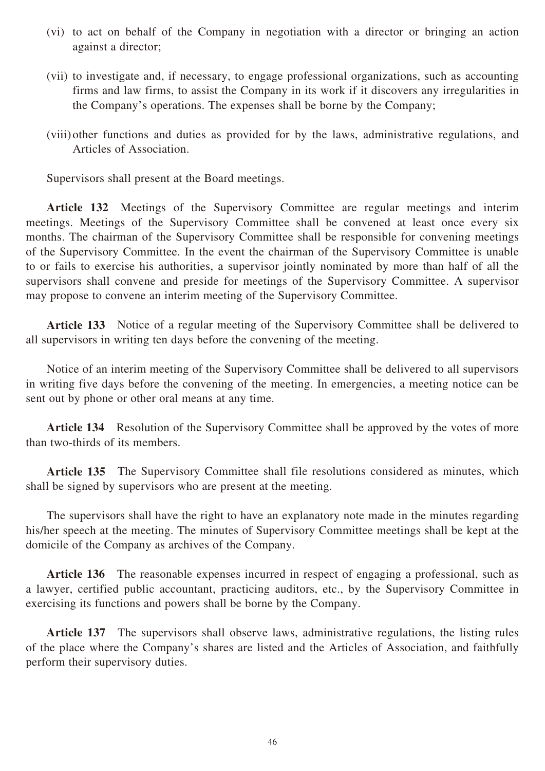(vi) to act on behalf of the Company in negotiation with a director or bringing an action against a director;

(vii) to investigate and, if necessary, to engage professional organizations, such as accounting firms and law firms, to assist the Company in its work if it discovers any irregularities in the Company's operations. The expenses shall be borne by the Company;

(viii) other functions and duties as provided for by the laws, administrative regulations, and Articles of Association.

Supervisors shall present at the Board meetings.

**Article 132** Meetings of the Supervisory Committee are regular meetings and interim meetings. Meetings of the Supervisory Committee shall be convened at least once every six months. The chairman of the Supervisory Committee shall be responsible for convening meetings of the Supervisory Committee. In the event the chairman of the Supervisory Committee is unable to or fails to exercise his authorities, a supervisor jointly nominated by more than half of all the supervisors shall convene and preside for meetings of the Supervisory Committee. A supervisor may propose to convene an interim meeting of the Supervisory Committee.

**Article 133** Notice of a regular meeting of the Supervisory Committee shall be delivered to all supervisors in writing ten days before the convening of the meeting.

Notice of an interim meeting of the Supervisory Committee shall be delivered to all supervisors in writing five days before the convening of the meeting. In emergencies, a meeting notice can be sent out by phone or other oral means at any time.

**Article 134** Resolution of the Supervisory Committee shall be approved by the votes of more than two-thirds of its members.

**Article 135** The Supervisory Committee shall file resolutions considered as minutes, which shall be signed by supervisors who are present at the meeting.

The supervisors shall have the right to have an explanatory note made in the minutes regarding his/her speech at the meeting. The minutes of Supervisory Committee meetings shall be kept at the domicile of the Company as archives of the Company.

**Article 136** The reasonable expenses incurred in respect of engaging a professional, such as a lawyer, certified public accountant, practicing auditors, etc., by the Supervisory Committee in exercising its functions and powers shall be borne by the Company.

**Article 137** The supervisors shall observe laws, administrative regulations, the listing rules of the place where the Company's shares are listed and the Articles of Association, and faithfully perform their supervisory duties.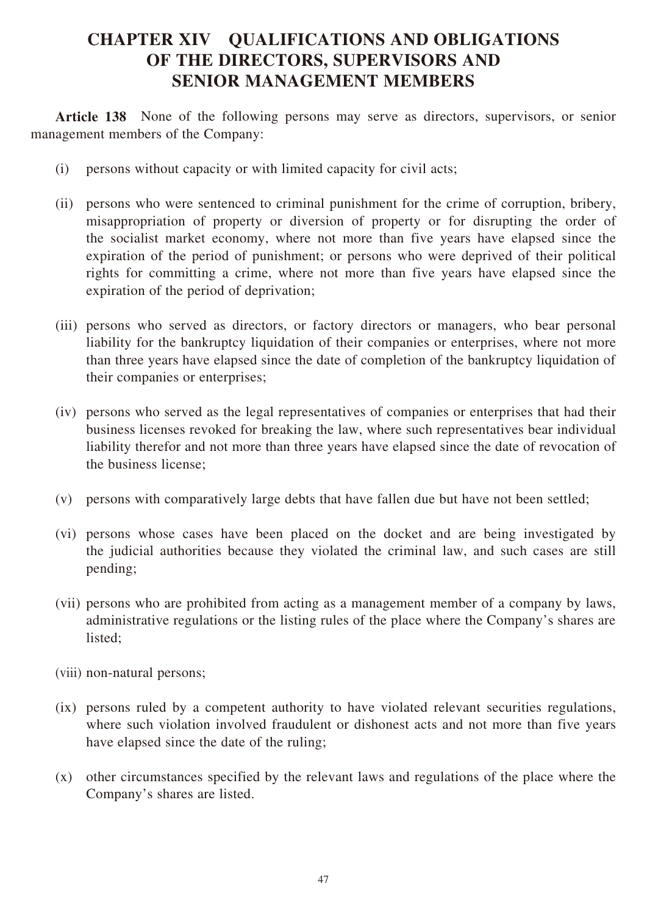# CHAPTER XIV QUALIFICATIONS AND OBLIGATIONS OF THE DIRECTORS, SUPERVISORS AND SENIOR MANAGEMENT MEMBERS

**Article 138** None of the following persons may serve as directors, supervisors, or senior management members of the Company:

(i) persons without capacity or with limited capacity for civil acts;

(ii) persons who were sentenced to criminal punishment for the crime of corruption, bribery, misappropriation of property or diversion of property or for disrupting the order of the socialist market economy, where not more than five years have elapsed since the expiration of the period of punishment; or persons who were deprived of their political rights for committing a crime, where not more than five years have elapsed since the expiration of the period of deprivation;

(iii) persons who served as directors, or factory directors or managers, who bear personal liability for the bankruptcy liquidation of their companies or enterprises, where not more than three years have elapsed since the date of completion of the bankruptcy liquidation of their companies or enterprises;

(iv) persons who served as the legal representatives of companies or enterprises that had their business licenses revoked for breaking the law, where such representatives bear individual liability therefor and not more than three years have elapsed since the date of revocation of the business license;

(v) persons with comparatively large debts that have fallen due but have not been settled;

(vi) persons whose cases have been placed on the docket and are being investigated by the judicial authorities because they violated the criminal law, and such cases are still pending;

(vii) persons who are prohibited from acting as a management member of a company by laws, administrative regulations or the listing rules of the place where the Company's shares are listed;

(viii) non-natural persons;

(ix) persons ruled by a competent authority to have violated relevant securities regulations, where such violation involved fraudulent or dishonest acts and not more than five years have elapsed since the date of the ruling;

(x) other circumstances specified by the relevant laws and regulations of the place where the Company's shares are listed.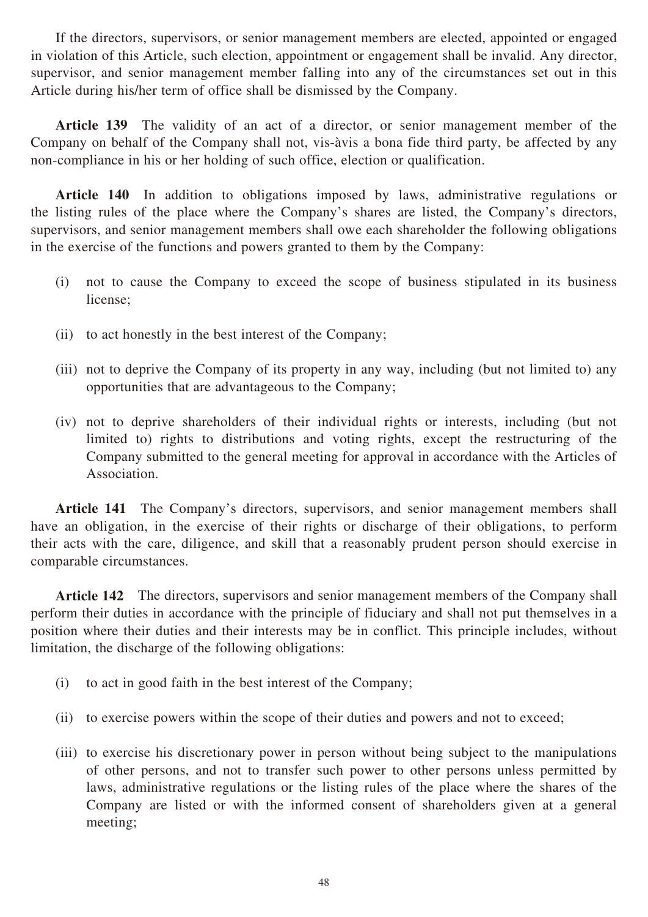If the directors, supervisors, or senior management members are elected, appointed or engaged in violation of this Article, such election, appointment or engagement shall be invalid. Any director, supervisor, and senior management member falling into any of the circumstances set out in this Article during his/her term of office shall be dismissed by the Company.

**Article 139** The validity of an act of a director, or senior management member of the Company on behalf of the Company shall not, vis-àvis a bona fide third party, be affected by any non-compliance in his or her holding of such office, election or qualification.

**Article 140** In addition to obligations imposed by laws, administrative regulations or the listing rules of the place where the Company's shares are listed, the Company's directors, supervisors, and senior management members shall owe each shareholder the following obligations in the exercise of the functions and powers granted to them by the Company:

(i) not to cause the Company to exceed the scope of business stipulated in its business license;

(ii) to act honestly in the best interest of the Company;

(iii) not to deprive the Company of its property in any way, including (but not limited to) any opportunities that are advantageous to the Company;

(iv) not to deprive shareholders of their individual rights or interests, including (but not limited to) rights to distributions and voting rights, except the restructuring of the Company submitted to the general meeting for approval in accordance with the Articles of Association.

**Article 141** The Company's directors, supervisors, and senior management members shall have an obligation, in the exercise of their rights or discharge of their obligations, to perform their acts with the care, diligence, and skill that a reasonably prudent person should exercise in comparable circumstances.

**Article 142** The directors, supervisors and senior management members of the Company shall perform their duties in accordance with the principle of fiduciary and shall not put themselves in a position where their duties and their interests may be in conflict. This principle includes, without limitation, the discharge of the following obligations:

(i) to act in good faith in the best interest of the Company;

(ii) to exercise powers within the scope of their duties and powers and not to exceed;

(iii) to exercise his discretionary power in person without being subject to the manipulations of other persons, and not to transfer such power to other persons unless permitted by laws, administrative regulations or the listing rules of the place where the shares of the Company are listed or with the informed consent of shareholders given at a general meeting;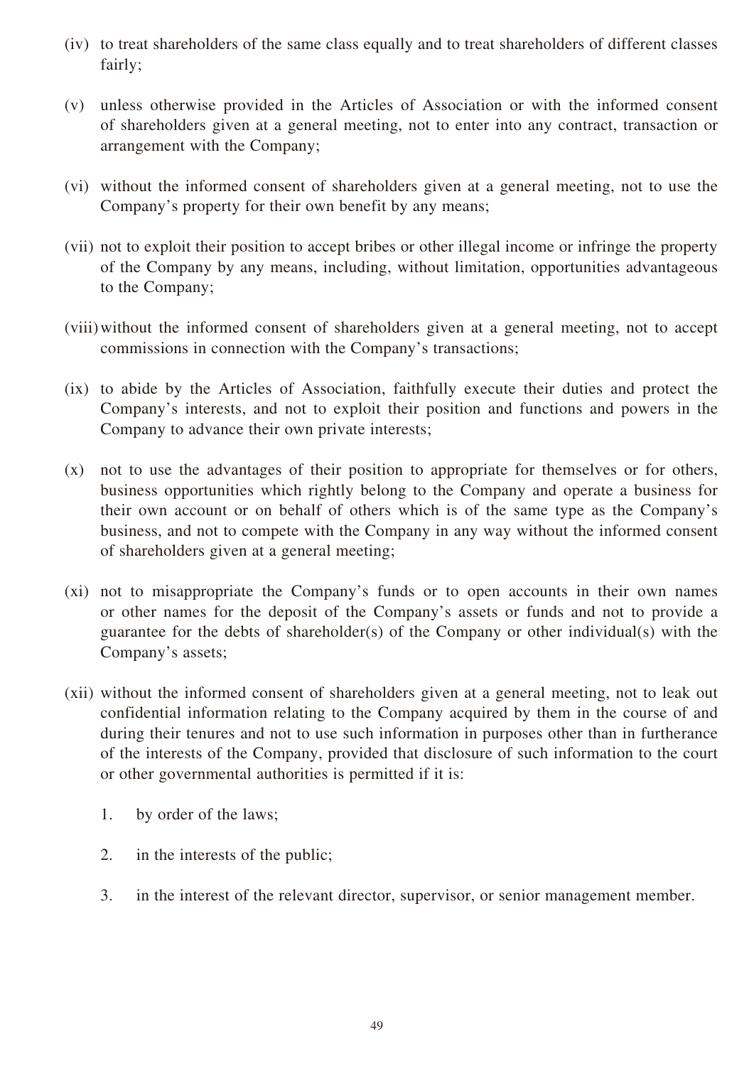(iv) to treat shareholders of the same class equally and to treat shareholders of different classes fairly;

(v) unless otherwise provided in the Articles of Association or with the informed consent of shareholders given at a general meeting, not to enter into any contract, transaction or arrangement with the Company;

(vi) without the informed consent of shareholders given at a general meeting, not to use the Company's property for their own benefit by any means;

(vii) not to exploit their position to accept bribes or other illegal income or infringe the property of the Company by any means, including, without limitation, opportunities advantageous to the Company;

(viii) without the informed consent of shareholders given at a general meeting, not to accept commissions in connection with the Company's transactions;

(ix) to abide by the Articles of Association, faithfully execute their duties and protect the Company's interests, and not to exploit their position and functions and powers in the Company to advance their own private interests;

(x) not to use the advantages of their position to appropriate for themselves or for others, business opportunities which rightly belong to the Company and operate a business for their own account or on behalf of others which is of the same type as the Company's business, and not to compete with the Company in any way without the informed consent of shareholders given at a general meeting;

(xi) not to misappropriate the Company's funds or to open accounts in their own names or other names for the deposit of the Company's assets or funds and not to provide a guarantee for the debts of shareholder(s) of the Company or other individual(s) with the Company's assets;

(xii) without the informed consent of shareholders given at a general meeting, not to leak out confidential information relating to the Company acquired by them in the course of and during their tenures and not to use such information in purposes other than in furtherance of the interests of the Company, provided that disclosure of such information to the court or other governmental authorities is permitted if it is:

    1. by order of the laws;

    2. in the interests of the public;

    3. in the interest of the relevant director, supervisor, or senior management member.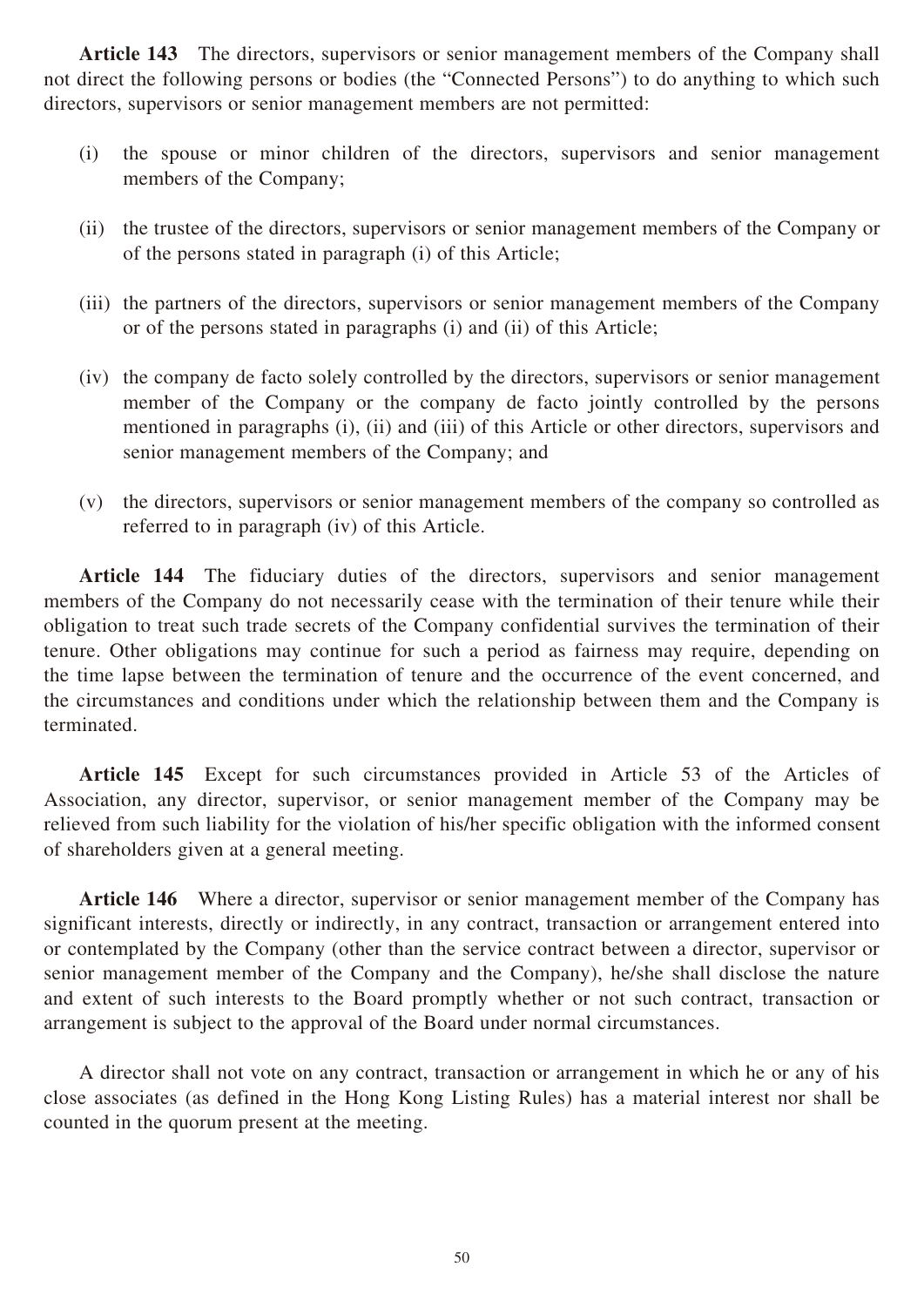**Article 143** The directors, supervisors or senior management members of the Company shall not direct the following persons or bodies (the "Connected Persons") to do anything to which such directors, supervisors or senior management members are not permitted:

(i) the spouse or minor children of the directors, supervisors and senior management members of the Company;

(ii) the trustee of the directors, supervisors or senior management members of the Company or of the persons stated in paragraph (i) of this Article;

(iii) the partners of the directors, supervisors or senior management members of the Company or of the persons stated in paragraphs (i) and (ii) of this Article;

(iv) the company de facto solely controlled by the directors, supervisors or senior management member of the Company or the company de facto jointly controlled by the persons mentioned in paragraphs (i), (ii) and (iii) of this Article or other directors, supervisors and senior management members of the Company; and

(v) the directors, supervisors or senior management members of the company so controlled as referred to in paragraph (iv) of this Article.

**Article 144** The fiduciary duties of the directors, supervisors and senior management members of the Company do not necessarily cease with the termination of their tenure while their obligation to treat such trade secrets of the Company confidential survives the termination of their tenure. Other obligations may continue for such a period as fairness may require, depending on the time lapse between the termination of tenure and the occurrence of the event concerned, and the circumstances and conditions under which the relationship between them and the Company is terminated.

**Article 145** Except for such circumstances provided in Article 53 of the Articles of Association, any director, supervisor, or senior management member of the Company may be relieved from such liability for the violation of his/her specific obligation with the informed consent of shareholders given at a general meeting.

**Article 146** Where a director, supervisor or senior management member of the Company has significant interests, directly or indirectly, in any contract, transaction or arrangement entered into or contemplated by the Company (other than the service contract between a director, supervisor or senior management member of the Company and the Company), he/she shall disclose the nature and extent of such interests to the Board promptly whether or not such contract, transaction or arrangement is subject to the approval of the Board under normal circumstances.

A director shall not vote on any contract, transaction or arrangement in which he or any of his close associates (as defined in the Hong Kong Listing Rules) has a material interest nor shall be counted in the quorum present at the meeting.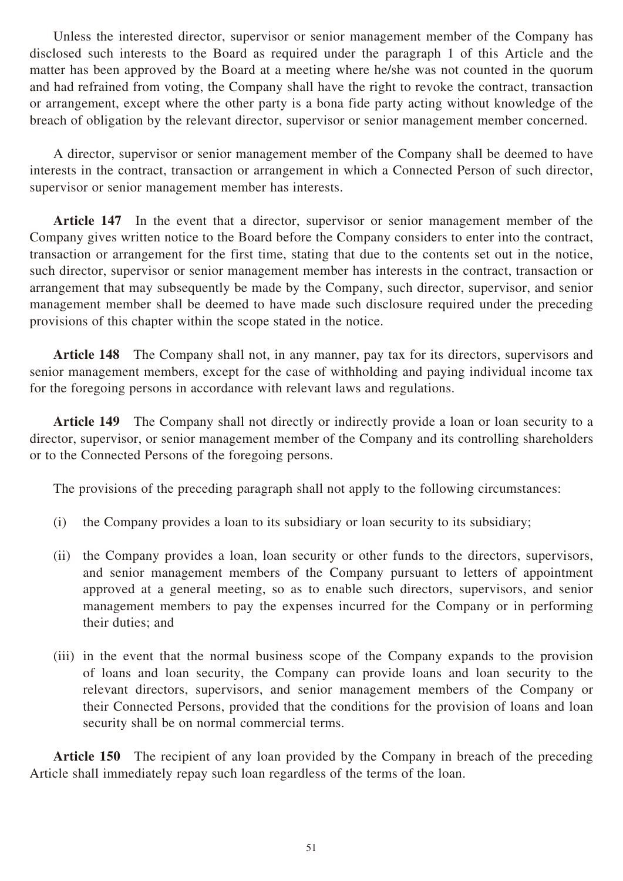Unless the interested director, supervisor or senior management member of the Company has disclosed such interests to the Board as required under the paragraph 1 of this Article and the matter has been approved by the Board at a meeting where he/she was not counted in the quorum and had refrained from voting, the Company shall have the right to revoke the contract, transaction or arrangement, except where the other party is a bona fide party acting without knowledge of the breach of obligation by the relevant director, supervisor or senior management member concerned.

A director, supervisor or senior management member of the Company shall be deemed to have interests in the contract, transaction or arrangement in which a Connected Person of such director, supervisor or senior management member has interests.

**Article 147** In the event that a director, supervisor or senior management member of the Company gives written notice to the Board before the Company considers to enter into the contract, transaction or arrangement for the first time, stating that due to the contents set out in the notice, such director, supervisor or senior management member has interests in the contract, transaction or arrangement that may subsequently be made by the Company, such director, supervisor, and senior management member shall be deemed to have made such disclosure required under the preceding provisions of this chapter within the scope stated in the notice.

**Article 148** The Company shall not, in any manner, pay tax for its directors, supervisors and senior management members, except for the case of withholding and paying individual income tax for the foregoing persons in accordance with relevant laws and regulations.

**Article 149** The Company shall not directly or indirectly provide a loan or loan security to a director, supervisor, or senior management member of the Company and its controlling shareholders or to the Connected Persons of the foregoing persons.

The provisions of the preceding paragraph shall not apply to the following circumstances:

(i) the Company provides a loan to its subsidiary or loan security to its subsidiary;

(ii) the Company provides a loan, loan security or other funds to the directors, supervisors, and senior management members of the Company pursuant to letters of appointment approved at a general meeting, so as to enable such directors, supervisors, and senior management members to pay the expenses incurred for the Company or in performing their duties; and

(iii) in the event that the normal business scope of the Company expands to the provision of loans and loan security, the Company can provide loans and loan security to the relevant directors, supervisors, and senior management members of the Company or their Connected Persons, provided that the conditions for the provision of loans and loan security shall be on normal commercial terms.

**Article 150** The recipient of any loan provided by the Company in breach of the preceding Article shall immediately repay such loan regardless of the terms of the loan.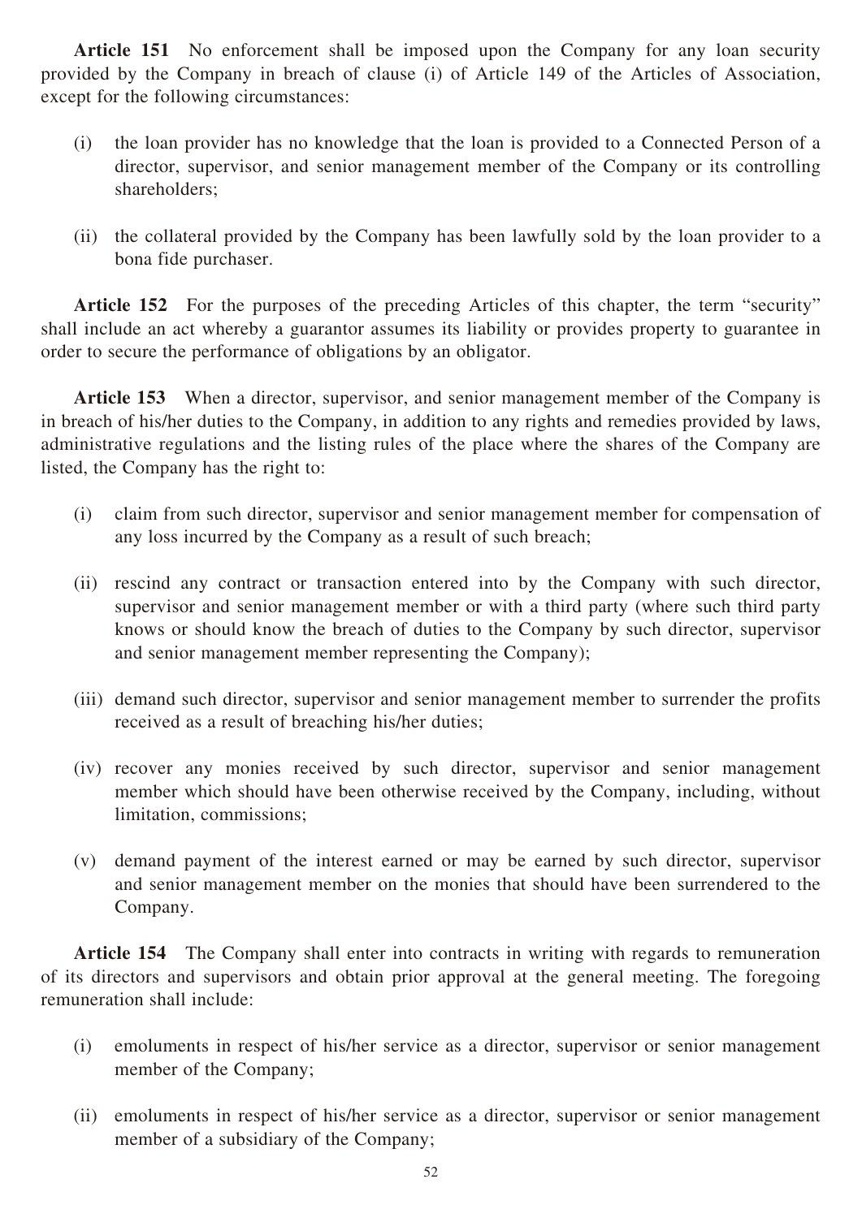**Article 151** No enforcement shall be imposed upon the Company for any loan security provided by the Company in breach of clause (i) of Article 149 of the Articles of Association, except for the following circumstances:

(i) the loan provider has no knowledge that the loan is provided to a Connected Person of a director, supervisor, and senior management member of the Company or its controlling shareholders;

(ii) the collateral provided by the Company has been lawfully sold by the loan provider to a bona fide purchaser.

**Article 152** For the purposes of the preceding Articles of this chapter, the term "security" shall include an act whereby a guarantor assumes its liability or provides property to guarantee in order to secure the performance of obligations by an obligator.

**Article 153** When a director, supervisor, and senior management member of the Company is in breach of his/her duties to the Company, in addition to any rights and remedies provided by laws, administrative regulations and the listing rules of the place where the shares of the Company are listed, the Company has the right to:

(i) claim from such director, supervisor and senior management member for compensation of any loss incurred by the Company as a result of such breach;

(ii) rescind any contract or transaction entered into by the Company with such director, supervisor and senior management member or with a third party (where such third party knows or should know the breach of duties to the Company by such director, supervisor and senior management member representing the Company);

(iii) demand such director, supervisor and senior management member to surrender the profits received as a result of breaching his/her duties;

(iv) recover any monies received by such director, supervisor and senior management member which should have been otherwise received by the Company, including, without limitation, commissions;

(v) demand payment of the interest earned or may be earned by such director, supervisor and senior management member on the monies that should have been surrendered to the Company.

**Article 154** The Company shall enter into contracts in writing with regards to remuneration of its directors and supervisors and obtain prior approval at the general meeting. The foregoing remuneration shall include:

(i) emoluments in respect of his/her service as a director, supervisor or senior management member of the Company;

(ii) emoluments in respect of his/her service as a director, supervisor or senior management member of a subsidiary of the Company;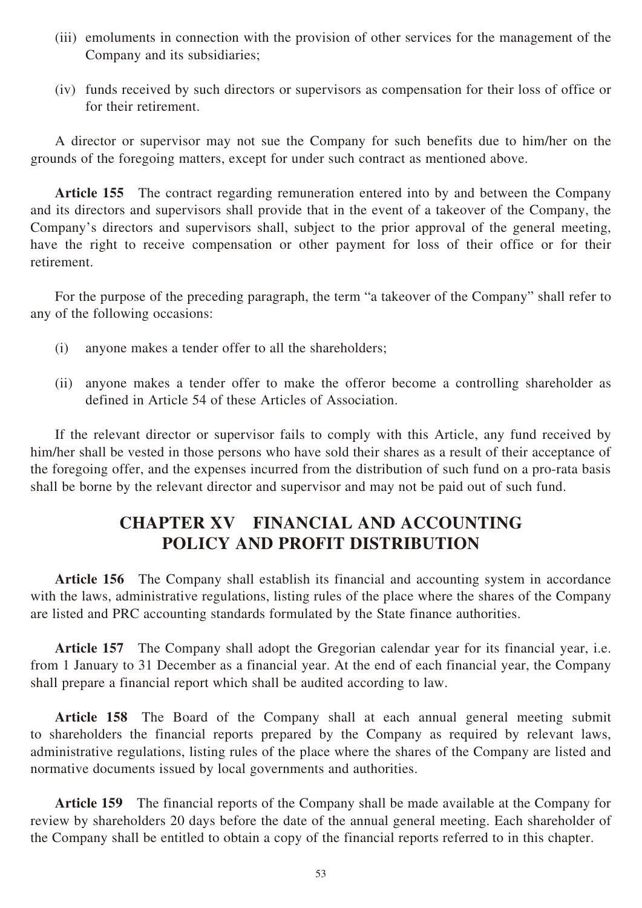(iii) emoluments in connection with the provision of other services for the management of the Company and its subsidiaries;

(iv) funds received by such directors or supervisors as compensation for their loss of office or for their retirement.

A director or supervisor may not sue the Company for such benefits due to him/her on the grounds of the foregoing matters, except for under such contract as mentioned above.

**Article 155** The contract regarding remuneration entered into by and between the Company and its directors and supervisors shall provide that in the event of a takeover of the Company, the Company's directors and supervisors shall, subject to the prior approval of the general meeting, have the right to receive compensation or other payment for loss of their office or for their retirement.

For the purpose of the preceding paragraph, the term "a takeover of the Company" shall refer to any of the following occasions:

(i) anyone makes a tender offer to all the shareholders;

(ii) anyone makes a tender offer to make the offeror become a controlling shareholder as defined in Article 54 of these Articles of Association.

If the relevant director or supervisor fails to comply with this Article, any fund received by him/her shall be vested in those persons who have sold their shares as a result of their acceptance of the foregoing offer, and the expenses incurred from the distribution of such fund on a pro-rata basis shall be borne by the relevant director and supervisor and may not be paid out of such fund.

## CHAPTER XV FINANCIAL AND ACCOUNTING POLICY AND PROFIT DISTRIBUTION

**Article 156** The Company shall establish its financial and accounting system in accordance with the laws, administrative regulations, listing rules of the place where the shares of the Company are listed and PRC accounting standards formulated by the State finance authorities.

**Article 157** The Company shall adopt the Gregorian calendar year for its financial year, i.e. from 1 January to 31 December as a financial year. At the end of each financial year, the Company shall prepare a financial report which shall be audited according to law.

**Article 158** The Board of the Company shall at each annual general meeting submit to shareholders the financial reports prepared by the Company as required by relevant laws, administrative regulations, listing rules of the place where the shares of the Company are listed and normative documents issued by local governments and authorities.

**Article 159** The financial reports of the Company shall be made available at the Company for review by shareholders 20 days before the date of the annual general meeting. Each shareholder of the Company shall be entitled to obtain a copy of the financial reports referred to in this chapter.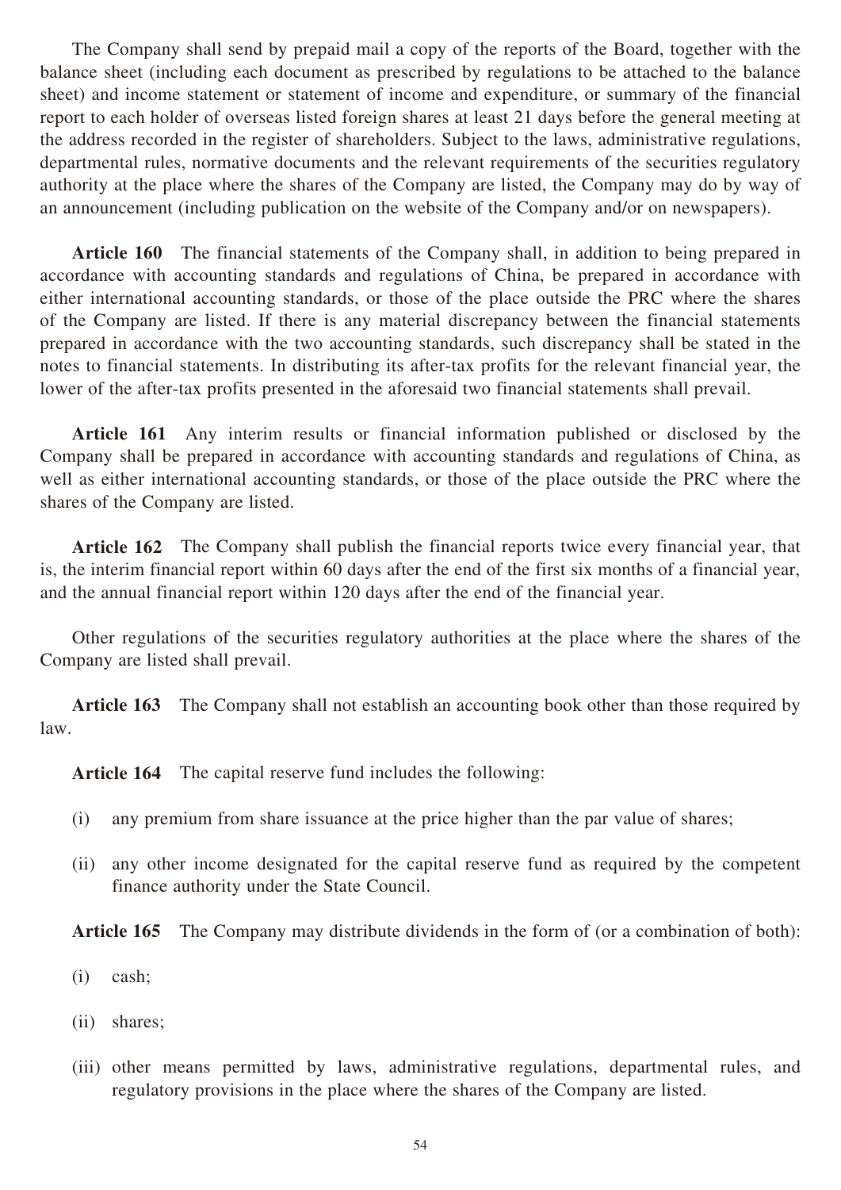The Company shall send by prepaid mail a copy of the reports of the Board, together with the balance sheet (including each document as prescribed by regulations to be attached to the balance sheet) and income statement or statement of income and expenditure, or summary of the financial report to each holder of overseas listed foreign shares at least 21 days before the general meeting at the address recorded in the register of shareholders. Subject to the laws, administrative regulations, departmental rules, normative documents and the relevant requirements of the securities regulatory authority at the place where the shares of the Company are listed, the Company may do by way of an announcement (including publication on the website of the Company and/or on newspapers).

**Article 160** The financial statements of the Company shall, in addition to being prepared in accordance with accounting standards and regulations of China, be prepared in accordance with either international accounting standards, or those of the place outside the PRC where the shares of the Company are listed. If there is any material discrepancy between the financial statements prepared in accordance with the two accounting standards, such discrepancy shall be stated in the notes to financial statements. In distributing its after-tax profits for the relevant financial year, the lower of the after-tax profits presented in the aforesaid two financial statements shall prevail.

**Article 161** Any interim results or financial information published or disclosed by the Company shall be prepared in accordance with accounting standards and regulations of China, as well as either international accounting standards, or those of the place outside the PRC where the shares of the Company are listed.

**Article 162** The Company shall publish the financial reports twice every financial year, that is, the interim financial report within 60 days after the end of the first six months of a financial year, and the annual financial report within 120 days after the end of the financial year.

Other regulations of the securities regulatory authorities at the place where the shares of the Company are listed shall prevail.

**Article 163** The Company shall not establish an accounting book other than those required by law.

**Article 164** The capital reserve fund includes the following:

(i) any premium from share issuance at the price higher than the par value of shares;

(ii) any other income designated for the capital reserve fund as required by the competent finance authority under the State Council.

**Article 165** The Company may distribute dividends in the form of (or a combination of both):

(i) cash;

(ii) shares;

(iii) other means permitted by laws, administrative regulations, departmental rules, and regulatory provisions in the place where the shares of the Company are listed.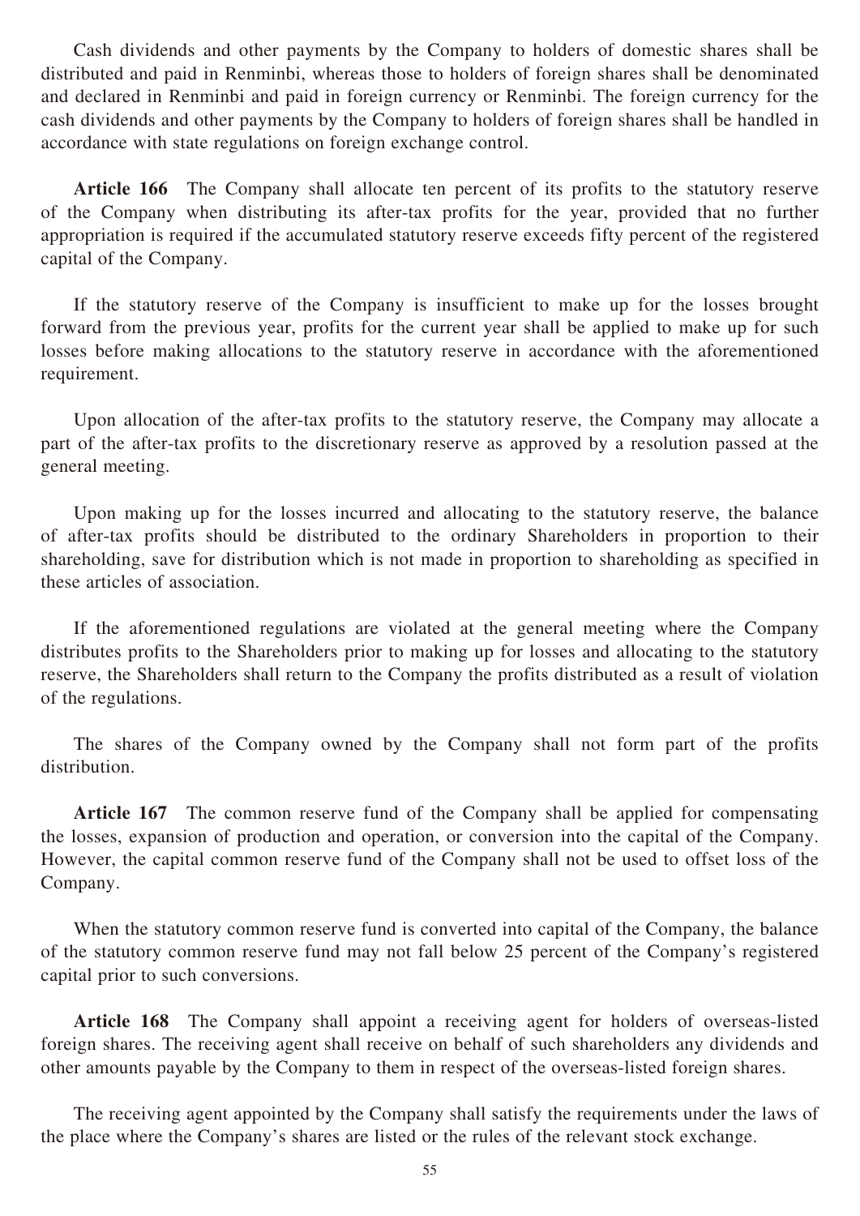Cash dividends and other payments by the Company to holders of domestic shares shall be distributed and paid in Renminbi, whereas those to holders of foreign shares shall be denominated and declared in Renminbi and paid in foreign currency or Renminbi. The foreign currency for the cash dividends and other payments by the Company to holders of foreign shares shall be handled in accordance with state regulations on foreign exchange control.

**Article 166** The Company shall allocate ten percent of its profits to the statutory reserve of the Company when distributing its after-tax profits for the year, provided that no further appropriation is required if the accumulated statutory reserve exceeds fifty percent of the registered capital of the Company.

If the statutory reserve of the Company is insufficient to make up for the losses brought forward from the previous year, profits for the current year shall be applied to make up for such losses before making allocations to the statutory reserve in accordance with the aforementioned requirement.

Upon allocation of the after-tax profits to the statutory reserve, the Company may allocate a part of the after-tax profits to the discretionary reserve as approved by a resolution passed at the general meeting.

Upon making up for the losses incurred and allocating to the statutory reserve, the balance of after-tax profits should be distributed to the ordinary Shareholders in proportion to their shareholding, save for distribution which is not made in proportion to shareholding as specified in these articles of association.

If the aforementioned regulations are violated at the general meeting where the Company distributes profits to the Shareholders prior to making up for losses and allocating to the statutory reserve, the Shareholders shall return to the Company the profits distributed as a result of violation of the regulations.

The shares of the Company owned by the Company shall not form part of the profits distribution.

**Article 167** The common reserve fund of the Company shall be applied for compensating the losses, expansion of production and operation, or conversion into the capital of the Company. However, the capital common reserve fund of the Company shall not be used to offset loss of the Company.

When the statutory common reserve fund is converted into capital of the Company, the balance of the statutory common reserve fund may not fall below 25 percent of the Company's registered capital prior to such conversions.

**Article 168** The Company shall appoint a receiving agent for holders of overseas-listed foreign shares. The receiving agent shall receive on behalf of such shareholders any dividends and other amounts payable by the Company to them in respect of the overseas-listed foreign shares.

The receiving agent appointed by the Company shall satisfy the requirements under the laws of the place where the Company's shares are listed or the rules of the relevant stock exchange.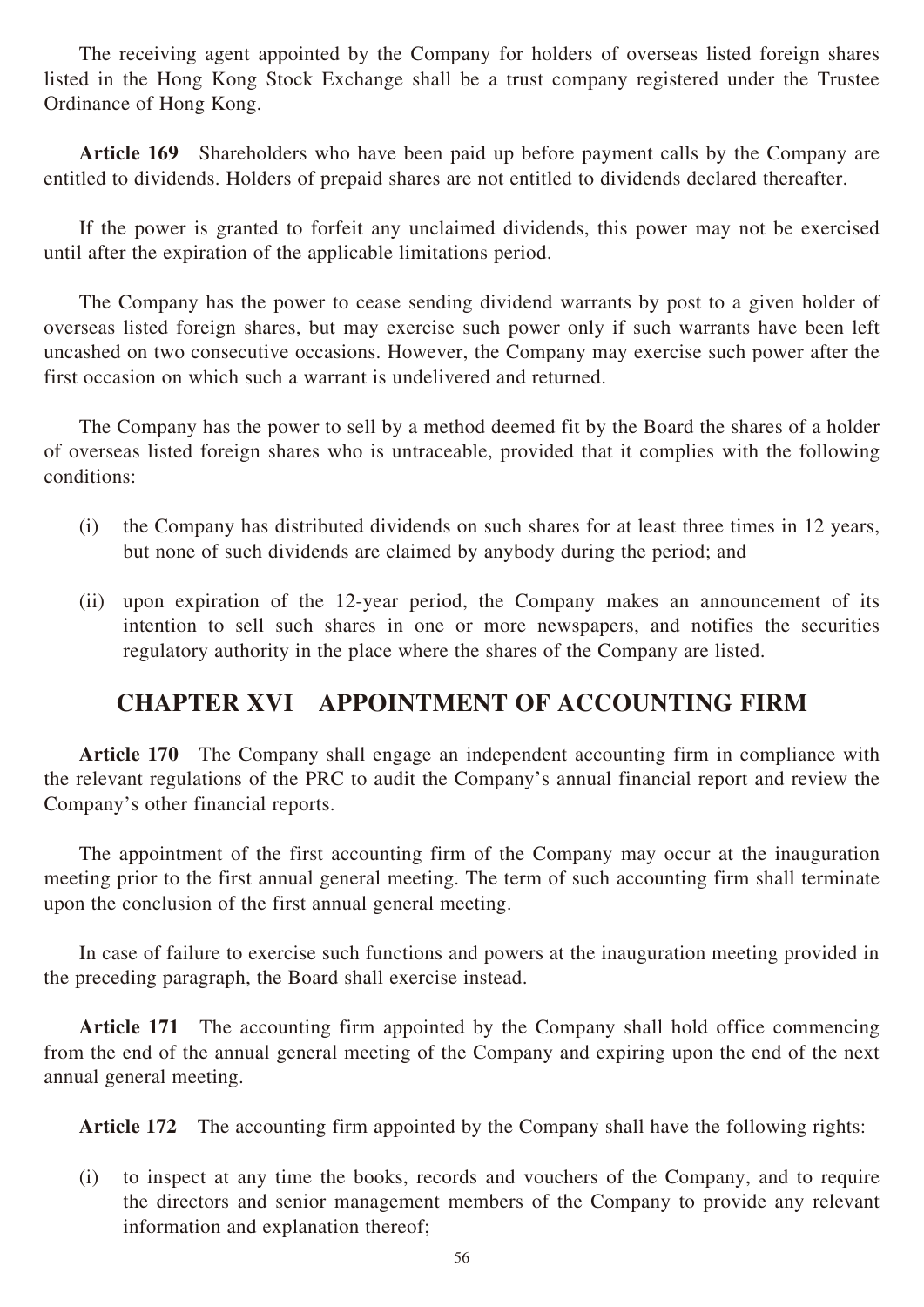The receiving agent appointed by the Company for holders of overseas listed foreign shares listed in the Hong Kong Stock Exchange shall be a trust company registered under the Trustee Ordinance of Hong Kong.

**Article 169** Shareholders who have been paid up before payment calls by the Company are entitled to dividends. Holders of prepaid shares are not entitled to dividends declared thereafter.

If the power is granted to forfeit any unclaimed dividends, this power may not be exercised until after the expiration of the applicable limitations period.

The Company has the power to cease sending dividend warrants by post to a given holder of overseas listed foreign shares, but may exercise such power only if such warrants have been left uncashed on two consecutive occasions. However, the Company may exercise such power after the first occasion on which such a warrant is undelivered and returned.

The Company has the power to sell by a method deemed fit by the Board the shares of a holder of overseas listed foreign shares who is untraceable, provided that it complies with the following conditions:

(i) the Company has distributed dividends on such shares for at least three times in 12 years, but none of such dividends are claimed by anybody during the period; and

(ii) upon expiration of the 12-year period, the Company makes an announcement of its intention to sell such shares in one or more newspapers, and notifies the securities regulatory authority in the place where the shares of the Company are listed.

## CHAPTER XVI APPOINTMENT OF ACCOUNTING FIRM

**Article 170** The Company shall engage an independent accounting firm in compliance with the relevant regulations of the PRC to audit the Company's annual financial report and review the Company's other financial reports.

The appointment of the first accounting firm of the Company may occur at the inauguration meeting prior to the first annual general meeting. The term of such accounting firm shall terminate upon the conclusion of the first annual general meeting.

In case of failure to exercise such functions and powers at the inauguration meeting provided in the preceding paragraph, the Board shall exercise instead.

**Article 171** The accounting firm appointed by the Company shall hold office commencing from the end of the annual general meeting of the Company and expiring upon the end of the next annual general meeting.

**Article 172** The accounting firm appointed by the Company shall have the following rights:

(i) to inspect at any time the books, records and vouchers of the Company, and to require the directors and senior management members of the Company to provide any relevant information and explanation thereof;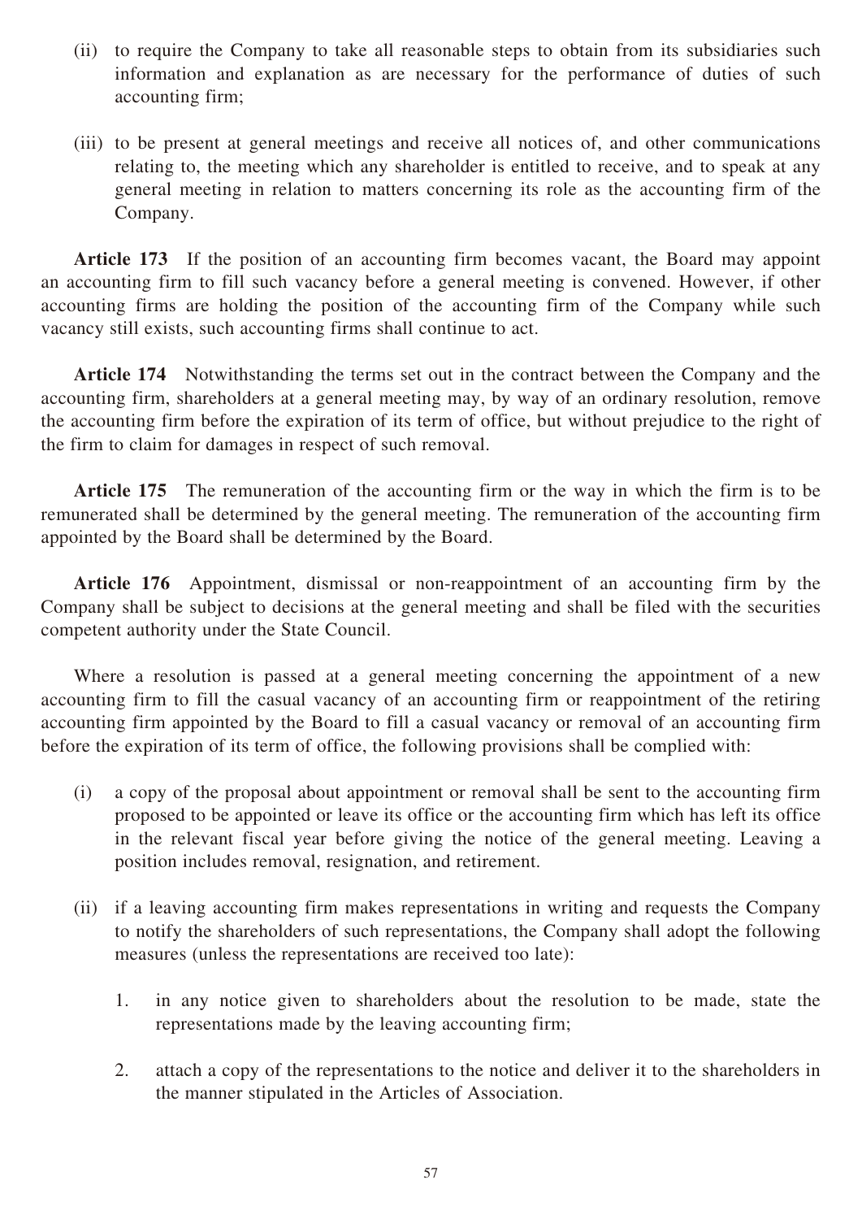(ii) to require the Company to take all reasonable steps to obtain from its subsidiaries such information and explanation as are necessary for the performance of duties of such accounting firm;

(iii) to be present at general meetings and receive all notices of, and other communications relating to, the meeting which any shareholder is entitled to receive, and to speak at any general meeting in relation to matters concerning its role as the accounting firm of the Company.

**Article 173** If the position of an accounting firm becomes vacant, the Board may appoint an accounting firm to fill such vacancy before a general meeting is convened. However, if other accounting firms are holding the position of the accounting firm of the Company while such vacancy still exists, such accounting firms shall continue to act.

**Article 174** Notwithstanding the terms set out in the contract between the Company and the accounting firm, shareholders at a general meeting may, by way of an ordinary resolution, remove the accounting firm before the expiration of its term of office, but without prejudice to the right of the firm to claim for damages in respect of such removal.

**Article 175** The remuneration of the accounting firm or the way in which the firm is to be remunerated shall be determined by the general meeting. The remuneration of the accounting firm appointed by the Board shall be determined by the Board.

**Article 176** Appointment, dismissal or non-reappointment of an accounting firm by the Company shall be subject to decisions at the general meeting and shall be filed with the securities competent authority under the State Council.

Where a resolution is passed at a general meeting concerning the appointment of a new accounting firm to fill the casual vacancy of an accounting firm or reappointment of the retiring accounting firm appointed by the Board to fill a casual vacancy or removal of an accounting firm before the expiration of its term of office, the following provisions shall be complied with:

(i) a copy of the proposal about appointment or removal shall be sent to the accounting firm proposed to be appointed or leave its office or the accounting firm which has left its office in the relevant fiscal year before giving the notice of the general meeting. Leaving a position includes removal, resignation, and retirement.

(ii) if a leaving accounting firm makes representations in writing and requests the Company to notify the shareholders of such representations, the Company shall adopt the following measures (unless the representations are received too late):

1. in any notice given to shareholders about the resolution to be made, state the representations made by the leaving accounting firm;

2. attach a copy of the representations to the notice and deliver it to the shareholders in the manner stipulated in the Articles of Association.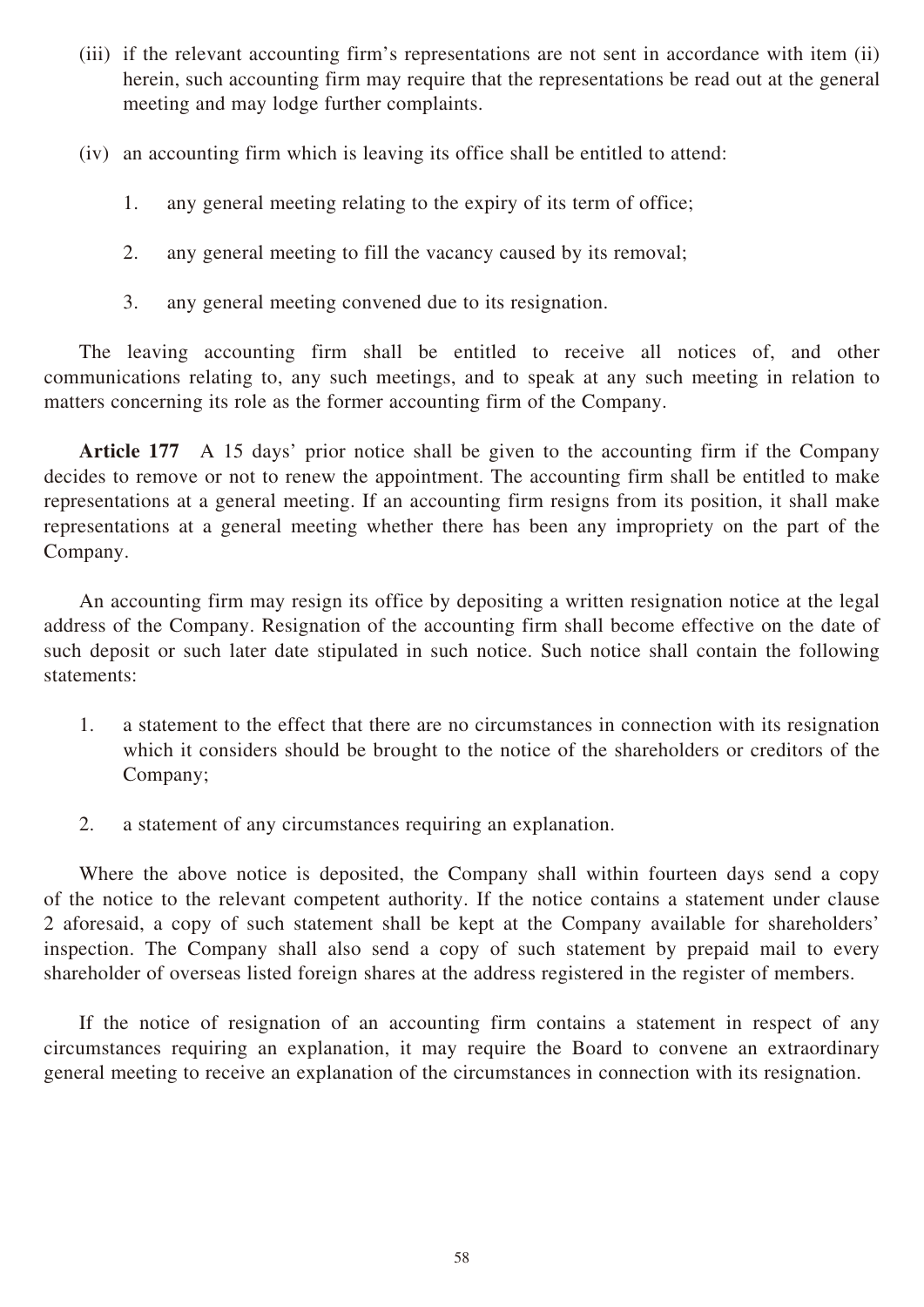(iii) if the relevant accounting firm's representations are not sent in accordance with item (ii) herein, such accounting firm may require that the representations be read out at the general meeting and may lodge further complaints.

(iv) an accounting firm which is leaving its office shall be entitled to attend:

1. any general meeting relating to the expiry of its term of office;

2. any general meeting to fill the vacancy caused by its removal;

3. any general meeting convened due to its resignation.

The leaving accounting firm shall be entitled to receive all notices of, and other communications relating to, any such meetings, and to speak at any such meeting in relation to matters concerning its role as the former accounting firm of the Company.

**Article 177** A 15 days' prior notice shall be given to the accounting firm if the Company decides to remove or not to renew the appointment. The accounting firm shall be entitled to make representations at a general meeting. If an accounting firm resigns from its position, it shall make representations at a general meeting whether there has been any impropriety on the part of the Company.

An accounting firm may resign its office by depositing a written resignation notice at the legal address of the Company. Resignation of the accounting firm shall become effective on the date of such deposit or such later date stipulated in such notice. Such notice shall contain the following statements:

1. a statement to the effect that there are no circumstances in connection with its resignation which it considers should be brought to the notice of the shareholders or creditors of the Company;

2. a statement of any circumstances requiring an explanation.

Where the above notice is deposited, the Company shall within fourteen days send a copy of the notice to the relevant competent authority. If the notice contains a statement under clause 2 aforesaid, a copy of such statement shall be kept at the Company available for shareholders' inspection. The Company shall also send a copy of such statement by prepaid mail to every shareholder of overseas listed foreign shares at the address registered in the register of members.

If the notice of resignation of an accounting firm contains a statement in respect of any circumstances requiring an explanation, it may require the Board to convene an extraordinary general meeting to receive an explanation of the circumstances in connection with its resignation.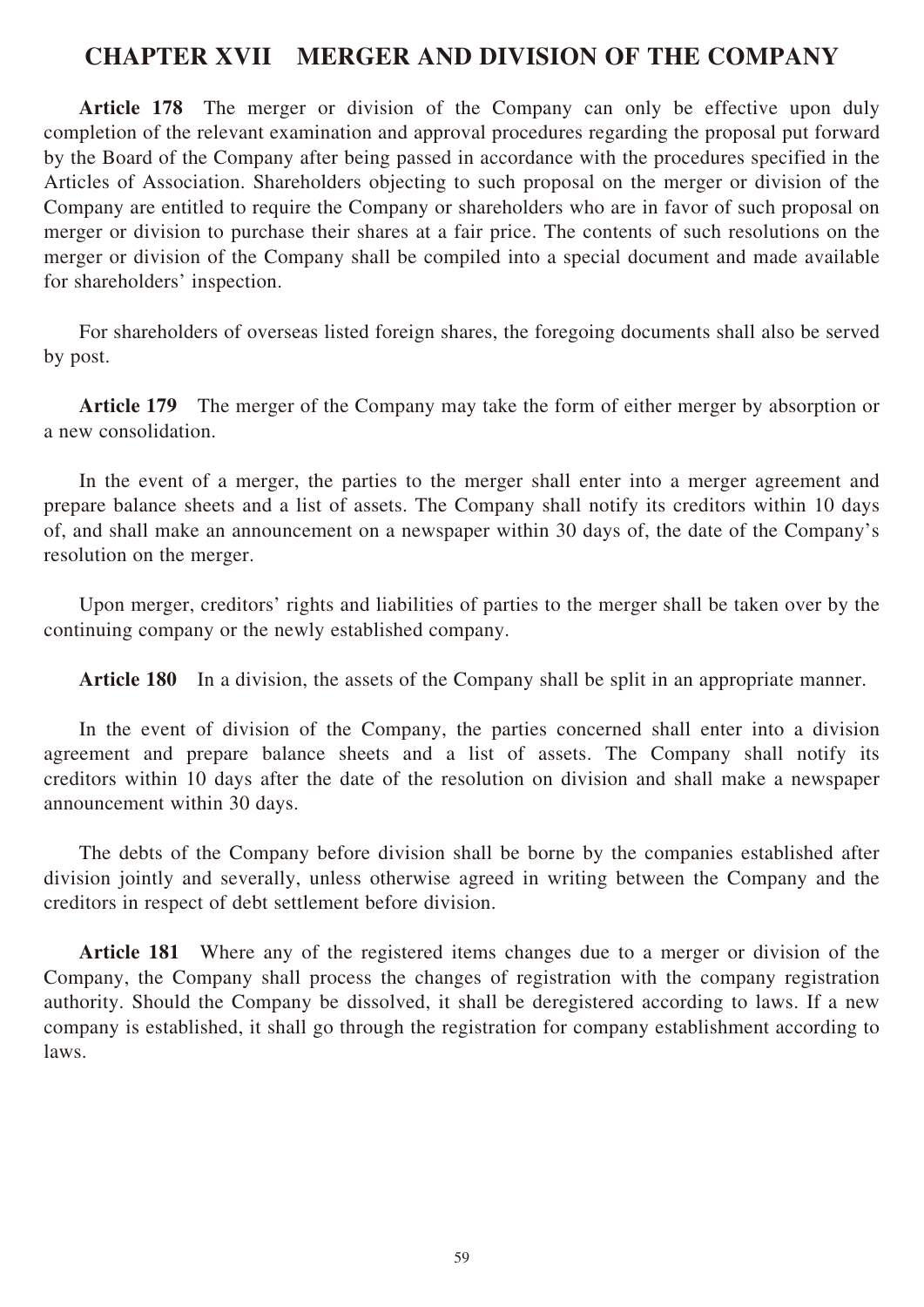## CHAPTER XVII MERGER AND DIVISION OF THE COMPANY

**Article 178** The merger or division of the Company can only be effective upon duly completion of the relevant examination and approval procedures regarding the proposal put forward by the Board of the Company after being passed in accordance with the procedures specified in the Articles of Association. Shareholders objecting to such proposal on the merger or division of the Company are entitled to require the Company or shareholders who are in favor of such proposal on merger or division to purchase their shares at a fair price. The contents of such resolutions on the merger or division of the Company shall be compiled into a special document and made available for shareholders' inspection.

For shareholders of overseas listed foreign shares, the foregoing documents shall also be served by post.

**Article 179** The merger of the Company may take the form of either merger by absorption or a new consolidation.

In the event of a merger, the parties to the merger shall enter into a merger agreement and prepare balance sheets and a list of assets. The Company shall notify its creditors within 10 days of, and shall make an announcement on a newspaper within 30 days of, the date of the Company's resolution on the merger.

Upon merger, creditors' rights and liabilities of parties to the merger shall be taken over by the continuing company or the newly established company.

**Article 180** In a division, the assets of the Company shall be split in an appropriate manner.

In the event of division of the Company, the parties concerned shall enter into a division agreement and prepare balance sheets and a list of assets. The Company shall notify its creditors within 10 days after the date of the resolution on division and shall make a newspaper announcement within 30 days.

The debts of the Company before division shall be borne by the companies established after division jointly and severally, unless otherwise agreed in writing between the Company and the creditors in respect of debt settlement before division.

**Article 181** Where any of the registered items changes due to a merger or division of the Company, the Company shall process the changes of registration with the company registration authority. Should the Company be dissolved, it shall be deregistered according to laws. If a new company is established, it shall go through the registration for company establishment according to laws.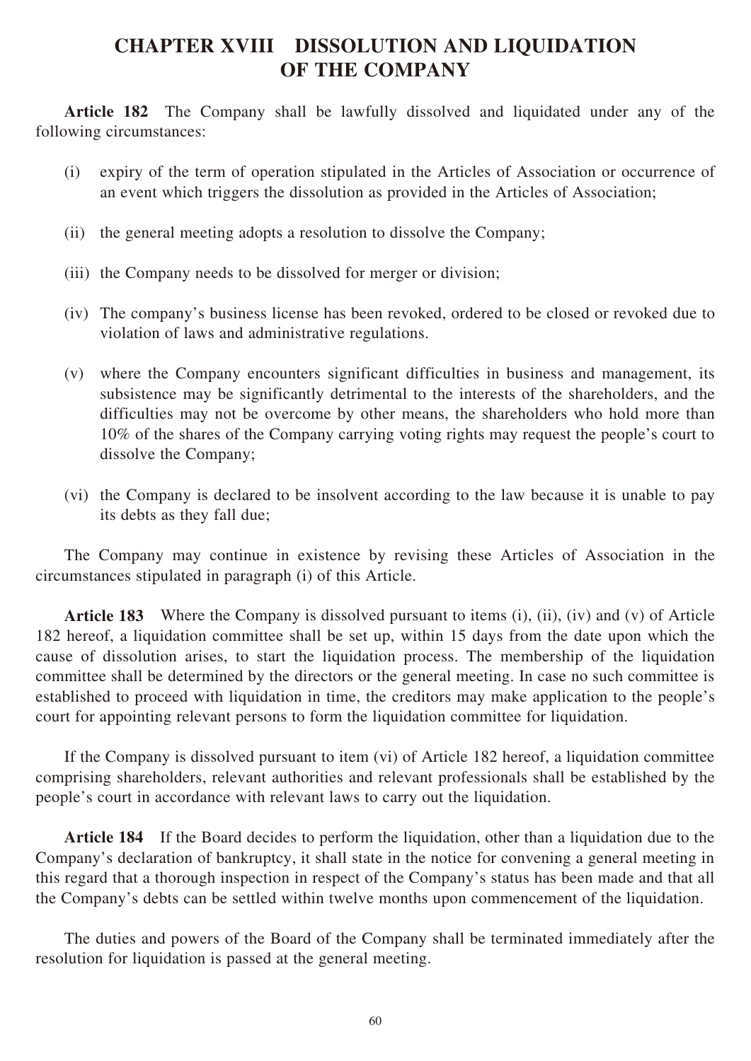# CHAPTER XVIII DISSOLUTION AND LIQUIDATION OF THE COMPANY

**Article 182** The Company shall be lawfully dissolved and liquidated under any of the following circumstances:

(i) expiry of the term of operation stipulated in the Articles of Association or occurrence of an event which triggers the dissolution as provided in the Articles of Association;

(ii) the general meeting adopts a resolution to dissolve the Company;

(iii) the Company needs to be dissolved for merger or division;

(iv) The company's business license has been revoked, ordered to be closed or revoked due to violation of laws and administrative regulations.

(v) where the Company encounters significant difficulties in business and management, its subsistence may be significantly detrimental to the interests of the shareholders, and the difficulties may not be overcome by other means, the shareholders who hold more than 10% of the shares of the Company carrying voting rights may request the people's court to dissolve the Company;

(vi) the Company is declared to be insolvent according to the law because it is unable to pay its debts as they fall due;

The Company may continue in existence by revising these Articles of Association in the circumstances stipulated in paragraph (i) of this Article.

**Article 183** Where the Company is dissolved pursuant to items (i), (ii), (iv) and (v) of Article 182 hereof, a liquidation committee shall be set up, within 15 days from the date upon which the cause of dissolution arises, to start the liquidation process. The membership of the liquidation committee shall be determined by the directors or the general meeting. In case no such committee is established to proceed with liquidation in time, the creditors may make application to the people's court for appointing relevant persons to form the liquidation committee for liquidation.

If the Company is dissolved pursuant to item (vi) of Article 182 hereof, a liquidation committee comprising shareholders, relevant authorities and relevant professionals shall be established by the people's court in accordance with relevant laws to carry out the liquidation.

**Article 184** If the Board decides to perform the liquidation, other than a liquidation due to the Company's declaration of bankruptcy, it shall state in the notice for convening a general meeting in this regard that a thorough inspection in respect of the Company's status has been made and that all the Company's debts can be settled within twelve months upon commencement of the liquidation.

The duties and powers of the Board of the Company shall be terminated immediately after the resolution for liquidation is passed at the general meeting.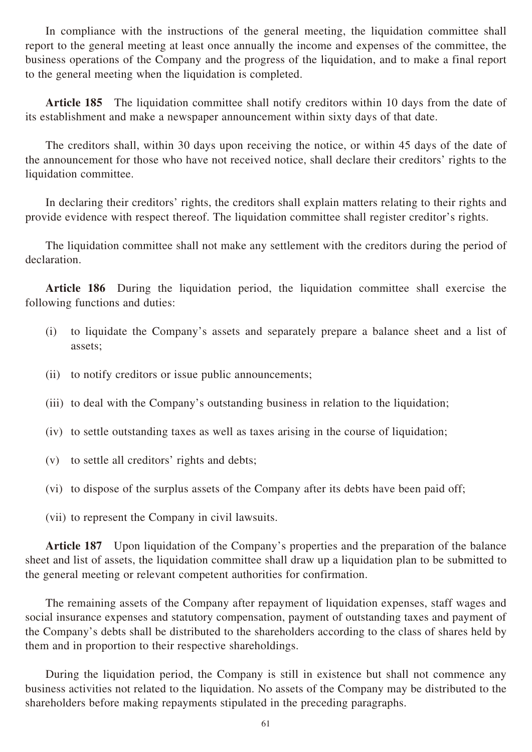In compliance with the instructions of the general meeting, the liquidation committee shall report to the general meeting at least once annually the income and expenses of the committee, the business operations of the Company and the progress of the liquidation, and to make a final report to the general meeting when the liquidation is completed.

**Article 185** The liquidation committee shall notify creditors within 10 days from the date of its establishment and make a newspaper announcement within sixty days of that date.

The creditors shall, within 30 days upon receiving the notice, or within 45 days of the date of the announcement for those who have not received notice, shall declare their creditors' rights to the liquidation committee.

In declaring their creditors' rights, the creditors shall explain matters relating to their rights and provide evidence with respect thereof. The liquidation committee shall register creditor's rights.

The liquidation committee shall not make any settlement with the creditors during the period of declaration.

**Article 186** During the liquidation period, the liquidation committee shall exercise the following functions and duties:

(i) to liquidate the Company's assets and separately prepare a balance sheet and a list of assets;

(ii) to notify creditors or issue public announcements;

(iii) to deal with the Company's outstanding business in relation to the liquidation;

(iv) to settle outstanding taxes as well as taxes arising in the course of liquidation;

(v) to settle all creditors' rights and debts;

(vi) to dispose of the surplus assets of the Company after its debts have been paid off;

(vii) to represent the Company in civil lawsuits.

**Article 187** Upon liquidation of the Company's properties and the preparation of the balance sheet and list of assets, the liquidation committee shall draw up a liquidation plan to be submitted to the general meeting or relevant competent authorities for confirmation.

The remaining assets of the Company after repayment of liquidation expenses, staff wages and social insurance expenses and statutory compensation, payment of outstanding taxes and payment of the Company's debts shall be distributed to the shareholders according to the class of shares held by them and in proportion to their respective shareholdings.

During the liquidation period, the Company is still in existence but shall not commence any business activities not related to the liquidation. No assets of the Company may be distributed to the shareholders before making repayments stipulated in the preceding paragraphs.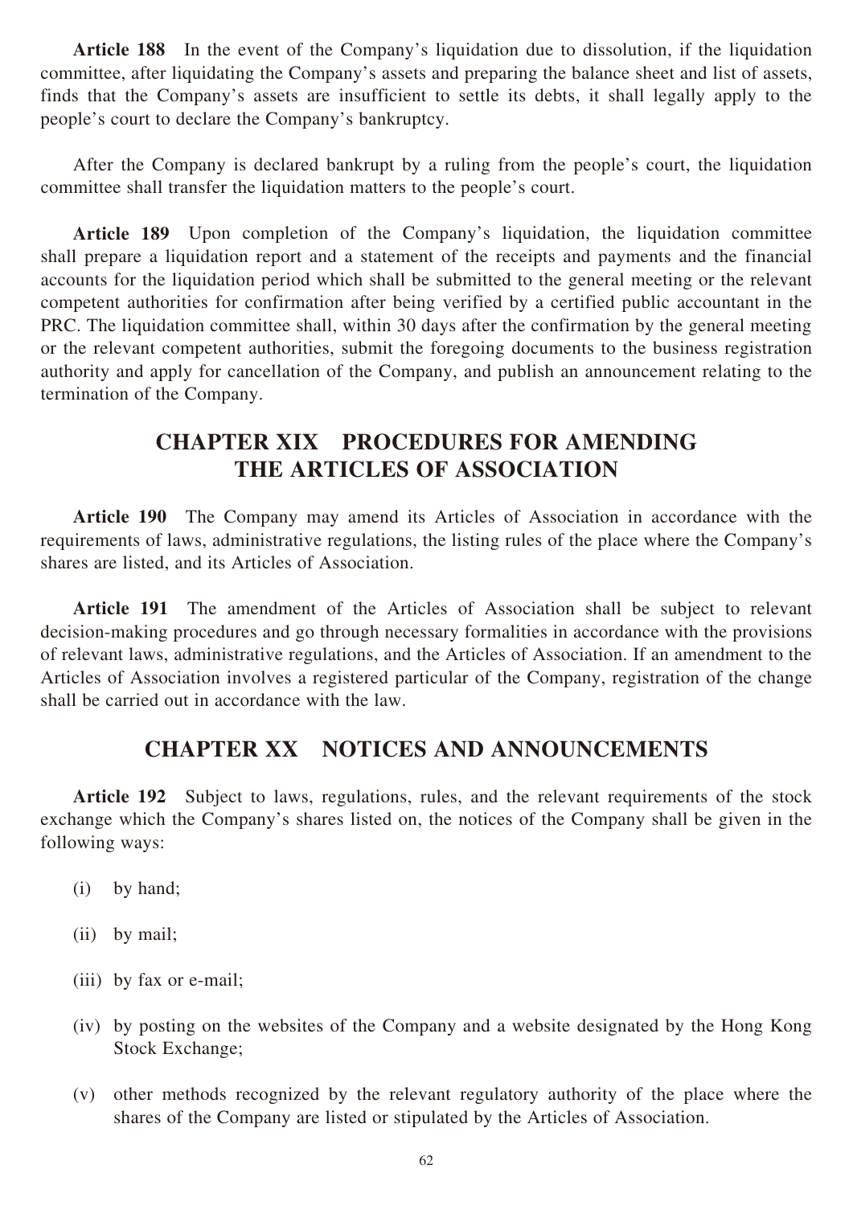**Article 188** In the event of the Company's liquidation due to dissolution, if the liquidation committee, after liquidating the Company's assets and preparing the balance sheet and list of assets, finds that the Company's assets are insufficient to settle its debts, it shall legally apply to the people's court to declare the Company's bankruptcy.

After the Company is declared bankrupt by a ruling from the people's court, the liquidation committee shall transfer the liquidation matters to the people's court.

**Article 189** Upon completion of the Company's liquidation, the liquidation committee shall prepare a liquidation report and a statement of the receipts and payments and the financial accounts for the liquidation period which shall be submitted to the general meeting or the relevant competent authorities for confirmation after being verified by a certified public accountant in the PRC. The liquidation committee shall, within 30 days after the confirmation by the general meeting or the relevant competent authorities, submit the foregoing documents to the business registration authority and apply for cancellation of the Company, and publish an announcement relating to the termination of the Company.

## CHAPTER XIX PROCEDURES FOR AMENDING THE ARTICLES OF ASSOCIATION

**Article 190** The Company may amend its Articles of Association in accordance with the requirements of laws, administrative regulations, the listing rules of the place where the Company's shares are listed, and its Articles of Association.

**Article 191** The amendment of the Articles of Association shall be subject to relevant decision-making procedures and go through necessary formalities in accordance with the provisions of relevant laws, administrative regulations, and the Articles of Association. If an amendment to the Articles of Association involves a registered particular of the Company, registration of the change shall be carried out in accordance with the law.

## CHAPTER XX NOTICES AND ANNOUNCEMENTS

**Article 192** Subject to laws, regulations, rules, and the relevant requirements of the stock exchange which the Company's shares listed on, the notices of the Company shall be given in the following ways:

(i) by hand;

(ii) by mail;

(iii) by fax or e-mail;

(iv) by posting on the websites of the Company and a website designated by the Hong Kong Stock Exchange;

(v) other methods recognized by the relevant regulatory authority of the place where the shares of the Company are listed or stipulated by the Articles of Association.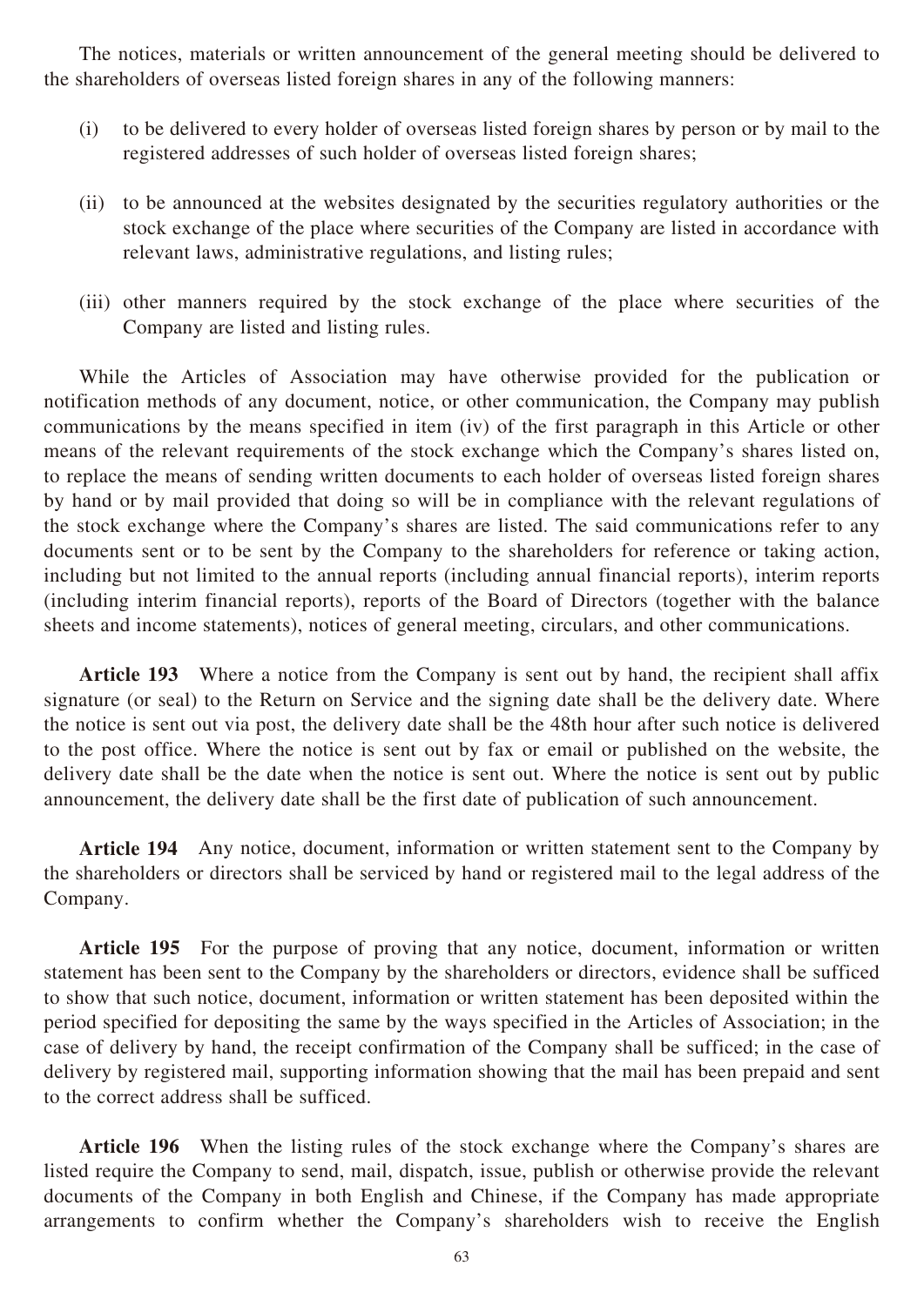The notices, materials or written announcement of the general meeting should be delivered to the shareholders of overseas listed foreign shares in any of the following manners:

(i) to be delivered to every holder of overseas listed foreign shares by person or by mail to the registered addresses of such holder of overseas listed foreign shares;

(ii) to be announced at the websites designated by the securities regulatory authorities or the stock exchange of the place where securities of the Company are listed in accordance with relevant laws, administrative regulations, and listing rules;

(iii) other manners required by the stock exchange of the place where securities of the Company are listed and listing rules.

While the Articles of Association may have otherwise provided for the publication or notification methods of any document, notice, or other communication, the Company may publish communications by the means specified in item (iv) of the first paragraph in this Article or other means of the relevant requirements of the stock exchange which the Company's shares listed on, to replace the means of sending written documents to each holder of overseas listed foreign shares by hand or by mail provided that doing so will be in compliance with the relevant regulations of the stock exchange where the Company's shares are listed. The said communications refer to any documents sent or to be sent by the Company to the shareholders for reference or taking action, including but not limited to the annual reports (including annual financial reports), interim reports (including interim financial reports), reports of the Board of Directors (together with the balance sheets and income statements), notices of general meeting, circulars, and other communications.

**Article 193** Where a notice from the Company is sent out by hand, the recipient shall affix signature (or seal) to the Return on Service and the signing date shall be the delivery date. Where the notice is sent out via post, the delivery date shall be the 48th hour after such notice is delivered to the post office. Where the notice is sent out by fax or email or published on the website, the delivery date shall be the date when the notice is sent out. Where the notice is sent out by public announcement, the delivery date shall be the first date of publication of such announcement.

**Article 194** Any notice, document, information or written statement sent to the Company by the shareholders or directors shall be serviced by hand or registered mail to the legal address of the Company.

**Article 195** For the purpose of proving that any notice, document, information or written statement has been sent to the Company by the shareholders or directors, evidence shall be sufficed to show that such notice, document, information or written statement has been deposited within the period specified for depositing the same by the ways specified in the Articles of Association; in the case of delivery by hand, the receipt confirmation of the Company shall be sufficed; in the case of delivery by registered mail, supporting information showing that the mail has been prepaid and sent to the correct address shall be sufficed.

**Article 196** When the listing rules of the stock exchange where the Company's shares are listed require the Company to send, mail, dispatch, issue, publish or otherwise provide the relevant documents of the Company in both English and Chinese, if the Company has made appropriate arrangements to confirm whether the Company's shareholders wish to receive the English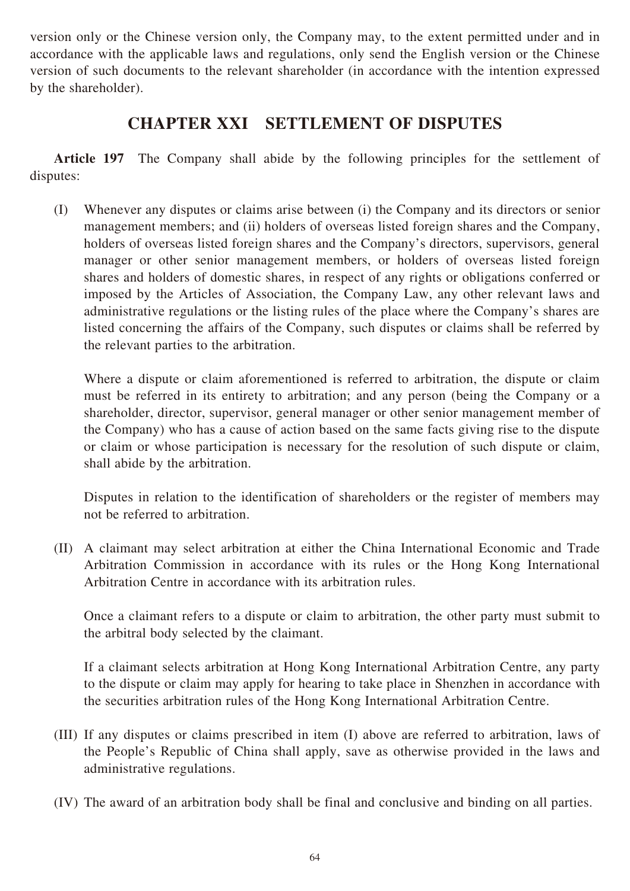version only or the Chinese version only, the Company may, to the extent permitted under and in accordance with the applicable laws and regulations, only send the English version or the Chinese version of such documents to the relevant shareholder (in accordance with the intention expressed by the shareholder).

## CHAPTER XXI SETTLEMENT OF DISPUTES

**Article 197** The Company shall abide by the following principles for the settlement of disputes:

(I) Whenever any disputes or claims arise between (i) the Company and its directors or senior management members; and (ii) holders of overseas listed foreign shares and the Company, holders of overseas listed foreign shares and the Company's directors, supervisors, general manager or other senior management members, or holders of overseas listed foreign shares and holders of domestic shares, in respect of any rights or obligations conferred or imposed by the Articles of Association, the Company Law, any other relevant laws and administrative regulations or the listing rules of the place where the Company's shares are listed concerning the affairs of the Company, such disputes or claims shall be referred by the relevant parties to the arbitration.

Where a dispute or claim aforementioned is referred to arbitration, the dispute or claim must be referred in its entirety to arbitration; and any person (being the Company or a shareholder, director, supervisor, general manager or other senior management member of the Company) who has a cause of action based on the same facts giving rise to the dispute or claim or whose participation is necessary for the resolution of such dispute or claim, shall abide by the arbitration.

Disputes in relation to the identification of shareholders or the register of members may not be referred to arbitration.

(II) A claimant may select arbitration at either the China International Economic and Trade Arbitration Commission in accordance with its rules or the Hong Kong International Arbitration Centre in accordance with its arbitration rules.

Once a claimant refers to a dispute or claim to arbitration, the other party must submit to the arbitral body selected by the claimant.

If a claimant selects arbitration at Hong Kong International Arbitration Centre, any party to the dispute or claim may apply for hearing to take place in Shenzhen in accordance with the securities arbitration rules of the Hong Kong International Arbitration Centre.

(III) If any disputes or claims prescribed in item (I) above are referred to arbitration, laws of the People's Republic of China shall apply, save as otherwise provided in the laws and administrative regulations.

(IV) The award of an arbitration body shall be final and conclusive and binding on all parties.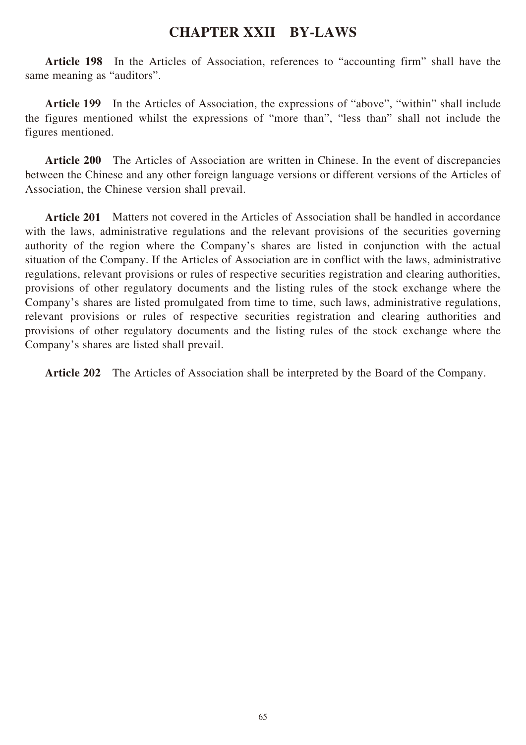# CHAPTER XXII BY-LAWS

**Article 198** In the Articles of Association, references to "accounting firm" shall have the same meaning as "auditors".

**Article 199** In the Articles of Association, the expressions of "above", "within" shall include the figures mentioned whilst the expressions of "more than", "less than" shall not include the figures mentioned.

**Article 200** The Articles of Association are written in Chinese. In the event of discrepancies between the Chinese and any other foreign language versions or different versions of the Articles of Association, the Chinese version shall prevail.

**Article 201** Matters not covered in the Articles of Association shall be handled in accordance with the laws, administrative regulations and the relevant provisions of the securities governing authority of the region where the Company's shares are listed in conjunction with the actual situation of the Company. If the Articles of Association are in conflict with the laws, administrative regulations, relevant provisions or rules of respective securities registration and clearing authorities, provisions of other regulatory documents and the listing rules of the stock exchange where the Company's shares are listed promulgated from time to time, such laws, administrative regulations, relevant provisions or rules of respective securities registration and clearing authorities and provisions of other regulatory documents and the listing rules of the stock exchange where the Company's shares are listed shall prevail.

**Article 202** The Articles of Association shall be interpreted by the Board of the Company.